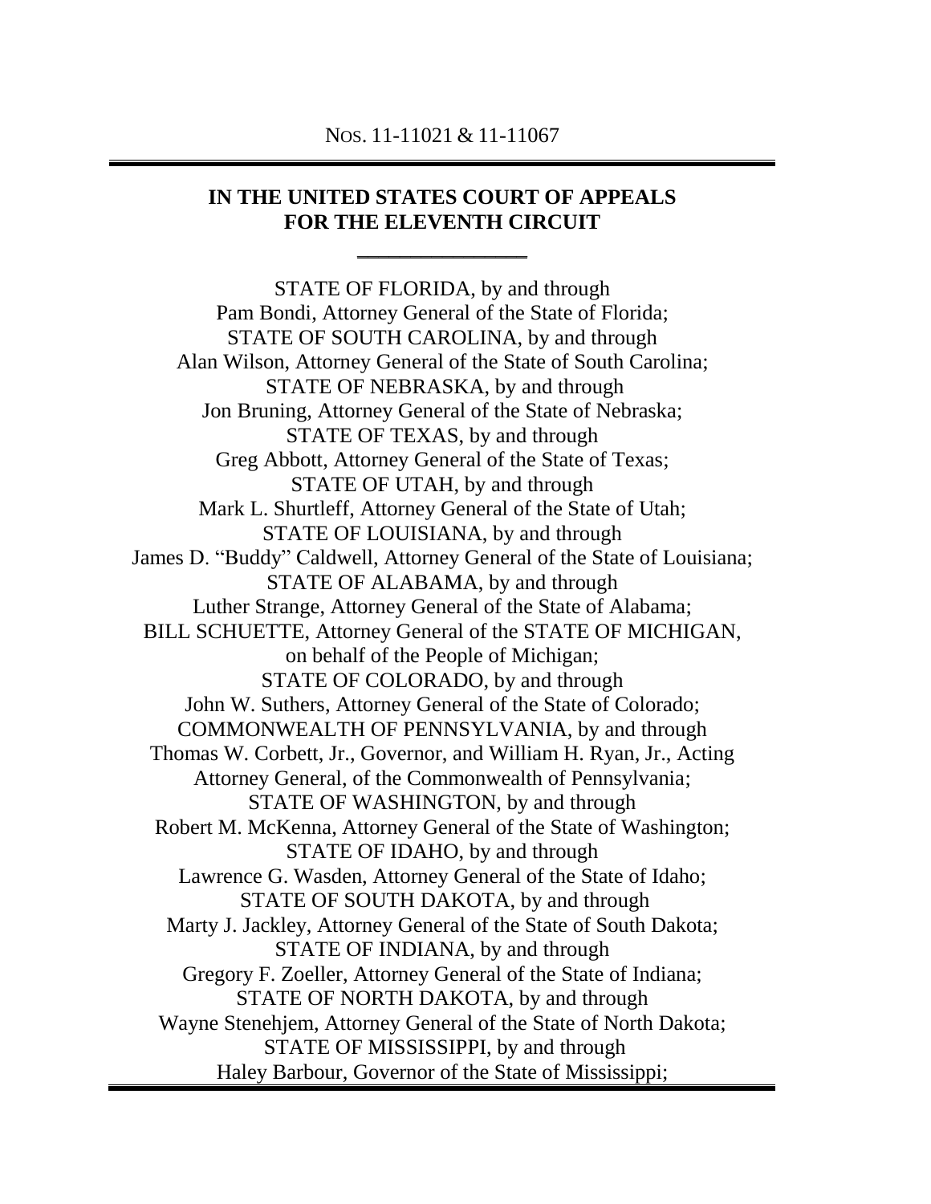NOS. 11-11021 & 11-11067

**IN THE UNITED STATES COURT OF APPEALS FOR THE ELEVENTH CIRCUIT**

---

STATE OF FLORIDA, by and through
Pam Bondi, Attorney General of the State of Florida;
STATE OF SOUTH CAROLINA, by and through
Alan Wilson, Attorney General of the State of South Carolina;
STATE OF NEBRASKA, by and through
Jon Bruning, Attorney General of the State of Nebraska;
STATE OF TEXAS, by and through
Greg Abbott, Attorney General of the State of Texas;
STATE OF UTAH, by and through
Mark L. Shurtleff, Attorney General of the State of Utah;
STATE OF LOUISIANA, by and through
James D. "Buddy" Caldwell, Attorney General of the State of Louisiana;
STATE OF ALABAMA, by and through
Luther Strange, Attorney General of the State of Alabama;
BILL SCHUETTE, Attorney General of the STATE OF MICHIGAN,
on behalf of the People of Michigan;
STATE OF COLORADO, by and through
John W. Suthers, Attorney General of the State of Colorado;
COMMONWEALTH OF PENNSYLVANIA, by and through
Thomas W. Corbett, Jr., Governor, and William H. Ryan, Jr., Acting
Attorney General, of the Commonwealth of Pennsylvania;
STATE OF WASHINGTON, by and through
Robert M. McKenna, Attorney General of the State of Washington;
STATE OF IDAHO, by and through
Lawrence G. Wasden, Attorney General of the State of Idaho;
STATE OF SOUTH DAKOTA, by and through
Marty J. Jackley, Attorney General of the State of South Dakota;
STATE OF INDIANA, by and through
Gregory F. Zoeller, Attorney General of the State of Indiana;
STATE OF NORTH DAKOTA, by and through
Wayne Stenehjem, Attorney General of the State of North Dakota;
STATE OF MISSISSIPPI, by and through
Haley Barbour, Governor of the State of Mississippi;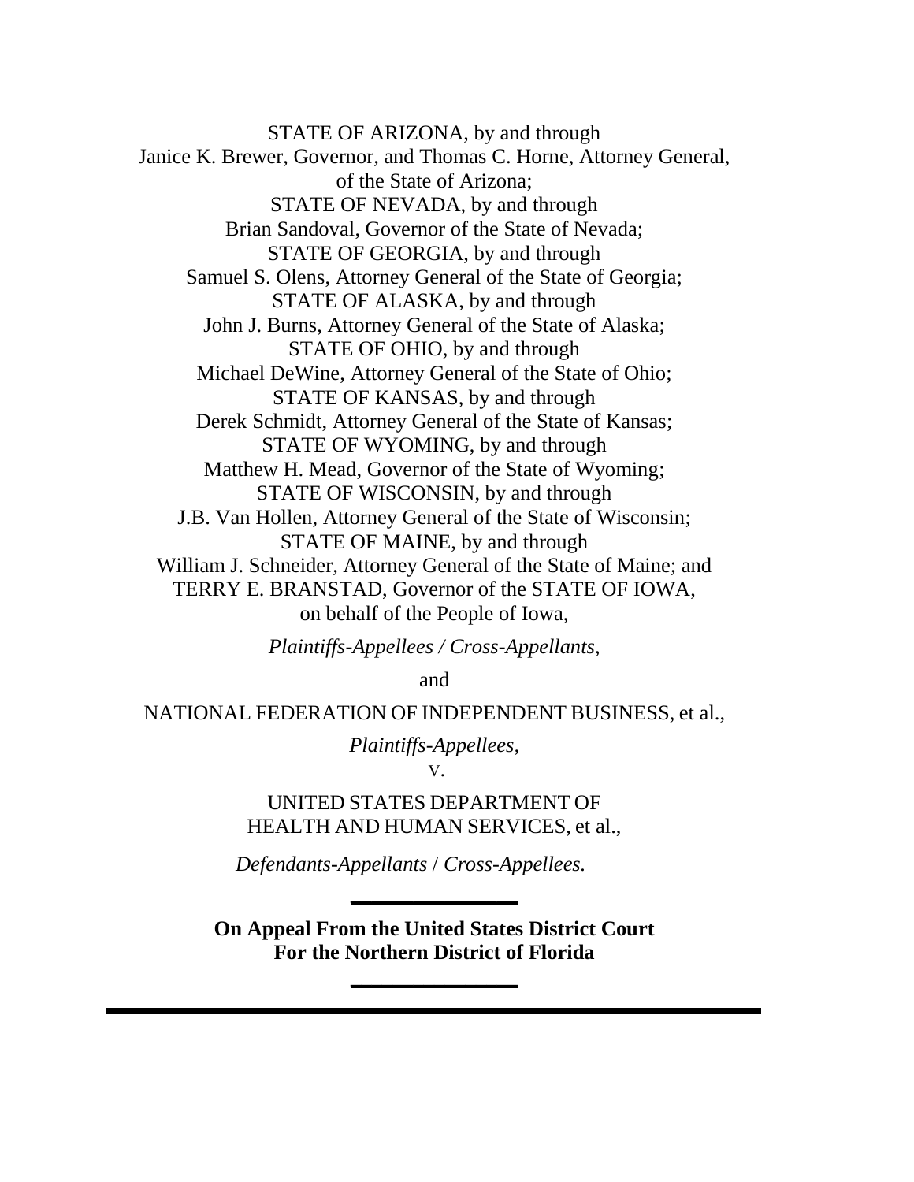STATE OF ARIZONA, by and through
Janice K. Brewer, Governor, and Thomas C. Horne, Attorney General,
of the State of Arizona;
STATE OF NEVADA, by and through
Brian Sandoval, Governor of the State of Nevada;
STATE OF GEORGIA, by and through
Samuel S. Olens, Attorney General of the State of Georgia;
STATE OF ALASKA, by and through
John J. Burns, Attorney General of the State of Alaska;
STATE OF OHIO, by and through
Michael DeWine, Attorney General of the State of Ohio;
STATE OF KANSAS, by and through
Derek Schmidt, Attorney General of the State of Kansas;
STATE OF WYOMING, by and through
Matthew H. Mead, Governor of the State of Wyoming;
STATE OF WISCONSIN, by and through
J.B. Van Hollen, Attorney General of the State of Wisconsin;
STATE OF MAINE, by and through
William J. Schneider, Attorney General of the State of Maine; and
TERRY E. BRANSTAD, Governor of the STATE OF IOWA,
on behalf of the People of Iowa,

*Plaintiffs-Appellees / Cross-Appellants*,

and

NATIONAL FEDERATION OF INDEPENDENT BUSINESS, et al.,

*Plaintiffs-Appellees*,

v.

UNITED STATES DEPARTMENT OF
HEALTH AND HUMAN SERVICES, et al.,

*Defendants-Appellants* / *Cross-Appellees.*

---

**On Appeal From the United States District Court**
**For the Northern District of Florida**

---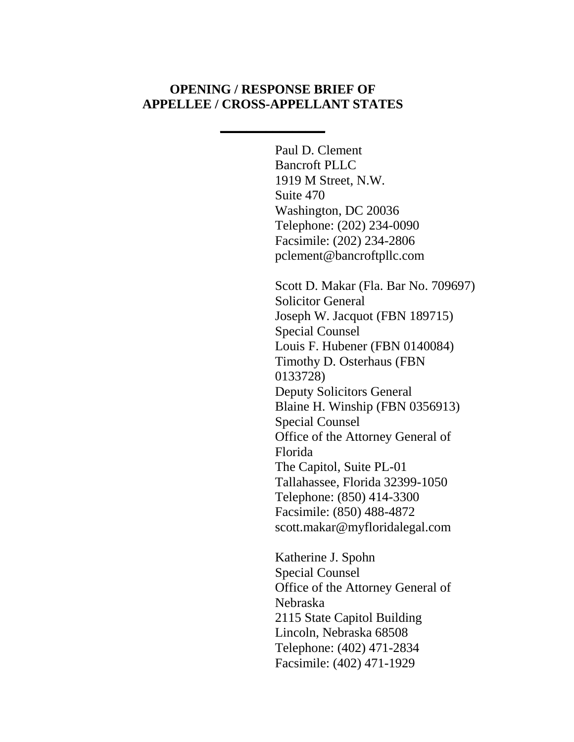**OPENING / RESPONSE BRIEF OF APPELLEE / CROSS-APPELLANT STATES**

---

Paul D. Clement
Bancroft PLLC
1919 M Street, N.W.
Suite 470
Washington, DC 20036
Telephone: (202) 234-0090
Facsimile: (202) 234-2806
pclement@bancroftpllc.com

Scott D. Makar (Fla. Bar No. 709697)
Solicitor General
Joseph W. Jacquot (FBN 189715)
Special Counsel
Louis F. Hubener (FBN 0140084)
Timothy D. Osterhaus (FBN 0133728)
Deputy Solicitors General
Blaine H. Winship (FBN 0356913)
Special Counsel
Office of the Attorney General of Florida
The Capitol, Suite PL-01
Tallahassee, Florida 32399-1050
Telephone: (850) 414-3300
Facsimile: (850) 488-4872
scott.makar@myfloridalegal.com

Katherine J. Spohn
Special Counsel
Office of the Attorney General of Nebraska
2115 State Capitol Building
Lincoln, Nebraska 68508
Telephone: (402) 471-2834
Facsimile: (402) 471-1929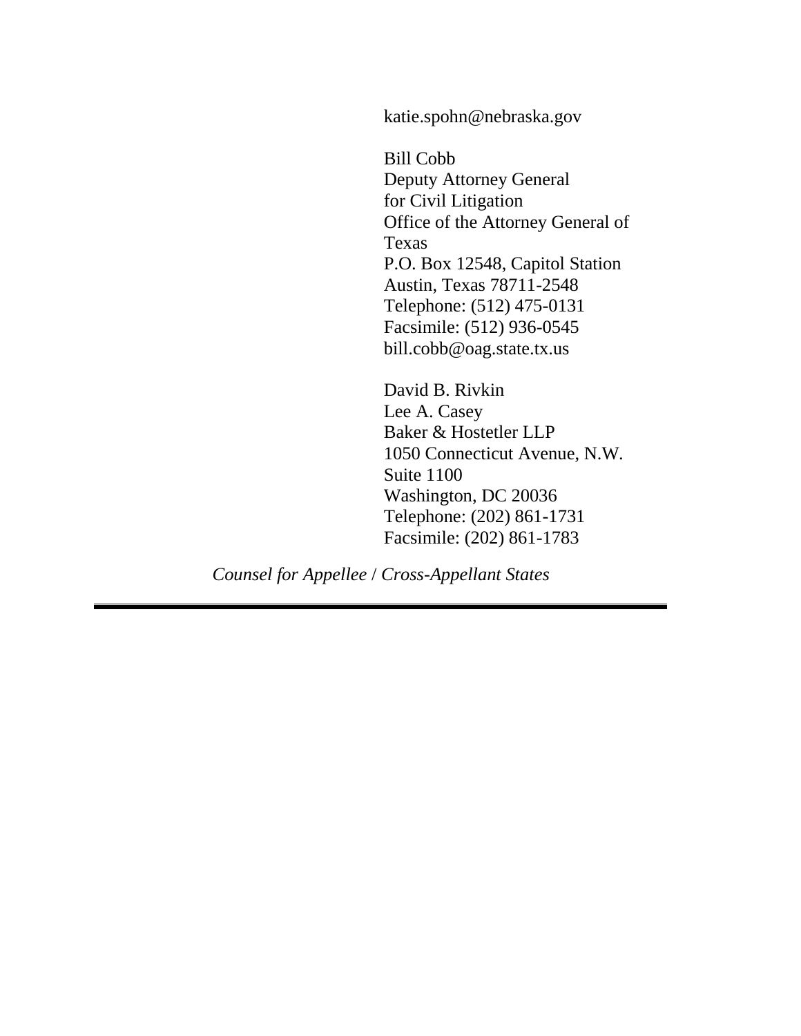katie.spohn@nebraska.gov

Bill Cobb
Deputy Attorney General
for Civil Litigation
Office of the Attorney General of
Texas
P.O. Box 12548, Capitol Station
Austin, Texas 78711-2548
Telephone: (512) 475-0131
Facsimile: (512) 936-0545
bill.cobb@oag.state.tx.us

David B. Rivkin
Lee A. Casey
Baker & Hostetler LLP
1050 Connecticut Avenue, N.W.
Suite 1100
Washington, DC 20036
Telephone: (202) 861-1731
Facsimile: (202) 861-1783

*Counsel for Appellee / Cross-Appellant States*

---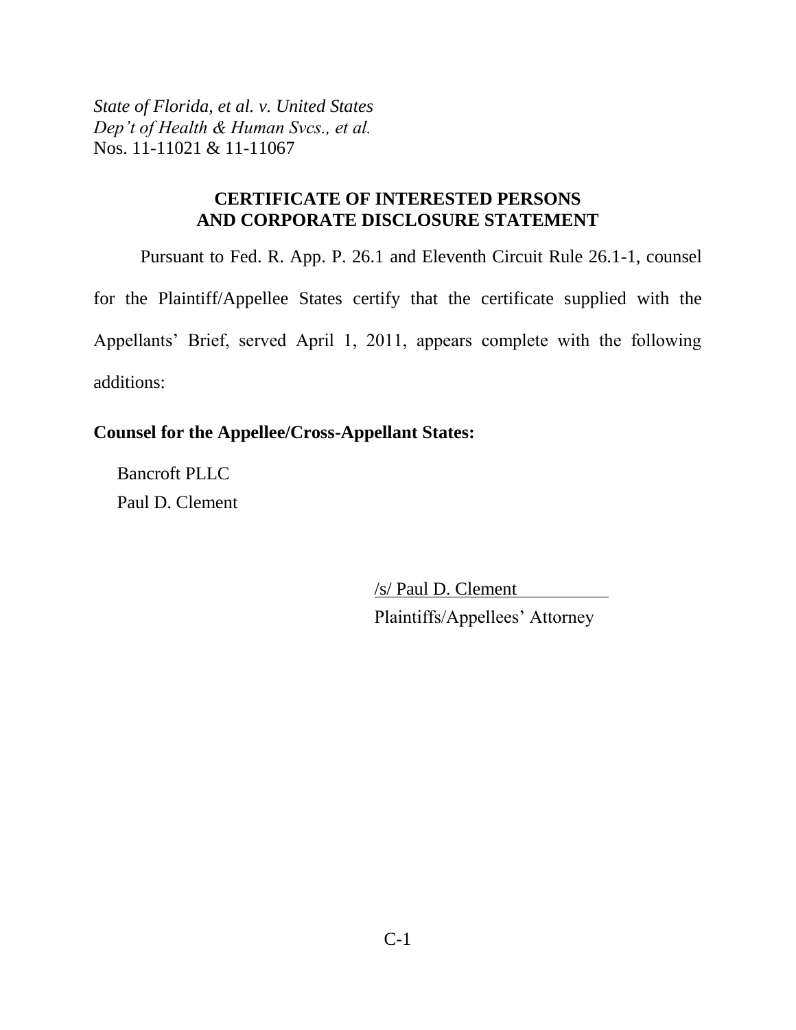*State of Florida, et al. v. United States Dep't of Health & Human Svcs., et al.*
Nos. 11-11021 & 11-11067

## CERTIFICATE OF INTERESTED PERSONS AND CORPORATE DISCLOSURE STATEMENT

Pursuant to Fed. R. App. P. 26.1 and Eleventh Circuit Rule 26.1-1, counsel for the Plaintiff/Appellee States certify that the certificate supplied with the Appellants' Brief, served April 1, 2011, appears complete with the following additions:

**Counsel for the Appellee/Cross-Appellant States:**

Bancroft PLLC
Paul D. Clement

/s/ Paul D. Clement
Plaintiffs/Appellees' Attorney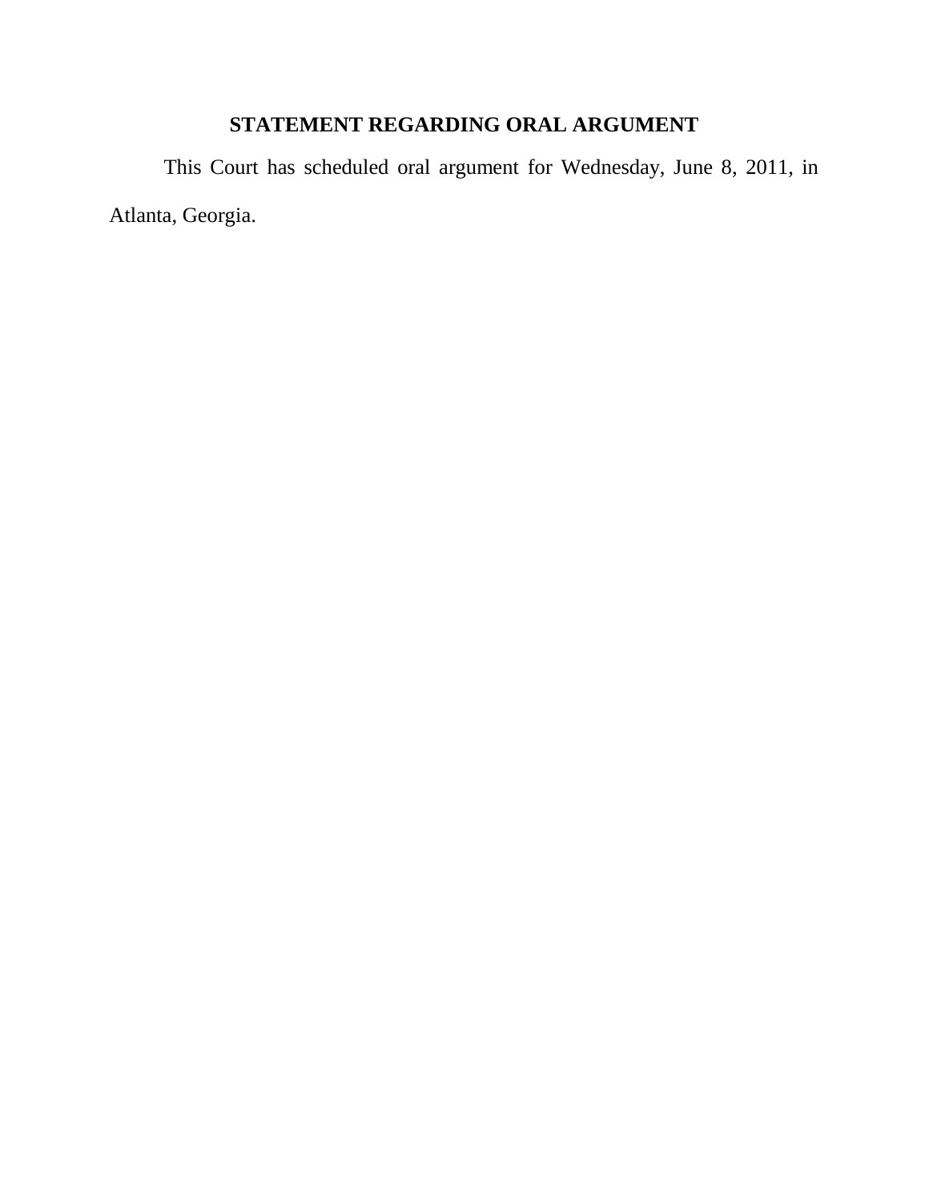## STATEMENT REGARDING ORAL ARGUMENT

This Court has scheduled oral argument for Wednesday, June 8, 2011, in Atlanta, Georgia.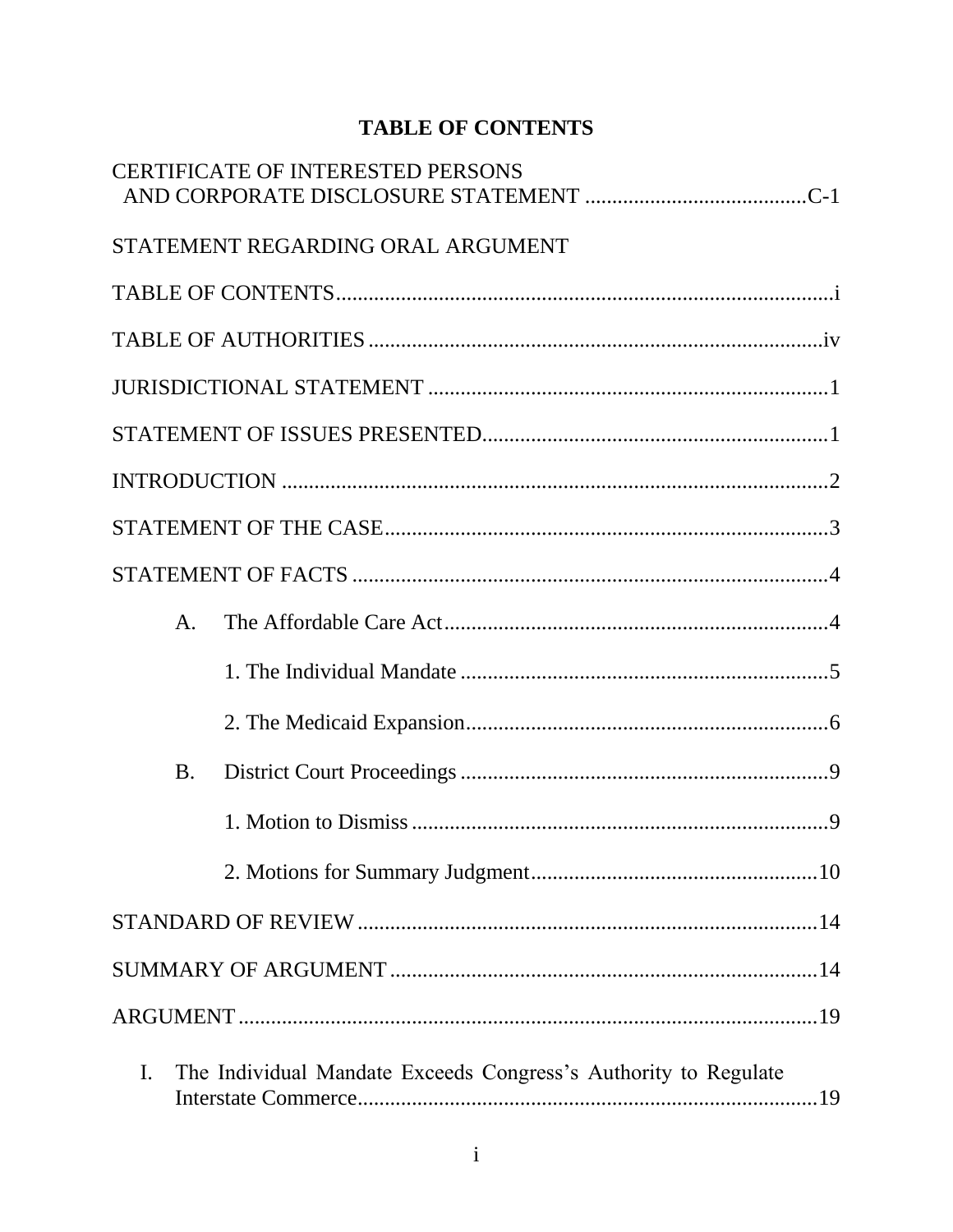## TABLE OF CONTENTS

CERTIFICATE OF INTERESTED PERSONS AND CORPORATE DISCLOSURE STATEMENT ........................................C-1

STATEMENT REGARDING ORAL ARGUMENT

TABLE OF CONTENTS..........................................................................................i

TABLE OF AUTHORITIES ...................................................................................iv

JURISDICTIONAL STATEMENT .........................................................................1

STATEMENT OF ISSUES PRESENTED...............................................................1

INTRODUCTION ....................................................................................................2

STATEMENT OF THE CASE.................................................................................3

STATEMENT OF FACTS .......................................................................................4

- A. The Affordable Care Act......................................................................4
  - 1. The Individual Mandate ...................................................................5
  - 2. The Medicaid Expansion..................................................................6
- B. District Court Proceedings ...................................................................9
  - 1. Motion to Dismiss ............................................................................9
  - 2. Motions for Summary Judgment.....................................................10

STANDARD OF REVIEW ....................................................................................14

SUMMARY OF ARGUMENT ..............................................................................14

ARGUMENT..........................................................................................................19

I. The Individual Mandate Exceeds Congress's Authority to Regulate Interstate Commerce....................................................................................19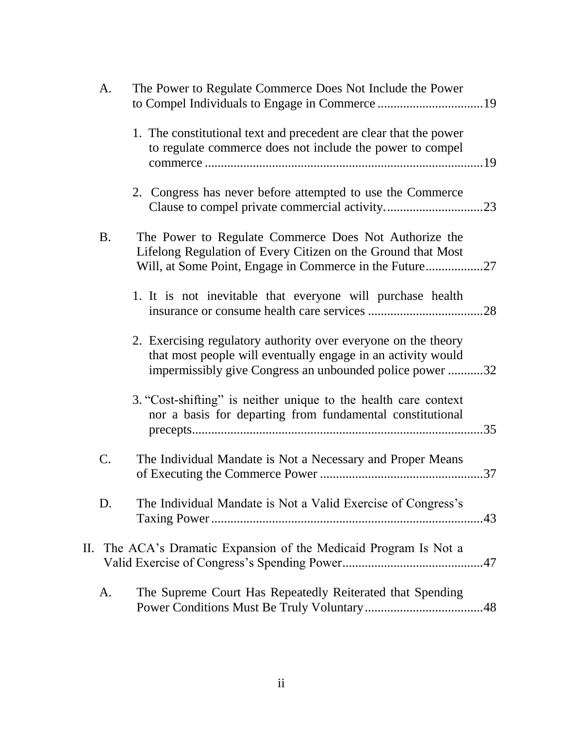A. The Power to Regulate Commerce Does Not Include the Power to Compel Individuals to Engage in Commerce .................................19

1. The constitutional text and precedent are clear that the power to regulate commerce does not include the power to compel commerce .......................................................................................19

2. Congress has never before attempted to use the Commerce Clause to compel private commercial activity...............................23

B. The Power to Regulate Commerce Does Not Authorize the Lifelong Regulation of Every Citizen on the Ground that Most Will, at Some Point, Engage in Commerce in the Future..................27

1. It is not inevitable that everyone will purchase health insurance or consume health care services ....................................28

2. Exercising regulatory authority over everyone on the theory that most people will eventually engage in an activity would impermissibly give Congress an unbounded police power ...........32

3. "Cost-shifting" is neither unique to the health care context nor a basis for departing from fundamental constitutional precepts..........................................................................................35

C. The Individual Mandate is Not a Necessary and Proper Means of Executing the Commerce Power ...................................................37

D. The Individual Mandate is Not a Valid Exercise of Congress's Taxing Power .....................................................................................43

II. The ACA's Dramatic Expansion of the Medicaid Program Is Not a Valid Exercise of Congress's Spending Power............................................47

A. The Supreme Court Has Repeatedly Reiterated that Spending Power Conditions Must Be Truly Voluntary.....................................48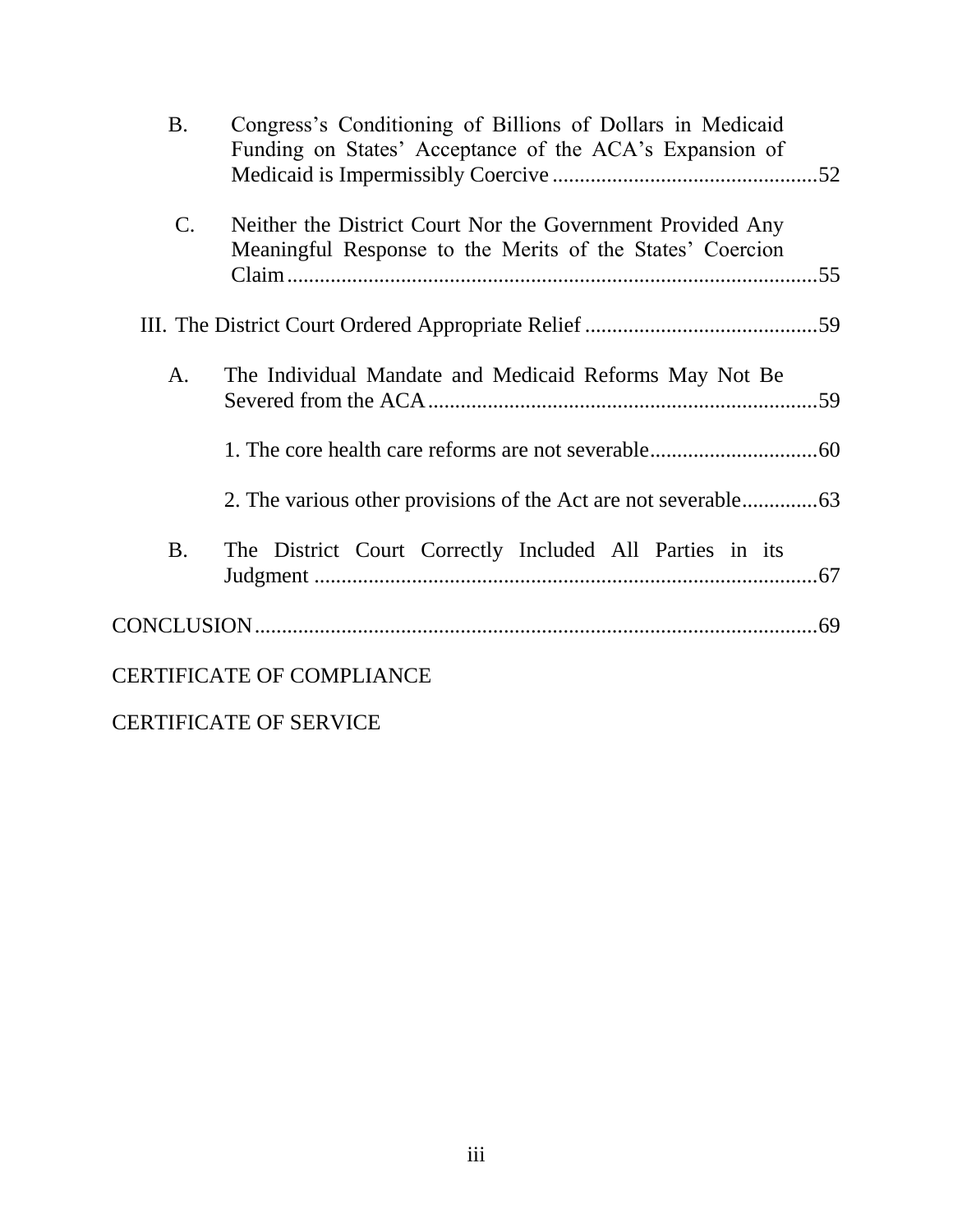B. Congress's Conditioning of Billions of Dollars in Medicaid Funding on States' Acceptance of the ACA's Expansion of Medicaid is Impermissibly Coercive ................................................52

C. Neither the District Court Nor the Government Provided Any Meaningful Response to the Merits of the States' Coercion Claim ..................................................................................................55

III. The District Court Ordered Appropriate Relief ...........................................59

A. The Individual Mandate and Medicaid Reforms May Not Be Severed from the ACA ........................................................................59

1. The core health care reforms are not severable ...............................60

2. The various other provisions of the Act are not severable ..............63

B. The District Court Correctly Included All Parties in its Judgment ............................................................................................67

CONCLUSION........................................................................................................69

CERTIFICATE OF COMPLIANCE

CERTIFICATE OF SERVICE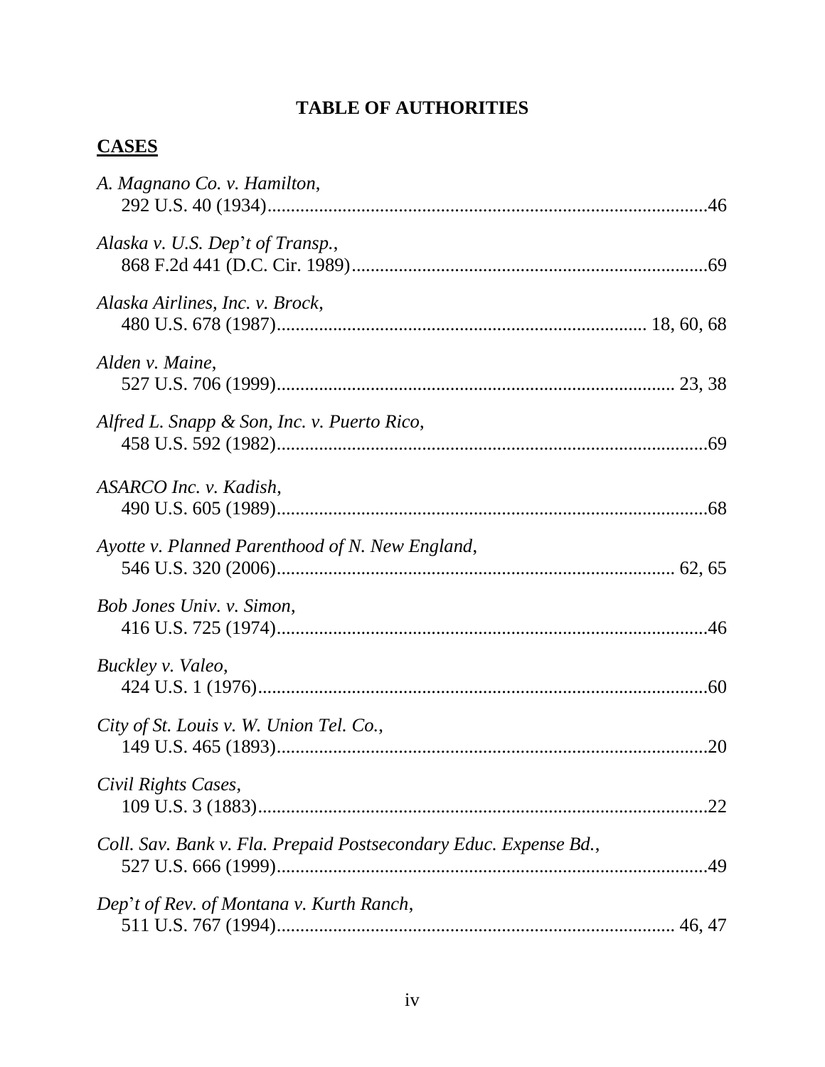# TABLE OF AUTHORITIES

## CASES

*A. Magnano Co. v. Hamilton*,
292 U.S. 40 (1934)..............................................................................................46

*Alaska v. U.S. Dep't of Transp.*,
868 F.2d 441 (D.C. Cir. 1989)............................................................................69

*Alaska Airlines, Inc. v. Brock*,
480 U.S. 678 (1987)............................................................................... 18, 60, 68

*Alden v. Maine*,
527 U.S. 706 (1999)..................................................................................... 23, 38

*Alfred L. Snapp & Son, Inc. v. Puerto Rico*,
458 U.S. 592 (1982)............................................................................................69

*ASARCO Inc. v. Kadish*,
490 U.S. 605 (1989)............................................................................................68

*Ayotte v. Planned Parenthood of N. New England*,
546 U.S. 320 (2006)..................................................................................... 62, 65

*Bob Jones Univ. v. Simon*,
416 U.S. 725 (1974)............................................................................................46

*Buckley v. Valeo*,
424 U.S. 1 (1976)................................................................................................60

*City of St. Louis v. W. Union Tel. Co.*,
149 U.S. 465 (1893)............................................................................................20

*Civil Rights Cases*,
109 U.S. 3 (1883)................................................................................................22

*Coll. Sav. Bank v. Fla. Prepaid Postsecondary Educ. Expense Bd.*,
527 U.S. 666 (1999)............................................................................................49

*Dep't of Rev. of Montana v. Kurth Ranch*,
511 U.S. 767 (1994)..................................................................................... 46, 47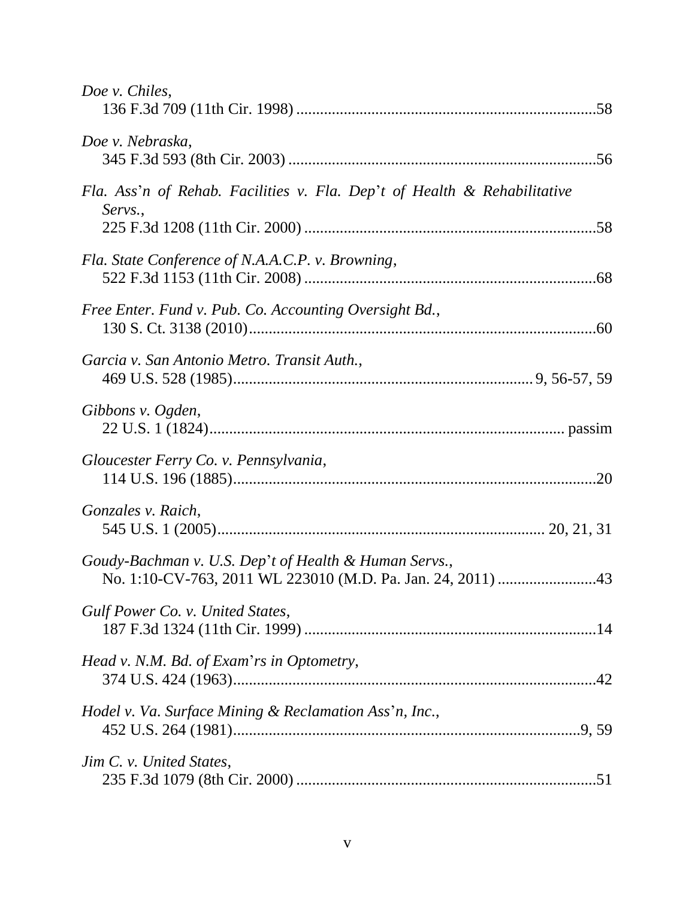*Doe v. Chiles*,
136 F.3d 709 (11th Cir. 1998) ........................................................................58

*Doe v. Nebraska*,
345 F.3d 593 (8th Cir. 2003) ..........................................................................56

*Fla. Ass'n of Rehab. Facilities v. Fla. Dep't of Health & Rehabilitative Servs.*,
225 F.3d 1208 (11th Cir. 2000) ......................................................................58

*Fla. State Conference of N.A.A.C.P. v. Browning*,
522 F.3d 1153 (11th Cir. 2008) ......................................................................68

*Free Enter. Fund v. Pub. Co. Accounting Oversight Bd.*,
130 S. Ct. 3138 (2010).....................................................................................60

*Garcia v. San Antonio Metro. Transit Auth.*,
469 U.S. 528 (1985)........................................................................ 9, 56-57, 59

*Gibbons v. Ogden*,
22 U.S. 1 (1824)..................................................................................... passim

*Gloucester Ferry Co. v. Pennsylvania*,
114 U.S. 196 (1885).........................................................................................20

*Gonzales v. Raich*,
545 U.S. 1 (2005)............................................................................... 20, 21, 31

*Goudy-Bachman v. U.S. Dep't of Health & Human Servs.*,
No. 1:10-CV-763, 2011 WL 223010 (M.D. Pa. Jan. 24, 2011) ........................43

*Gulf Power Co. v. United States*,
187 F.3d 1324 (11th Cir. 1999) ......................................................................14

*Head v. N.M. Bd. of Exam'rs in Optometry*,
374 U.S. 424 (1963).........................................................................................42

*Hodel v. Va. Surface Mining & Reclamation Ass'n, Inc.*,
452 U.S. 264 (1981).....................................................................................9, 59

*Jim C. v. United States*,
235 F.3d 1079 (8th Cir. 2000) ........................................................................51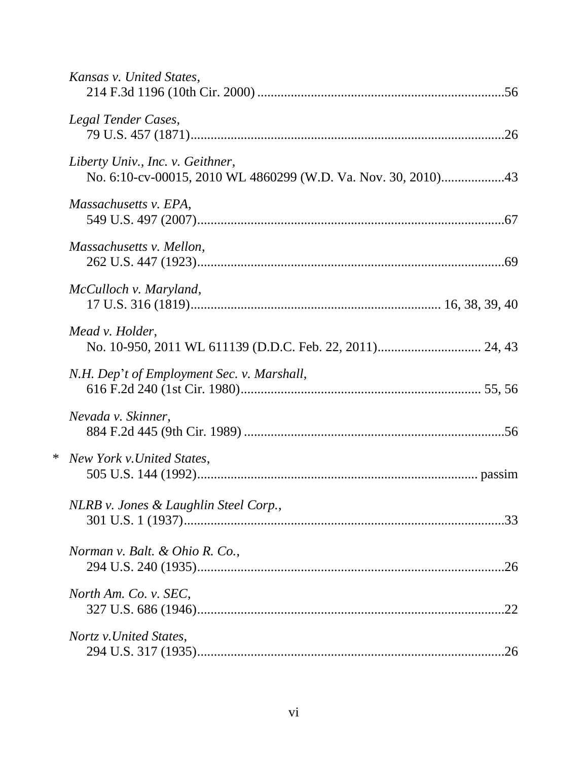*Kansas v. United States*,
214 F.3d 1196 (10th Cir. 2000) ........................................................................56

*Legal Tender Cases*,
79 U.S. 457 (1871)...........................................................................................26

*Liberty Univ., Inc. v. Geithner*,
No. 6:10-cv-00015, 2010 WL 4860299 (W.D. Va. Nov. 30, 2010)..................43

*Massachusetts v. EPA*,
549 U.S. 497 (2007)..........................................................................................67

*Massachusetts v. Mellon*,
262 U.S. 447 (1923)..........................................................................................69

*McCulloch v. Maryland*,
17 U.S. 316 (1819)........................................................................... 16, 38, 39, 40

*Mead v. Holder*,
No. 10-950, 2011 WL 611139 (D.D.C. Feb. 22, 2011).............................. 24, 43

*N.H. Dep't of Employment Sec. v. Marshall*,
616 F.2d 240 (1st Cir. 1980).................................................................... 55, 56

*Nevada v. Skinner*,
884 F.2d 445 (9th Cir. 1989) ............................................................................56

\* *New York v.United States*,
505 U.S. 144 (1992)............................................................................... passim

*NLRB v. Jones & Laughlin Steel Corp.*,
301 U.S. 1 (1937)..............................................................................................33

*Norman v. Balt. & Ohio R. Co.*,
294 U.S. 240 (1935)..........................................................................................26

*North Am. Co. v. SEC*,
327 U.S. 686 (1946)..........................................................................................22

*Nortz v.United States*,
294 U.S. 317 (1935)..........................................................................................26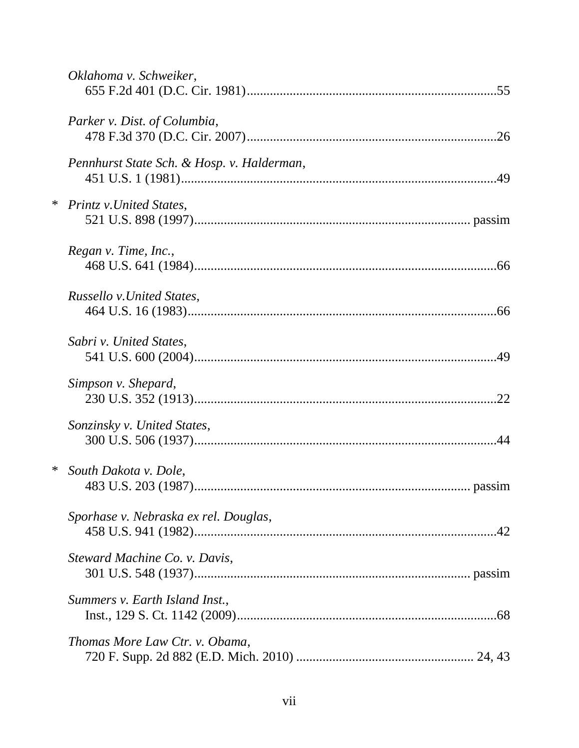*Oklahoma v. Schweiker*,
655 F.2d 401 (D.C. Cir. 1981)............................................................................55

*Parker v. Dist. of Columbia*,
478 F.3d 370 (D.C. Cir. 2007)............................................................................26

*Pennhurst State Sch. & Hosp. v. Halderman*,
451 U.S. 1 (1981)................................................................................................49

\* *Printz v.United States*,
521 U.S. 898 (1997)................................................................................. passim

*Regan v. Time, Inc.*,
468 U.S. 641 (1984)............................................................................................66

*Russello v.United States*,
464 U.S. 16 (1983)..............................................................................................66

*Sabri v. United States*,
541 U.S. 600 (2004)............................................................................................49

*Simpson v. Shepard*,
230 U.S. 352 (1913)............................................................................................22

*Sonzinsky v. United States*,
300 U.S. 506 (1937)............................................................................................44

\* *South Dakota v. Dole*,
483 U.S. 203 (1987)................................................................................. passim

*Sporhase v. Nebraska ex rel. Douglas*,
458 U.S. 941 (1982)............................................................................................42

*Steward Machine Co. v. Davis*,
301 U.S. 548 (1937)................................................................................. passim

*Summers v. Earth Island Inst.*,
Inst., 129 S. Ct. 1142 (2009)...............................................................................68

*Thomas More Law Ctr. v. Obama*,
720 F. Supp. 2d 882 (E.D. Mich. 2010) ..................................................... 24, 43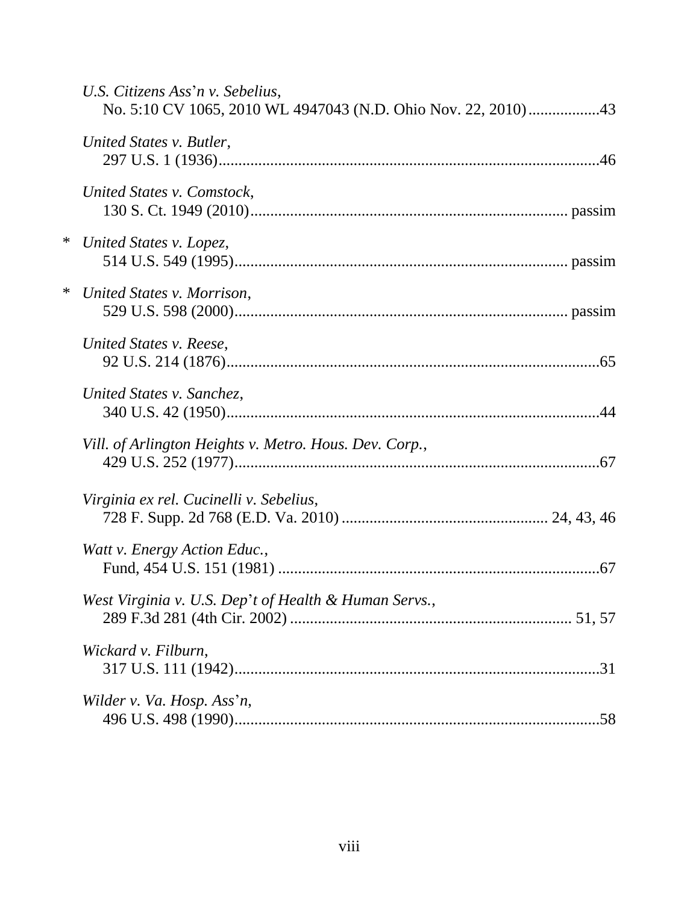*U.S. Citizens Ass'n v. Sebelius*,
No. 5:10 CV 1065, 2010 WL 4947043 (N.D. Ohio Nov. 22, 2010).................43

*United States v. Butler*,
297 U.S. 1 (1936)...............................................................................................46

*United States v. Comstock*,
130 S. Ct. 1949 (2010)............................................................................. passim

\* *United States v. Lopez*,
514 U.S. 549 (1995)................................................................................. passim

\* *United States v. Morrison*,
529 U.S. 598 (2000)................................................................................. passim

*United States v. Reese*,
92 U.S. 214 (1876).............................................................................................65

*United States v. Sanchez*,
340 U.S. 42 (1950)..............................................................................................44

*Vill. of Arlington Heights v. Metro. Hous. Dev. Corp.*,
429 U.S. 252 (1977)............................................................................................67

*Virginia ex rel. Cucinelli v. Sebelius*,
728 F. Supp. 2d 768 (E.D. Va. 2010) .................................................. 24, 43, 46

*Watt v. Energy Action Educ.*,
Fund, 454 U.S. 151 (1981) .................................................................................67

*West Virginia v. U.S. Dep't of Health & Human Servs.*,
289 F.3d 281 (4th Cir. 2002) ..................................................................... 51, 57

*Wickard v. Filburn*,
317 U.S. 111 (1942)............................................................................................31

*Wilder v. Va. Hosp. Ass'n*,
496 U.S. 498 (1990)............................................................................................58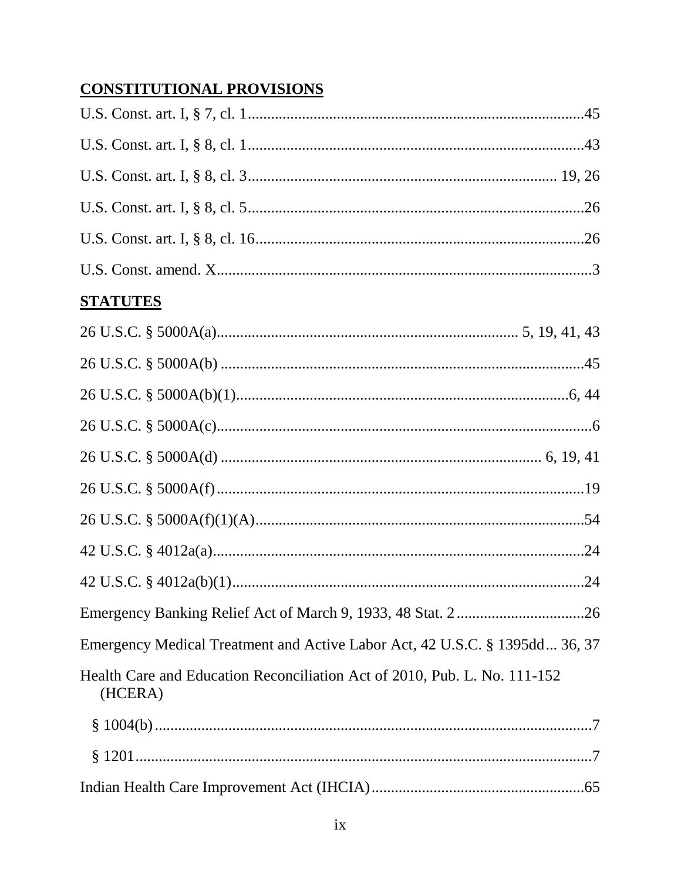## **CONSTITUTIONAL PROVISIONS**

U.S. Const. art. I, § 7, cl. 1 ........................................................................................ 45

U.S. Const. art. I, § 8, cl. 1 ........................................................................................ 43

U.S. Const. art. I, § 8, cl. 3 ................................................................................ 19, 26

U.S. Const. art. I, § 8, cl. 5 ........................................................................................ 26

U.S. Const. art. I, § 8, cl. 16 ...................................................................................... 26

U.S. Const. amend. X .................................................................................................. 3

## **STATUTES**

26 U.S.C. § 5000A(a) ............................................................................... 5, 19, 41, 43

26 U.S.C. § 5000A(b) ............................................................................................... 45

26 U.S.C. § 5000A(b)(1) ........................................................................................ 6, 44

26 U.S.C. § 5000A(c) .................................................................................................. 6

26 U.S.C. § 5000A(d) ................................................................................... 6, 19, 41

26 U.S.C. § 5000A(f) ................................................................................................ 19

26 U.S.C. § 5000A(f)(1)(A) ...................................................................................... 54

42 U.S.C. § 4012a(a) ................................................................................................. 24

42 U.S.C. § 4012a(b)(1) ............................................................................................ 24

Emergency Banking Relief Act of March 9, 1933, 48 Stat. 2 ................................. 26

Emergency Medical Treatment and Active Labor Act, 42 U.S.C. § 1395dd... 36, 37

Health Care and Education Reconciliation Act of 2010, Pub. L. No. 111-152 (HCERA)

§ 1004(b) ................................................................................................................ 7

§ 1201 ..................................................................................................................... 7

Indian Health Care Improvement Act (IHCIA) ........................................................ 65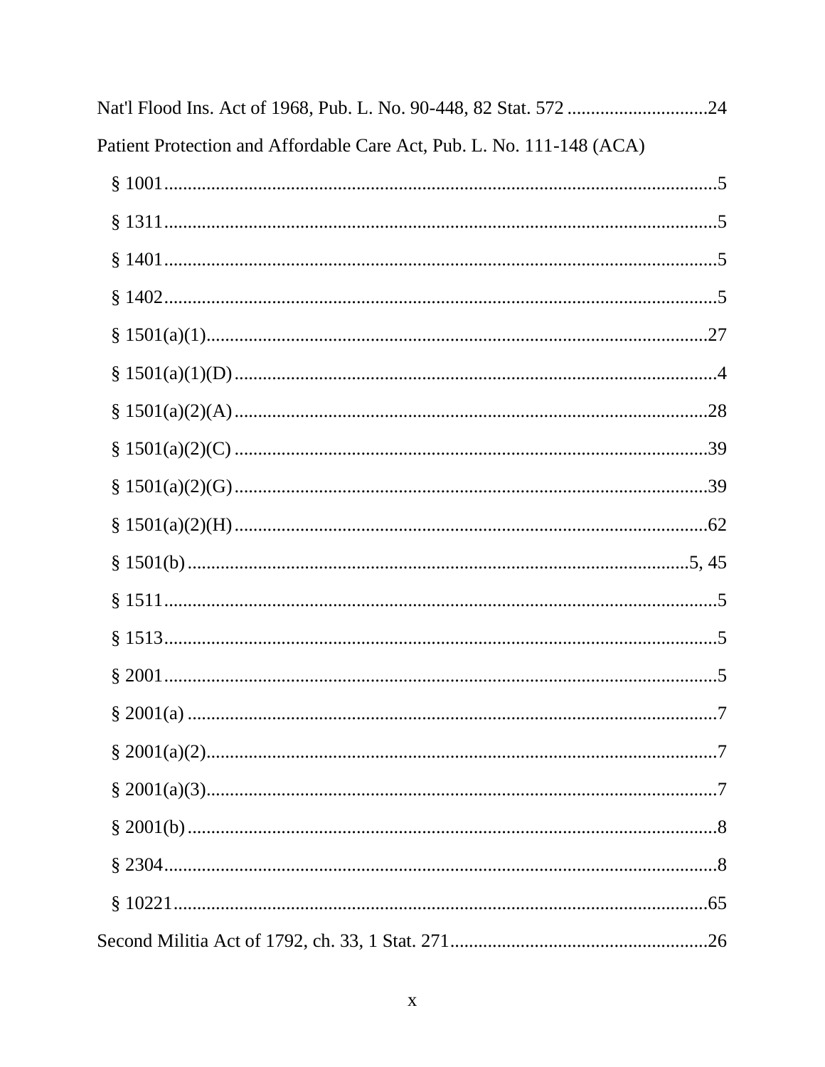Nat'l Flood Ins. Act of 1968, Pub. L. No. 90-448, 82 Stat. 572 ..............................24

Patient Protection and Affordable Care Act, Pub. L. No. 111-148 (ACA)

§ 1001......................................................................................................................5

§ 1311......................................................................................................................5

§ 1401......................................................................................................................5

§ 1402......................................................................................................................5

§ 1501(a)(1)...........................................................................................................27

§ 1501(a)(1)(D).......................................................................................................4

§ 1501(a)(2)(A).....................................................................................................28

§ 1501(a)(2)(C).....................................................................................................39

§ 1501(a)(2)(G).....................................................................................................39

§ 1501(a)(2)(H).....................................................................................................62

§ 1501(b)...........................................................................................................5, 45

§ 1511......................................................................................................................5

§ 1513......................................................................................................................5

§ 2001......................................................................................................................5

§ 2001(a)..................................................................................................................7

§ 2001(a)(2).............................................................................................................7

§ 2001(a)(3).............................................................................................................7

§ 2001(b)..................................................................................................................8

§ 2304......................................................................................................................8

§ 10221..................................................................................................................65

Second Militia Act of 1792, ch. 33, 1 Stat. 271........................................................26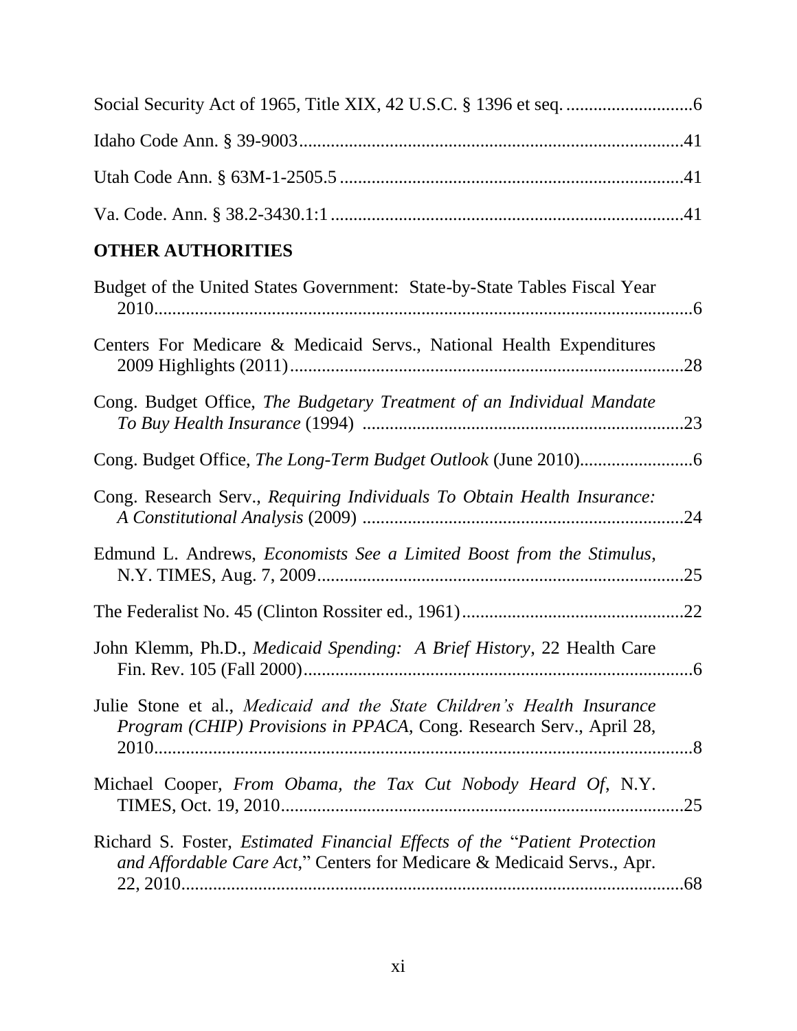Social Security Act of 1965, Title XIX, 42 U.S.C. § 1396 et seq. ............................6

Idaho Code Ann. § 39-9003....................................................................................41

Utah Code Ann. § 63M-1-2505.5 ...........................................................................41

Va. Code. Ann. § 38.2-3430.1:1 .............................................................................41

**OTHER AUTHORITIES**

Budget of the United States Government: State-by-State Tables Fiscal Year 2010.......................................................................................................................6

Centers For Medicare & Medicaid Servs., National Health Expenditures 2009 Highlights (2011).......................................................................................28

Cong. Budget Office, *The Budgetary Treatment of an Individual Mandate To Buy Health Insurance* (1994) .......................................................................23

Cong. Budget Office, *The Long-Term Budget Outlook* (June 2010).........................6

Cong. Research Serv., *Requiring Individuals To Obtain Health Insurance: A Constitutional Analysis* (2009) .......................................................................24

Edmund L. Andrews, *Economists See a Limited Boost from the Stimulus*, N.Y. TIMES, Aug. 7, 2009.................................................................................25

The Federalist No. 45 (Clinton Rossiter ed., 1961).................................................22

John Klemm, Ph.D., *Medicaid Spending: A Brief History*, 22 Health Care Fin. Rev. 105 (Fall 2000)......................................................................................6

Julie Stone et al., *Medicaid and the State Children's Health Insurance Program (CHIP) Provisions in PPACA*, Cong. Research Serv., April 28, 2010.......................................................................................................................8

Michael Cooper, *From Obama, the Tax Cut Nobody Heard Of*, N.Y. TIMES, Oct. 19, 2010.........................................................................................25

Richard S. Foster, *Estimated Financial Effects of the "Patient Protection and Affordable Care Act*," Centers for Medicare & Medicaid Servs., Apr. 22, 2010.................................................................................................................68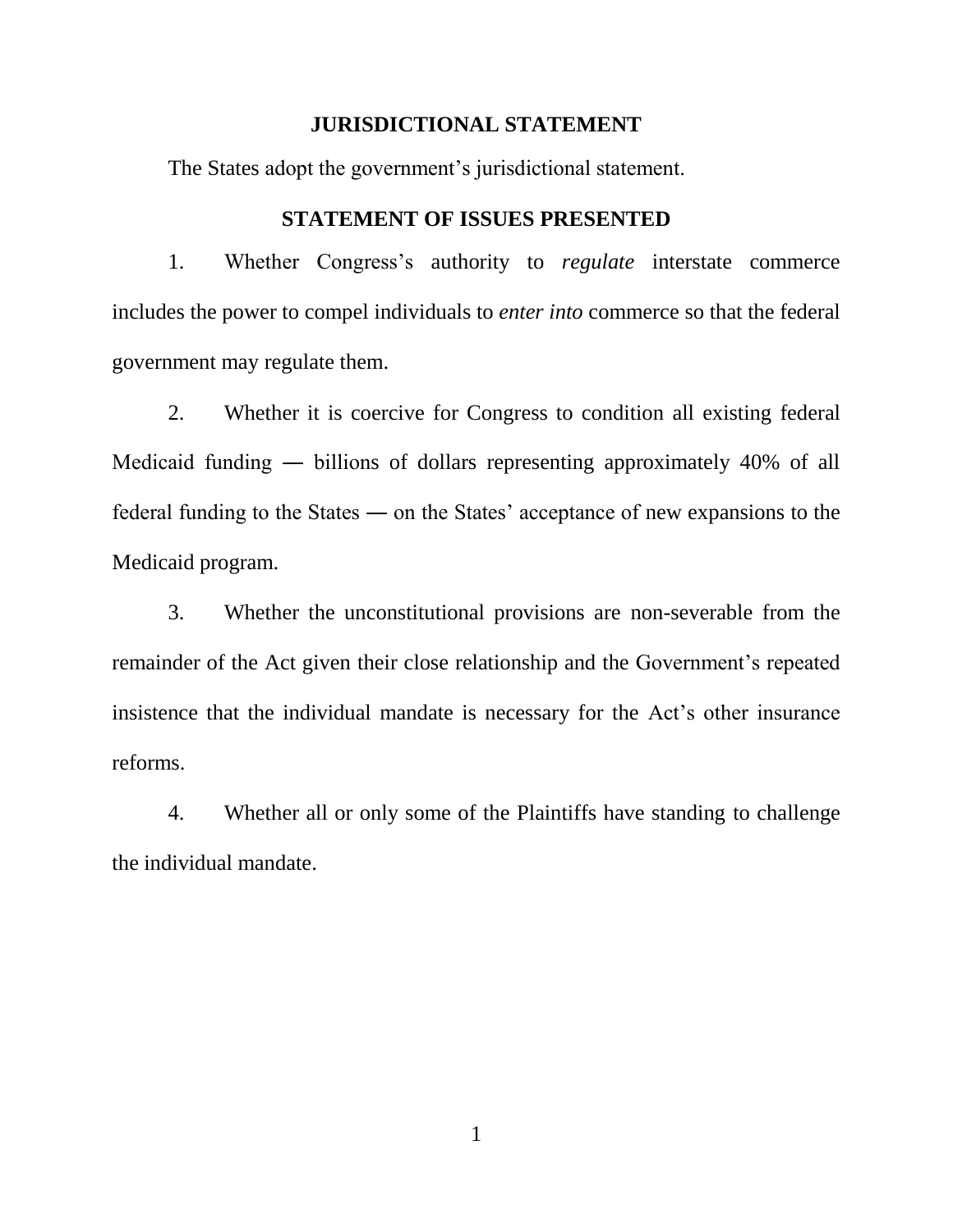## JURISDICTIONAL STATEMENT

The States adopt the government's jurisdictional statement.

## STATEMENT OF ISSUES PRESENTED

1. Whether Congress's authority to *regulate* interstate commerce includes the power to compel individuals to *enter into* commerce so that the federal government may regulate them.

2. Whether it is coercive for Congress to condition all existing federal Medicaid funding ― billions of dollars representing approximately 40% of all federal funding to the States ― on the States' acceptance of new expansions to the Medicaid program.

3. Whether the unconstitutional provisions are non-severable from the remainder of the Act given their close relationship and the Government's repeated insistence that the individual mandate is necessary for the Act's other insurance reforms.

4. Whether all or only some of the Plaintiffs have standing to challenge the individual mandate.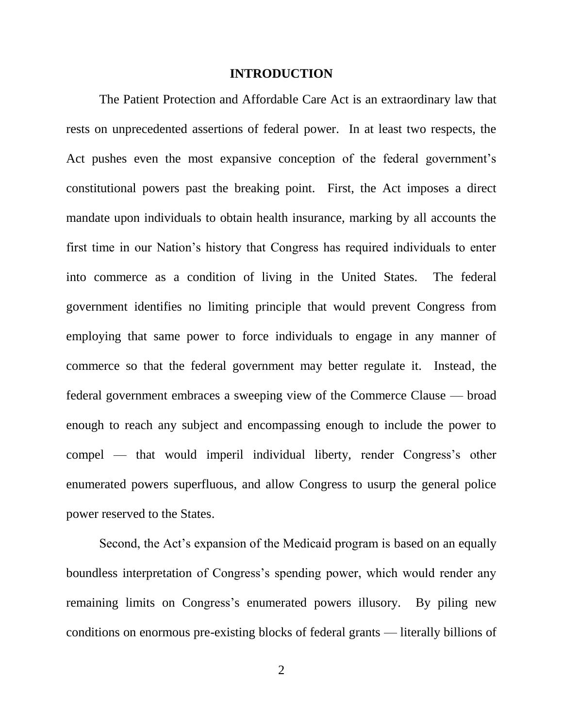## INTRODUCTION

The Patient Protection and Affordable Care Act is an extraordinary law that rests on unprecedented assertions of federal power. In at least two respects, the Act pushes even the most expansive conception of the federal government's constitutional powers past the breaking point. First, the Act imposes a direct mandate upon individuals to obtain health insurance, marking by all accounts the first time in our Nation's history that Congress has required individuals to enter into commerce as a condition of living in the United States. The federal government identifies no limiting principle that would prevent Congress from employing that same power to force individuals to engage in any manner of commerce so that the federal government may better regulate it. Instead, the federal government embraces a sweeping view of the Commerce Clause — broad enough to reach any subject and encompassing enough to include the power to compel — that would imperil individual liberty, render Congress's other enumerated powers superfluous, and allow Congress to usurp the general police power reserved to the States.

Second, the Act's expansion of the Medicaid program is based on an equally boundless interpretation of Congress's spending power, which would render any remaining limits on Congress's enumerated powers illusory. By piling new conditions on enormous pre-existing blocks of federal grants — literally billions of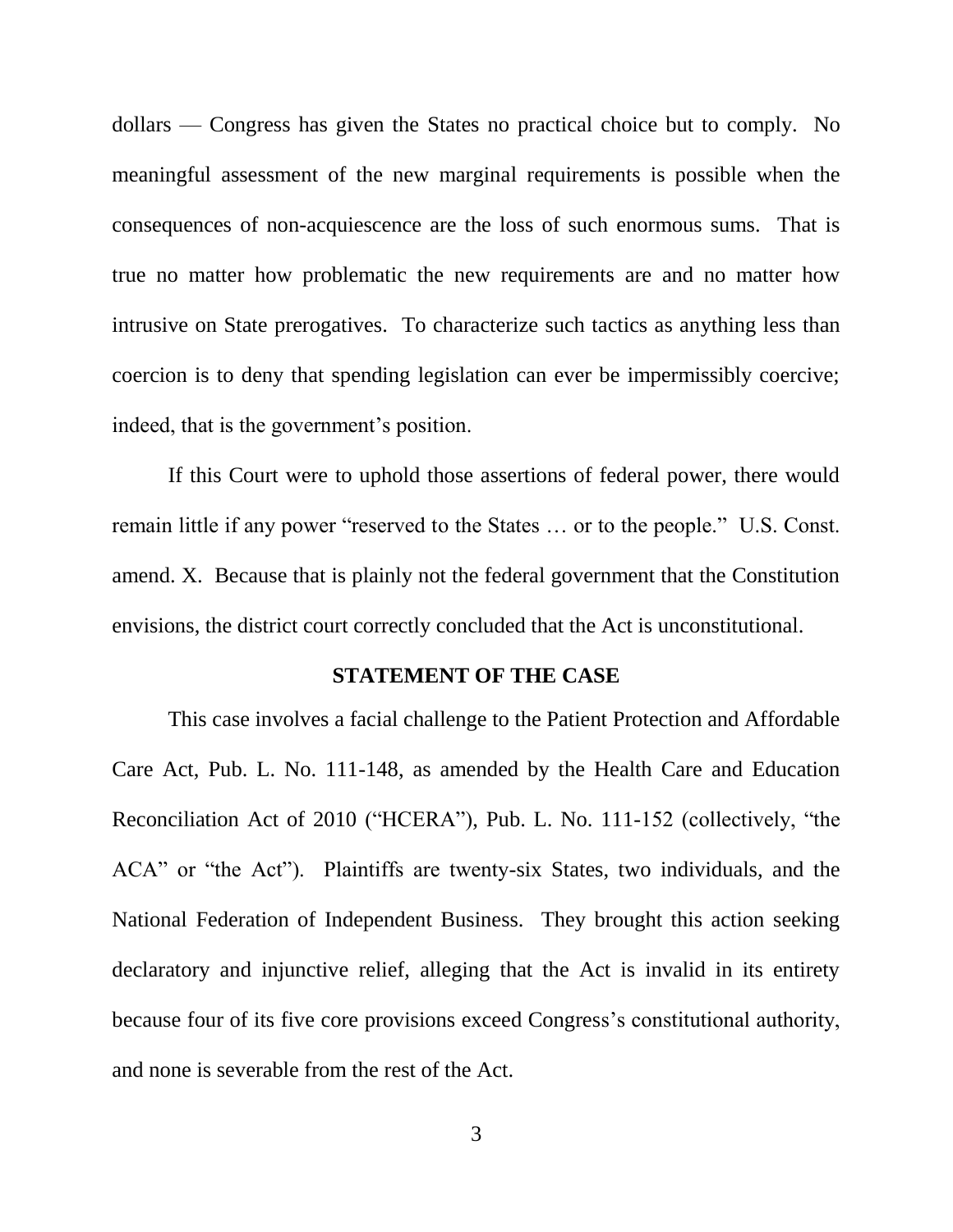dollars — Congress has given the States no practical choice but to comply. No meaningful assessment of the new marginal requirements is possible when the consequences of non-acquiescence are the loss of such enormous sums. That is true no matter how problematic the new requirements are and no matter how intrusive on State prerogatives. To characterize such tactics as anything less than coercion is to deny that spending legislation can ever be impermissibly coercive; indeed, that is the government's position.

If this Court were to uphold those assertions of federal power, there would remain little if any power "reserved to the States … or to the people." U.S. Const. amend. X. Because that is plainly not the federal government that the Constitution envisions, the district court correctly concluded that the Act is unconstitutional.

## STATEMENT OF THE CASE

This case involves a facial challenge to the Patient Protection and Affordable Care Act, Pub. L. No. 111-148, as amended by the Health Care and Education Reconciliation Act of 2010 ("HCERA"), Pub. L. No. 111-152 (collectively, "the ACA" or "the Act"). Plaintiffs are twenty-six States, two individuals, and the National Federation of Independent Business. They brought this action seeking declaratory and injunctive relief, alleging that the Act is invalid in its entirety because four of its five core provisions exceed Congress's constitutional authority, and none is severable from the rest of the Act.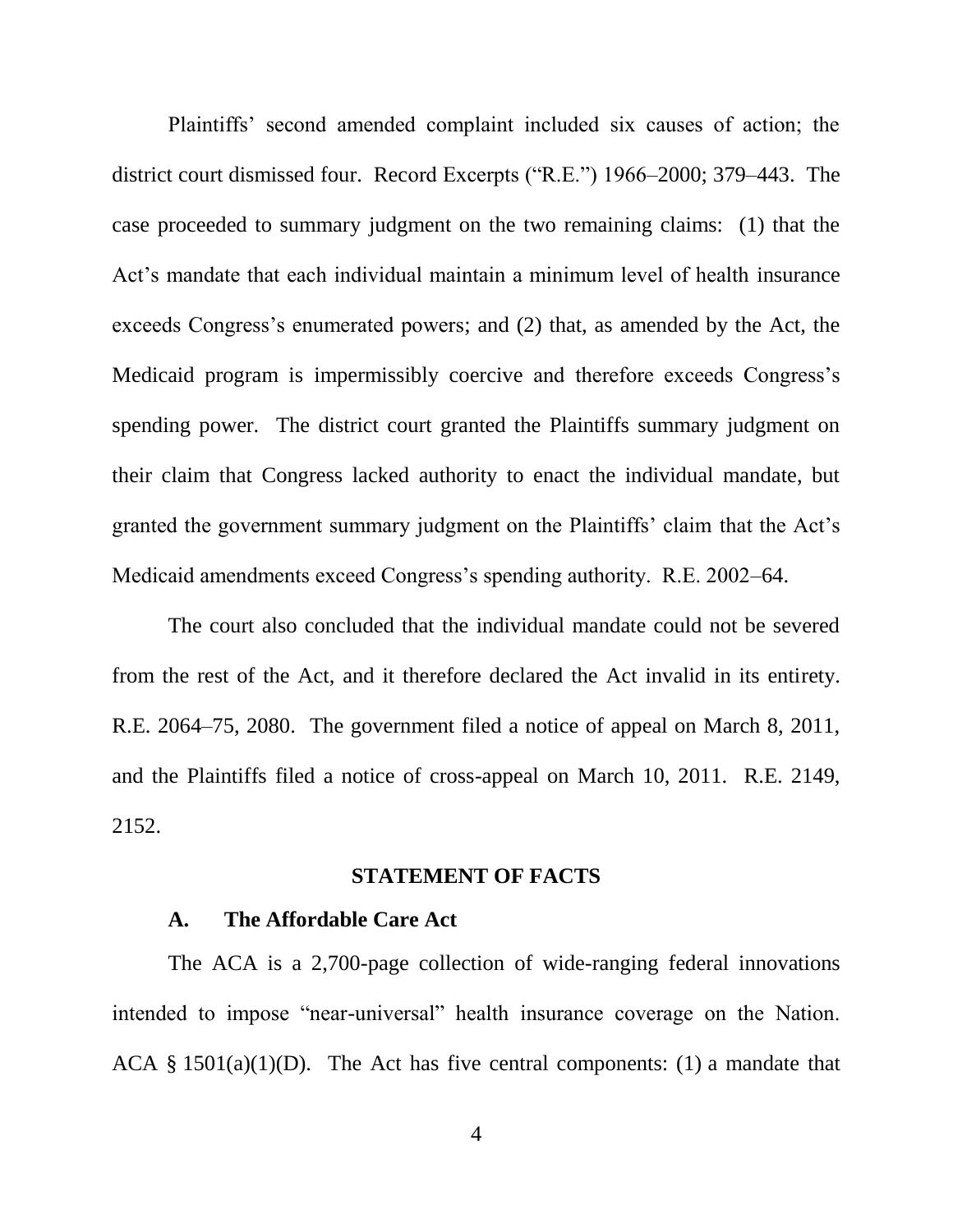Plaintiffs' second amended complaint included six causes of action; the district court dismissed four. Record Excerpts ("R.E.") 1966–2000; 379–443. The case proceeded to summary judgment on the two remaining claims: (1) that the Act's mandate that each individual maintain a minimum level of health insurance exceeds Congress's enumerated powers; and (2) that, as amended by the Act, the Medicaid program is impermissibly coercive and therefore exceeds Congress's spending power. The district court granted the Plaintiffs summary judgment on their claim that Congress lacked authority to enact the individual mandate, but granted the government summary judgment on the Plaintiffs' claim that the Act's Medicaid amendments exceed Congress's spending authority. R.E. 2002–64.

The court also concluded that the individual mandate could not be severed from the rest of the Act, and it therefore declared the Act invalid in its entirety. R.E. 2064–75, 2080. The government filed a notice of appeal on March 8, 2011, and the Plaintiffs filed a notice of cross-appeal on March 10, 2011. R.E. 2149, 2152.

## STATEMENT OF FACTS

### A. The Affordable Care Act

The ACA is a 2,700-page collection of wide-ranging federal innovations intended to impose "near-universal" health insurance coverage on the Nation. ACA § 1501(a)(1)(D). The Act has five central components: (1) a mandate that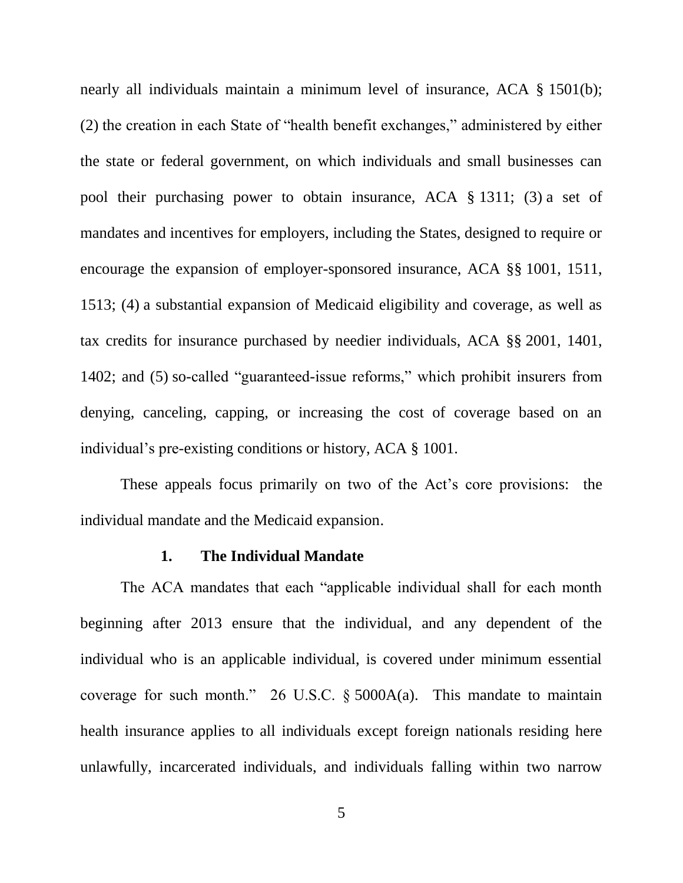nearly all individuals maintain a minimum level of insurance, ACA § 1501(b); (2) the creation in each State of "health benefit exchanges," administered by either the state or federal government, on which individuals and small businesses can pool their purchasing power to obtain insurance, ACA § 1311; (3) a set of mandates and incentives for employers, including the States, designed to require or encourage the expansion of employer-sponsored insurance, ACA §§ 1001, 1511, 1513; (4) a substantial expansion of Medicaid eligibility and coverage, as well as tax credits for insurance purchased by needier individuals, ACA §§ 2001, 1401, 1402; and (5) so-called "guaranteed-issue reforms," which prohibit insurers from denying, canceling, capping, or increasing the cost of coverage based on an individual's pre-existing conditions or history, ACA § 1001.

These appeals focus primarily on two of the Act's core provisions: the individual mandate and the Medicaid expansion.

### 1. The Individual Mandate

The ACA mandates that each "applicable individual shall for each month beginning after 2013 ensure that the individual, and any dependent of the individual who is an applicable individual, is covered under minimum essential coverage for such month." 26 U.S.C. § 5000A(a). This mandate to maintain health insurance applies to all individuals except foreign nationals residing here unlawfully, incarcerated individuals, and individuals falling within two narrow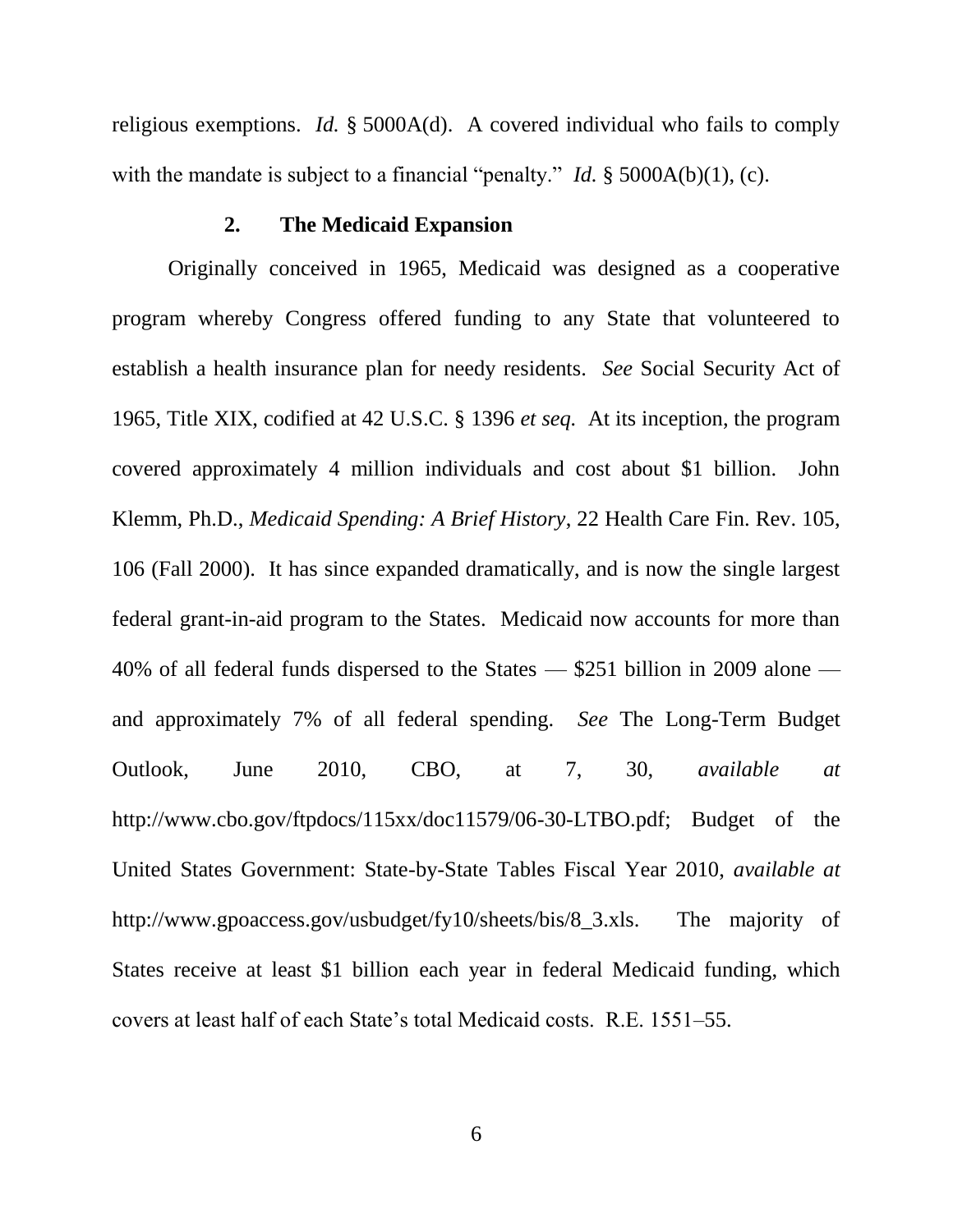religious exemptions. *Id.* § 5000A(d). A covered individual who fails to comply with the mandate is subject to a financial "penalty." *Id.* § 5000A(b)(1), (c).

### 2. The Medicaid Expansion

Originally conceived in 1965, Medicaid was designed as a cooperative program whereby Congress offered funding to any State that volunteered to establish a health insurance plan for needy residents. *See* Social Security Act of 1965, Title XIX, codified at 42 U.S.C. § 1396 *et seq.* At its inception, the program covered approximately 4 million individuals and cost about $1 billion. John Klemm, Ph.D., *Medicaid Spending: A Brief History*, 22 Health Care Fin. Rev. 105, 106 (Fall 2000). It has since expanded dramatically, and is now the single largest federal grant-in-aid program to the States. Medicaid now accounts for more than 40% of all federal funds dispersed to the States — $251 billion in 2009 alone — and approximately 7% of all federal spending. *See* The Long-Term Budget Outlook, June 2010, CBO, at 7, 30, *available at* http://www.cbo.gov/ftpdocs/115xx/doc11579/06-30-LTBO.pdf; Budget of the United States Government: State-by-State Tables Fiscal Year 2010, *available at* http://www.gpoaccess.gov/usbudget/fy10/sheets/bis/8_3.xls. The majority of States receive at least $1 billion each year in federal Medicaid funding, which covers at least half of each State's total Medicaid costs. R.E. 1551–55.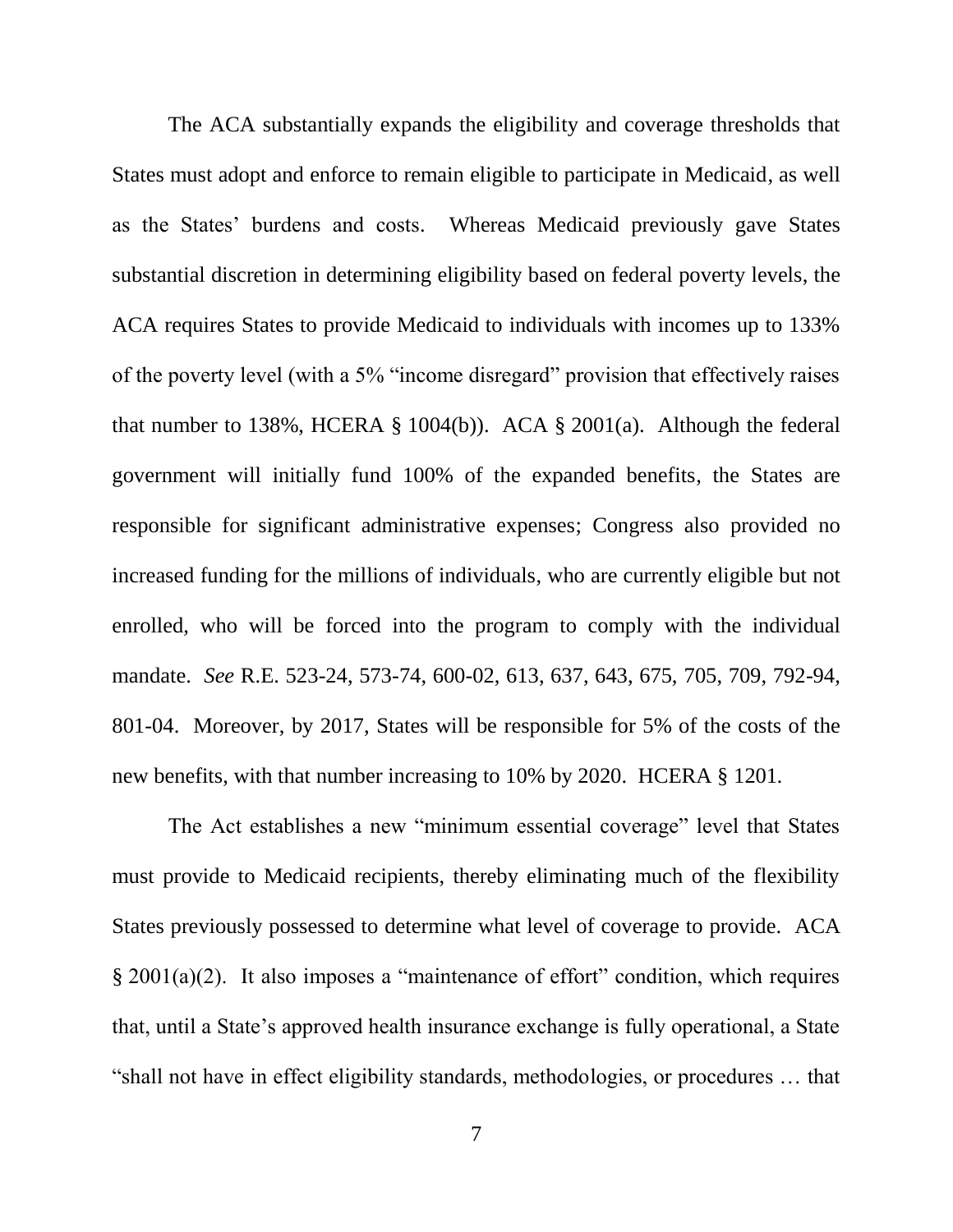The ACA substantially expands the eligibility and coverage thresholds that States must adopt and enforce to remain eligible to participate in Medicaid, as well as the States' burdens and costs. Whereas Medicaid previously gave States substantial discretion in determining eligibility based on federal poverty levels, the ACA requires States to provide Medicaid to individuals with incomes up to 133% of the poverty level (with a 5% "income disregard" provision that effectively raises that number to 138%, HCERA § 1004(b)). ACA § 2001(a). Although the federal government will initially fund 100% of the expanded benefits, the States are responsible for significant administrative expenses; Congress also provided no increased funding for the millions of individuals, who are currently eligible but not enrolled, who will be forced into the program to comply with the individual mandate. *See* R.E. 523-24, 573-74, 600-02, 613, 637, 643, 675, 705, 709, 792-94, 801-04. Moreover, by 2017, States will be responsible for 5% of the costs of the new benefits, with that number increasing to 10% by 2020. HCERA § 1201.

The Act establishes a new "minimum essential coverage" level that States must provide to Medicaid recipients, thereby eliminating much of the flexibility States previously possessed to determine what level of coverage to provide. ACA § 2001(a)(2). It also imposes a "maintenance of effort" condition, which requires that, until a State's approved health insurance exchange is fully operational, a State "shall not have in effect eligibility standards, methodologies, or procedures … that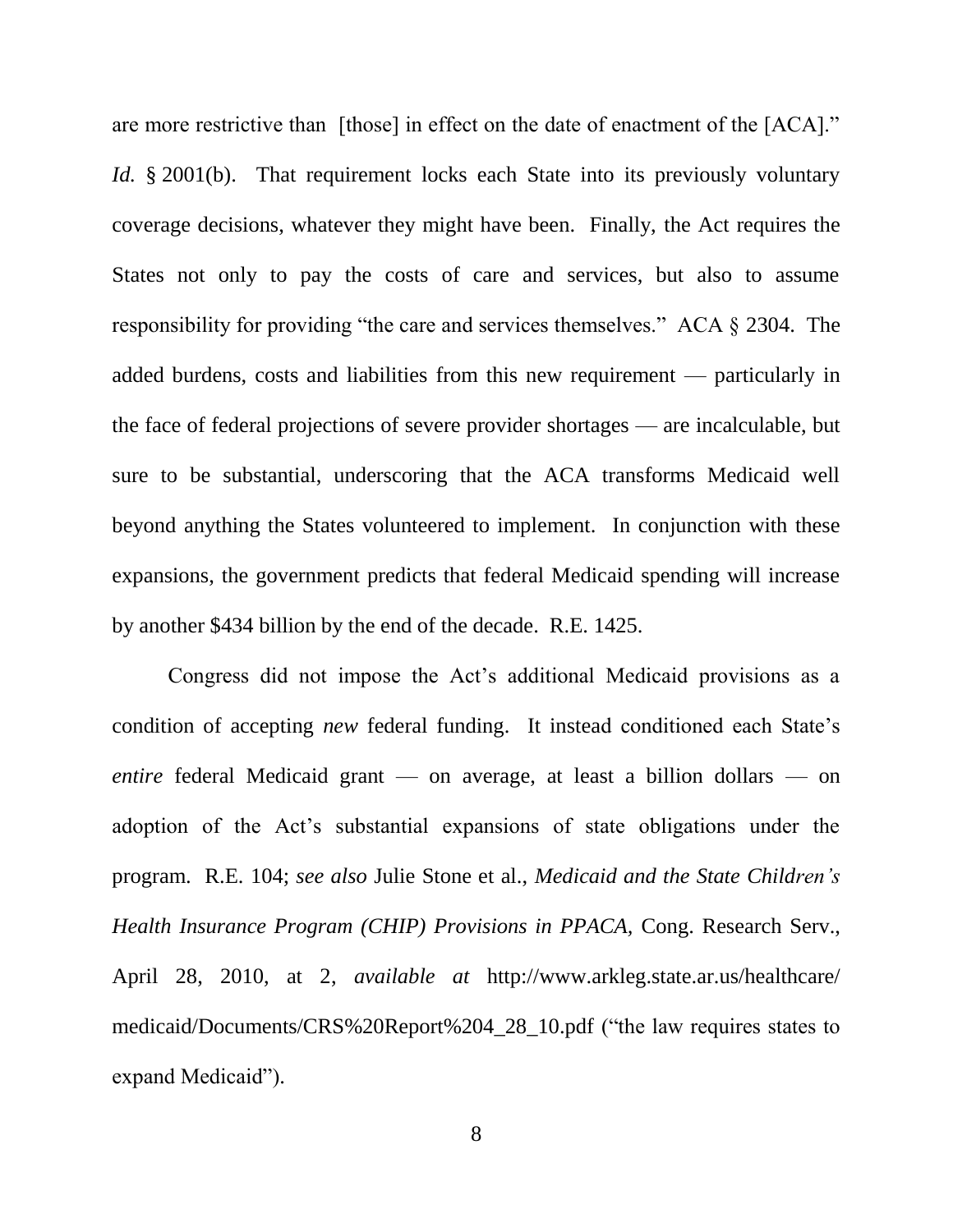are more restrictive than [those] in effect on the date of enactment of the [ACA]." *Id.* § 2001(b). That requirement locks each State into its previously voluntary coverage decisions, whatever they might have been. Finally, the Act requires the States not only to pay the costs of care and services, but also to assume responsibility for providing "the care and services themselves." ACA § 2304. The added burdens, costs and liabilities from this new requirement — particularly in the face of federal projections of severe provider shortages — are incalculable, but sure to be substantial, underscoring that the ACA transforms Medicaid well beyond anything the States volunteered to implement. In conjunction with these expansions, the government predicts that federal Medicaid spending will increase by another $434 billion by the end of the decade. R.E. 1425.

Congress did not impose the Act's additional Medicaid provisions as a condition of accepting *new* federal funding. It instead conditioned each State's *entire* federal Medicaid grant — on average, at least a billion dollars — on adoption of the Act's substantial expansions of state obligations under the program. R.E. 104; *see also* Julie Stone et al., *Medicaid and the State Children's Health Insurance Program (CHIP) Provisions in PPACA*, Cong. Research Serv., April 28, 2010, at 2, *available at* http://www.arkleg.state.ar.us/healthcare/medicaid/Documents/CRS%20Report%204_28_10.pdf ("the law requires states to expand Medicaid").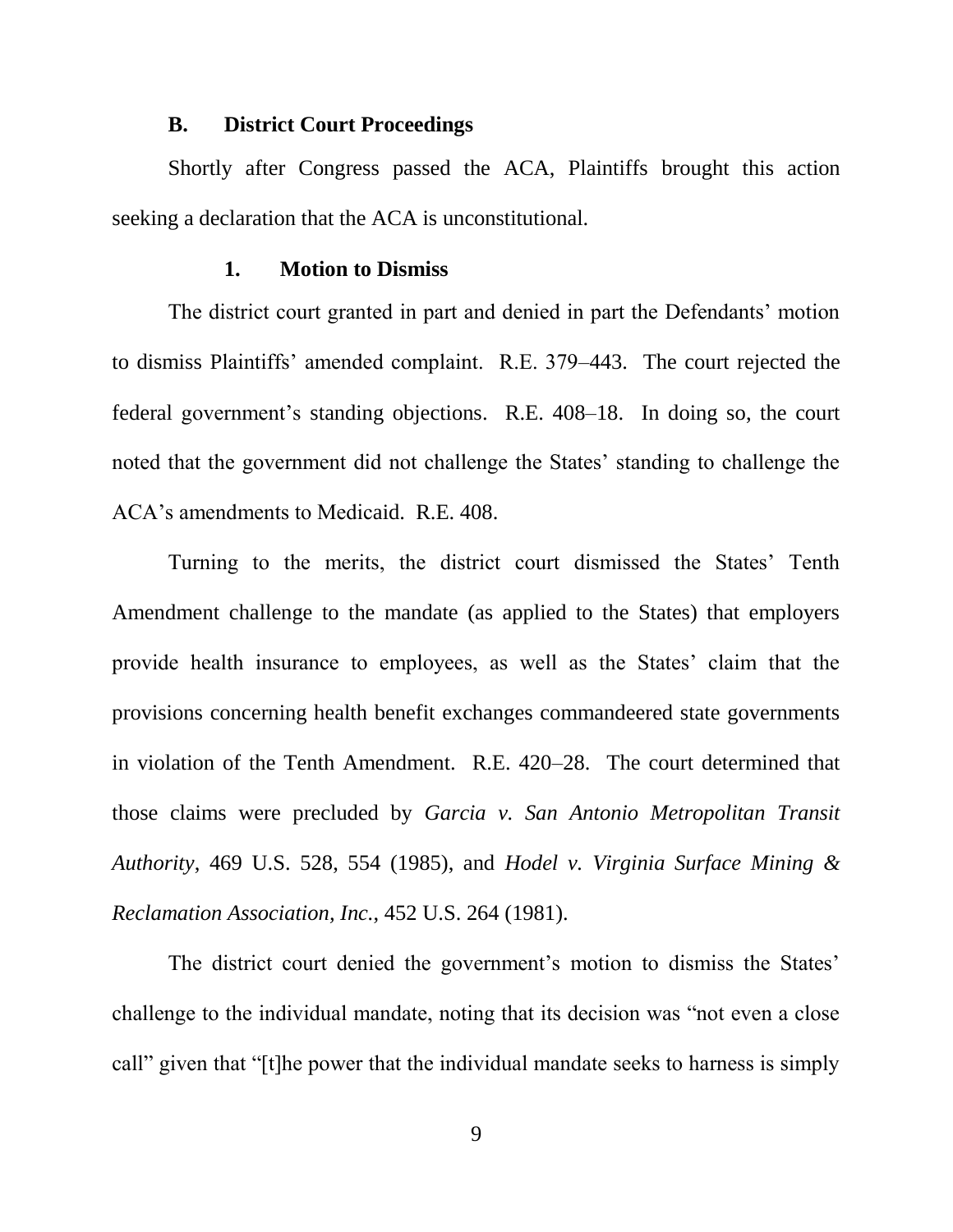### B. District Court Proceedings

Shortly after Congress passed the ACA, Plaintiffs brought this action seeking a declaration that the ACA is unconstitutional.

#### 1. Motion to Dismiss

The district court granted in part and denied in part the Defendants' motion to dismiss Plaintiffs' amended complaint. R.E. 379–443. The court rejected the federal government's standing objections. R.E. 408–18. In doing so, the court noted that the government did not challenge the States' standing to challenge the ACA's amendments to Medicaid. R.E. 408.

Turning to the merits, the district court dismissed the States' Tenth Amendment challenge to the mandate (as applied to the States) that employers provide health insurance to employees, as well as the States' claim that the provisions concerning health benefit exchanges commandeered state governments in violation of the Tenth Amendment. R.E. 420–28. The court determined that those claims were precluded by *Garcia v. San Antonio Metropolitan Transit Authority*, 469 U.S. 528, 554 (1985), and *Hodel v. Virginia Surface Mining & Reclamation Association, Inc.*, 452 U.S. 264 (1981).

The district court denied the government's motion to dismiss the States' challenge to the individual mandate, noting that its decision was "not even a close call" given that "[t]he power that the individual mandate seeks to harness is simply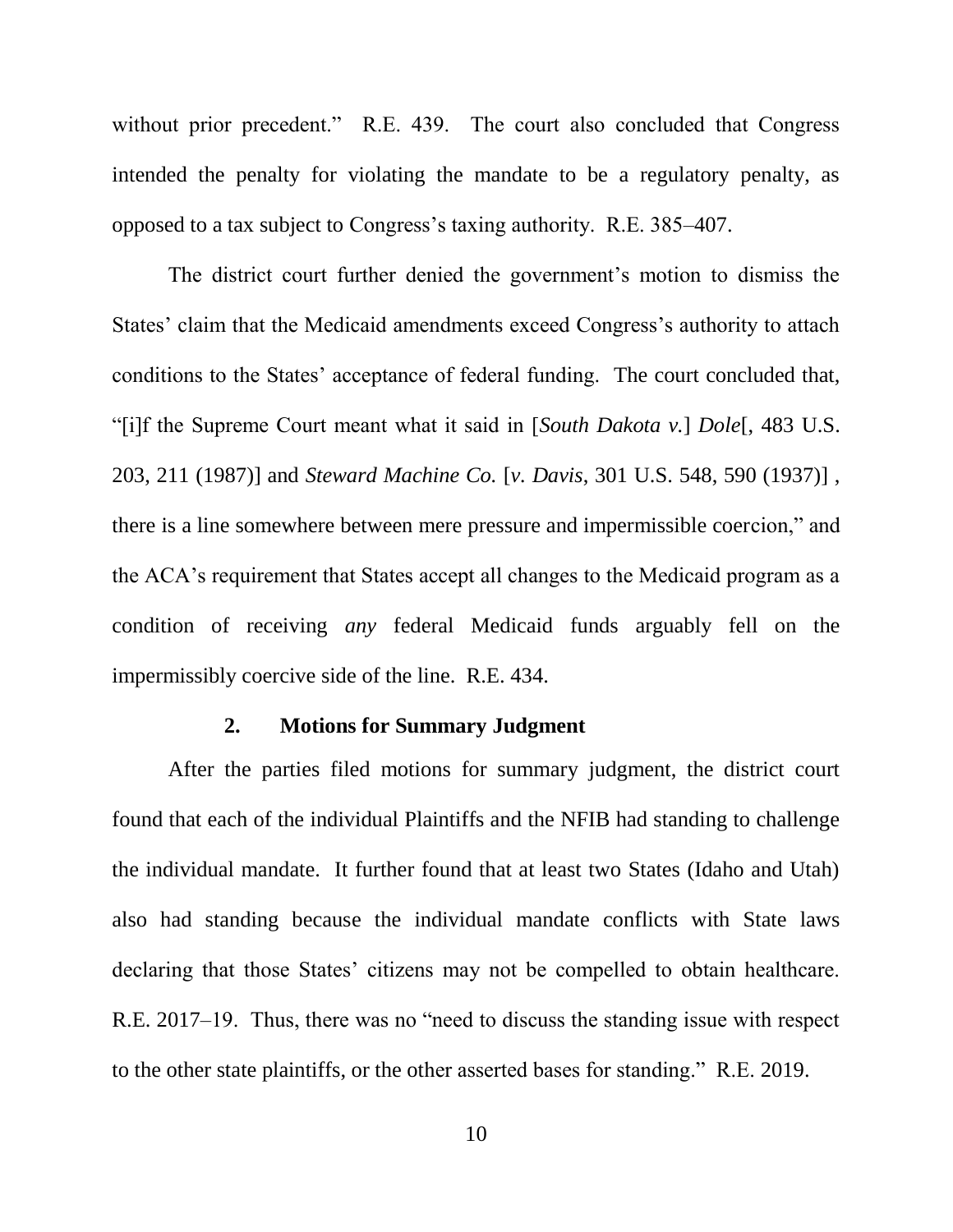without prior precedent." R.E. 439. The court also concluded that Congress intended the penalty for violating the mandate to be a regulatory penalty, as opposed to a tax subject to Congress's taxing authority. R.E. 385–407.

The district court further denied the government's motion to dismiss the States' claim that the Medicaid amendments exceed Congress's authority to attach conditions to the States' acceptance of federal funding. The court concluded that, "[i]f the Supreme Court meant what it said in [*South Dakota v.*] *Dole*[, 483 U.S. 203, 211 (1987)] and *Steward Machine Co.* [*v. Davis*, 301 U.S. 548, 590 (1937)] , there is a line somewhere between mere pressure and impermissible coercion," and the ACA's requirement that States accept all changes to the Medicaid program as a condition of receiving *any* federal Medicaid funds arguably fell on the impermissibly coercive side of the line. R.E. 434.

### 2. Motions for Summary Judgment

After the parties filed motions for summary judgment, the district court found that each of the individual Plaintiffs and the NFIB had standing to challenge the individual mandate. It further found that at least two States (Idaho and Utah) also had standing because the individual mandate conflicts with State laws declaring that those States' citizens may not be compelled to obtain healthcare. R.E. 2017–19. Thus, there was no "need to discuss the standing issue with respect to the other state plaintiffs, or the other asserted bases for standing." R.E. 2019.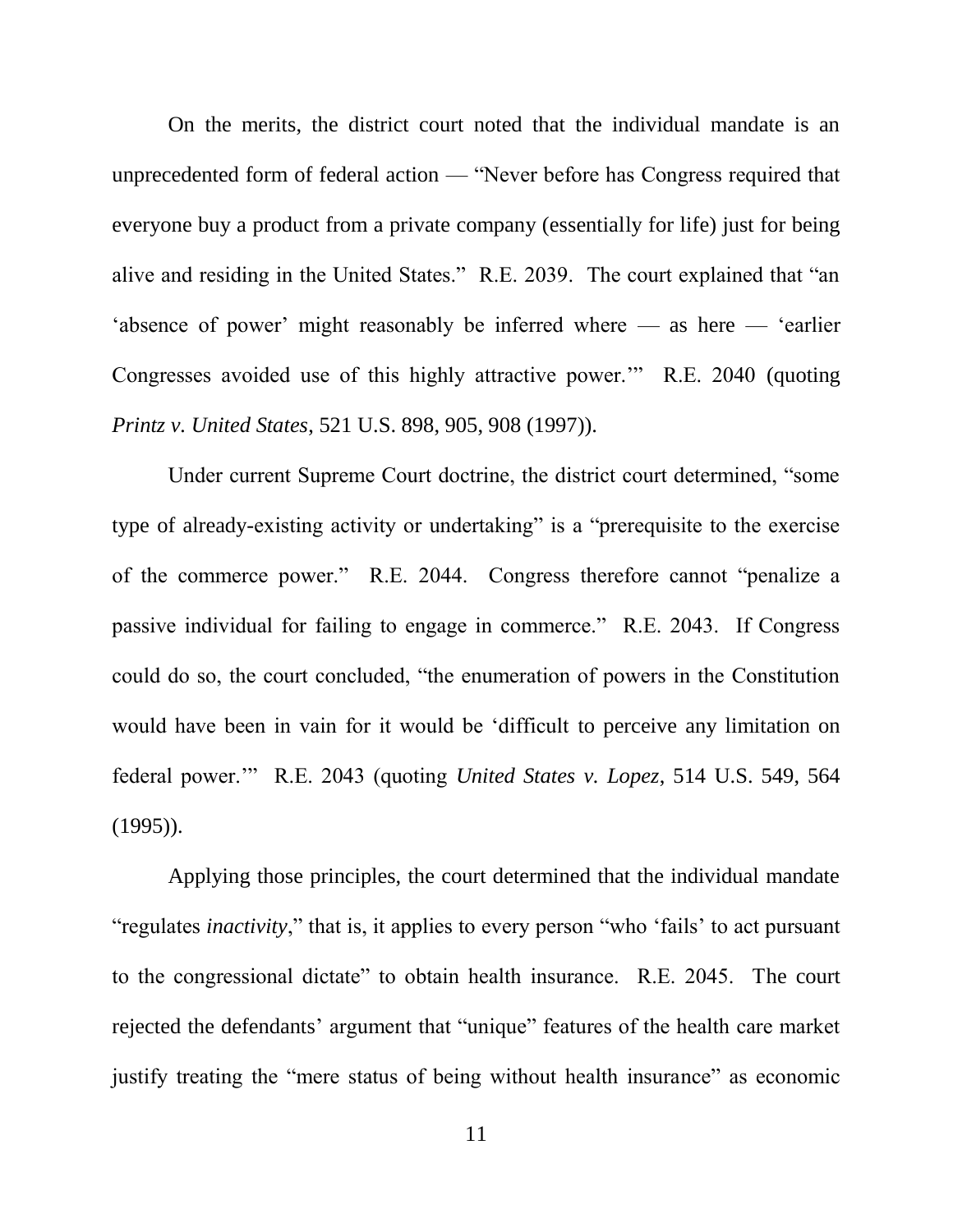On the merits, the district court noted that the individual mandate is an unprecedented form of federal action — "Never before has Congress required that everyone buy a product from a private company (essentially for life) just for being alive and residing in the United States." R.E. 2039. The court explained that "an 'absence of power' might reasonably be inferred where — as here — 'earlier Congresses avoided use of this highly attractive power.'" R.E. 2040 (quoting *Printz v. United States*, 521 U.S. 898, 905, 908 (1997)).

Under current Supreme Court doctrine, the district court determined, "some type of already-existing activity or undertaking" is a "prerequisite to the exercise of the commerce power." R.E. 2044. Congress therefore cannot "penalize a passive individual for failing to engage in commerce." R.E. 2043. If Congress could do so, the court concluded, "the enumeration of powers in the Constitution would have been in vain for it would be 'difficult to perceive any limitation on federal power.'" R.E. 2043 (quoting *United States v. Lopez*, 514 U.S. 549, 564 (1995)).

Applying those principles, the court determined that the individual mandate "regulates *inactivity*," that is, it applies to every person "who 'fails' to act pursuant to the congressional dictate" to obtain health insurance. R.E. 2045. The court rejected the defendants' argument that "unique" features of the health care market justify treating the "mere status of being without health insurance" as economic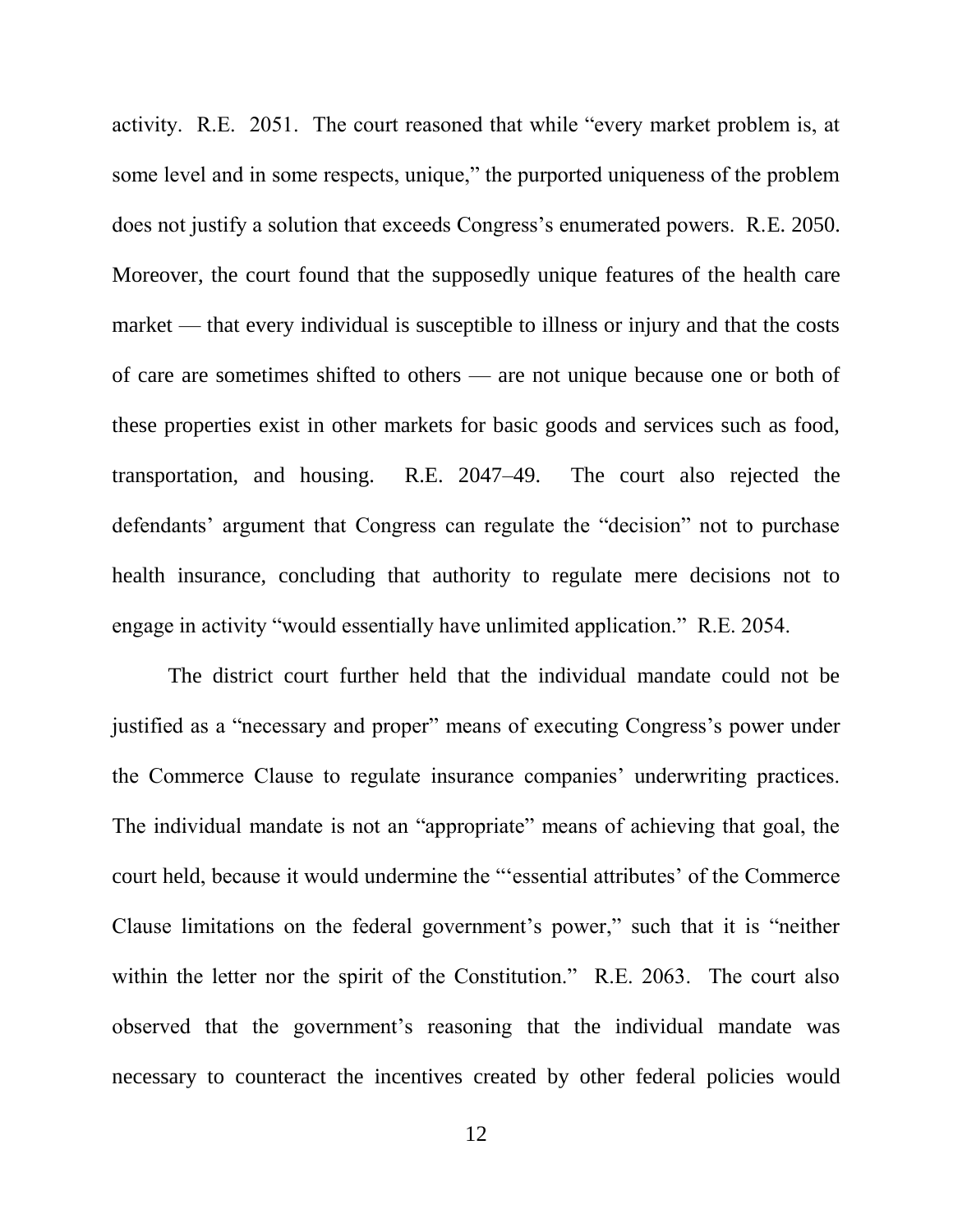activity. R.E. 2051. The court reasoned that while "every market problem is, at some level and in some respects, unique," the purported uniqueness of the problem does not justify a solution that exceeds Congress's enumerated powers. R.E. 2050. Moreover, the court found that the supposedly unique features of the health care market — that every individual is susceptible to illness or injury and that the costs of care are sometimes shifted to others — are not unique because one or both of these properties exist in other markets for basic goods and services such as food, transportation, and housing. R.E. 2047–49. The court also rejected the defendants' argument that Congress can regulate the "decision" not to purchase health insurance, concluding that authority to regulate mere decisions not to engage in activity "would essentially have unlimited application." R.E. 2054.

The district court further held that the individual mandate could not be justified as a "necessary and proper" means of executing Congress's power under the Commerce Clause to regulate insurance companies' underwriting practices. The individual mandate is not an "appropriate" means of achieving that goal, the court held, because it would undermine the "'essential attributes' of the Commerce Clause limitations on the federal government's power," such that it is "neither within the letter nor the spirit of the Constitution." R.E. 2063. The court also observed that the government's reasoning that the individual mandate was necessary to counteract the incentives created by other federal policies would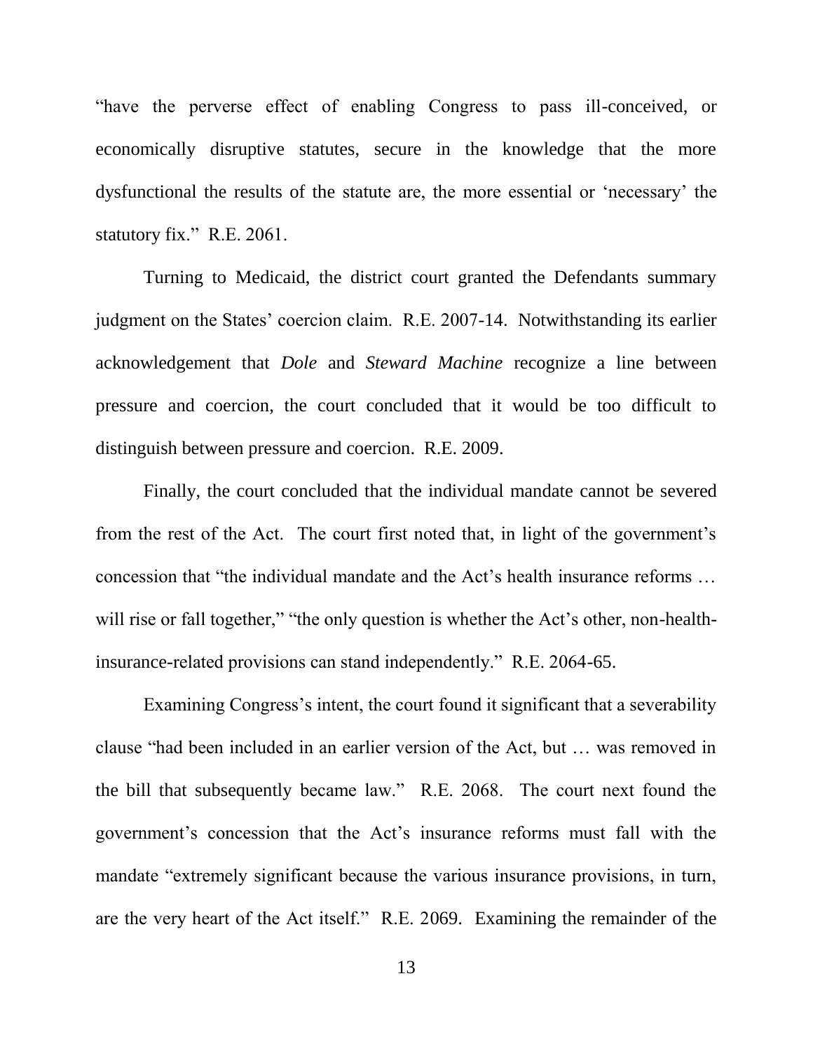"have the perverse effect of enabling Congress to pass ill-conceived, or economically disruptive statutes, secure in the knowledge that the more dysfunctional the results of the statute are, the more essential or 'necessary' the statutory fix." R.E. 2061.

Turning to Medicaid, the district court granted the Defendants summary judgment on the States' coercion claim. R.E. 2007-14. Notwithstanding its earlier acknowledgement that *Dole* and *Steward Machine* recognize a line between pressure and coercion, the court concluded that it would be too difficult to distinguish between pressure and coercion. R.E. 2009.

Finally, the court concluded that the individual mandate cannot be severed from the rest of the Act. The court first noted that, in light of the government's concession that "the individual mandate and the Act's health insurance reforms … will rise or fall together," "the only question is whether the Act's other, non-health-insurance-related provisions can stand independently." R.E. 2064-65.

Examining Congress's intent, the court found it significant that a severability clause "had been included in an earlier version of the Act, but … was removed in the bill that subsequently became law." R.E. 2068. The court next found the government's concession that the Act's insurance reforms must fall with the mandate "extremely significant because the various insurance provisions, in turn, are the very heart of the Act itself." R.E. 2069. Examining the remainder of the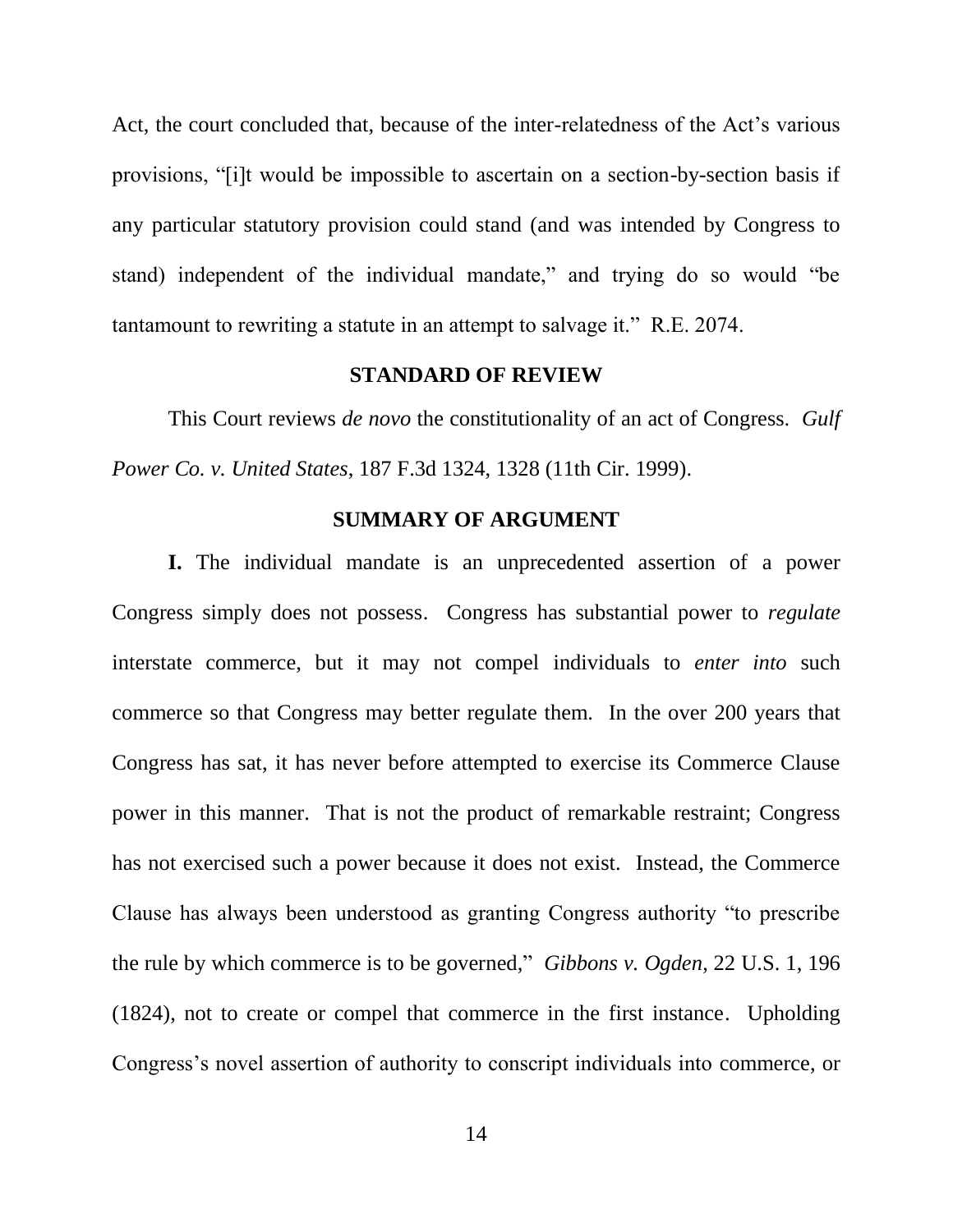Act, the court concluded that, because of the inter-relatedness of the Act's various provisions, "[i]t would be impossible to ascertain on a section-by-section basis if any particular statutory provision could stand (and was intended by Congress to stand) independent of the individual mandate," and trying do so would "be tantamount to rewriting a statute in an attempt to salvage it." R.E. 2074.

## STANDARD OF REVIEW

This Court reviews *de novo* the constitutionality of an act of Congress. *Gulf Power Co. v. United States*, 187 F.3d 1324, 1328 (11th Cir. 1999).

## SUMMARY OF ARGUMENT

**I.** The individual mandate is an unprecedented assertion of a power Congress simply does not possess. Congress has substantial power to *regulate* interstate commerce, but it may not compel individuals to *enter into* such commerce so that Congress may better regulate them. In the over 200 years that Congress has sat, it has never before attempted to exercise its Commerce Clause power in this manner. That is not the product of remarkable restraint; Congress has not exercised such a power because it does not exist. Instead, the Commerce Clause has always been understood as granting Congress authority "to prescribe the rule by which commerce is to be governed," *Gibbons v. Ogden*, 22 U.S. 1, 196 (1824), not to create or compel that commerce in the first instance. Upholding Congress's novel assertion of authority to conscript individuals into commerce, or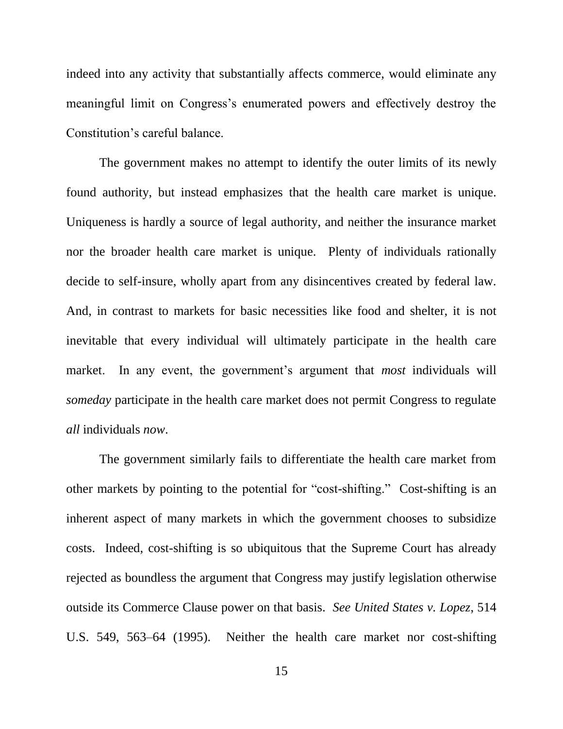indeed into any activity that substantially affects commerce, would eliminate any meaningful limit on Congress's enumerated powers and effectively destroy the Constitution's careful balance.

The government makes no attempt to identify the outer limits of its newly found authority, but instead emphasizes that the health care market is unique. Uniqueness is hardly a source of legal authority, and neither the insurance market nor the broader health care market is unique. Plenty of individuals rationally decide to self-insure, wholly apart from any disincentives created by federal law. And, in contrast to markets for basic necessities like food and shelter, it is not inevitable that every individual will ultimately participate in the health care market. In any event, the government's argument that *most* individuals will *someday* participate in the health care market does not permit Congress to regulate *all* individuals *now*.

The government similarly fails to differentiate the health care market from other markets by pointing to the potential for "cost-shifting." Cost-shifting is an inherent aspect of many markets in which the government chooses to subsidize costs. Indeed, cost-shifting is so ubiquitous that the Supreme Court has already rejected as boundless the argument that Congress may justify legislation otherwise outside its Commerce Clause power on that basis. *See United States v. Lopez*, 514 U.S. 549, 563–64 (1995). Neither the health care market nor cost-shifting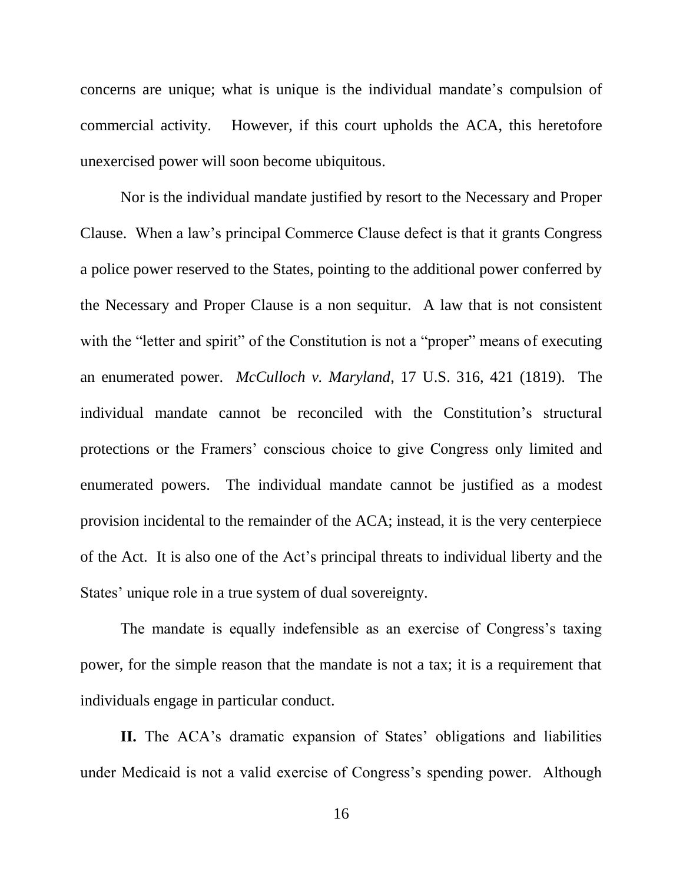concerns are unique; what is unique is the individual mandate's compulsion of commercial activity. However, if this court upholds the ACA, this heretofore unexercised power will soon become ubiquitous.

Nor is the individual mandate justified by resort to the Necessary and Proper Clause. When a law's principal Commerce Clause defect is that it grants Congress a police power reserved to the States, pointing to the additional power conferred by the Necessary and Proper Clause is a non sequitur. A law that is not consistent with the "letter and spirit" of the Constitution is not a "proper" means of executing an enumerated power. *McCulloch v. Maryland*, 17 U.S. 316, 421 (1819). The individual mandate cannot be reconciled with the Constitution's structural protections or the Framers' conscious choice to give Congress only limited and enumerated powers. The individual mandate cannot be justified as a modest provision incidental to the remainder of the ACA; instead, it is the very centerpiece of the Act. It is also one of the Act's principal threats to individual liberty and the States' unique role in a true system of dual sovereignty.

The mandate is equally indefensible as an exercise of Congress's taxing power, for the simple reason that the mandate is not a tax; it is a requirement that individuals engage in particular conduct.

**II.** The ACA's dramatic expansion of States' obligations and liabilities under Medicaid is not a valid exercise of Congress's spending power. Although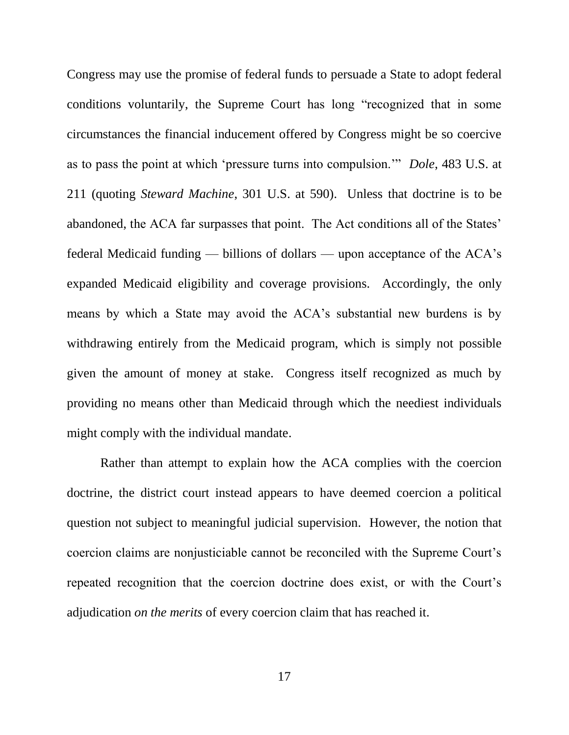Congress may use the promise of federal funds to persuade a State to adopt federal conditions voluntarily, the Supreme Court has long "recognized that in some circumstances the financial inducement offered by Congress might be so coercive as to pass the point at which 'pressure turns into compulsion.'" *Dole*, 483 U.S. at 211 (quoting *Steward Machine*, 301 U.S. at 590). Unless that doctrine is to be abandoned, the ACA far surpasses that point. The Act conditions all of the States' federal Medicaid funding — billions of dollars — upon acceptance of the ACA's expanded Medicaid eligibility and coverage provisions. Accordingly, the only means by which a State may avoid the ACA's substantial new burdens is by withdrawing entirely from the Medicaid program, which is simply not possible given the amount of money at stake. Congress itself recognized as much by providing no means other than Medicaid through which the neediest individuals might comply with the individual mandate.

Rather than attempt to explain how the ACA complies with the coercion doctrine, the district court instead appears to have deemed coercion a political question not subject to meaningful judicial supervision. However, the notion that coercion claims are nonjusticiable cannot be reconciled with the Supreme Court's repeated recognition that the coercion doctrine does exist, or with the Court's adjudication *on the merits* of every coercion claim that has reached it.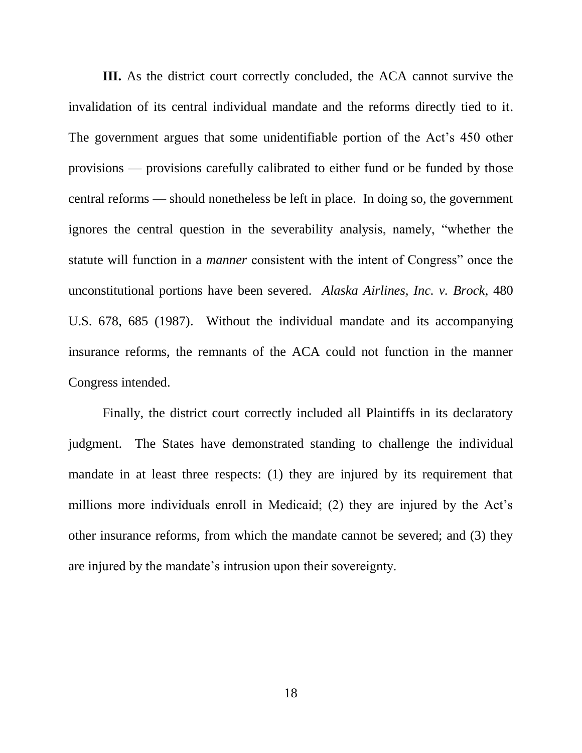**III.** As the district court correctly concluded, the ACA cannot survive the invalidation of its central individual mandate and the reforms directly tied to it. The government argues that some unidentifiable portion of the Act's 450 other provisions — provisions carefully calibrated to either fund or be funded by those central reforms — should nonetheless be left in place. In doing so, the government ignores the central question in the severability analysis, namely, "whether the statute will function in a *manner* consistent with the intent of Congress" once the unconstitutional portions have been severed. *Alaska Airlines, Inc. v. Brock*, 480 U.S. 678, 685 (1987). Without the individual mandate and its accompanying insurance reforms, the remnants of the ACA could not function in the manner Congress intended.

Finally, the district court correctly included all Plaintiffs in its declaratory judgment. The States have demonstrated standing to challenge the individual mandate in at least three respects: (1) they are injured by its requirement that millions more individuals enroll in Medicaid; (2) they are injured by the Act's other insurance reforms, from which the mandate cannot be severed; and (3) they are injured by the mandate's intrusion upon their sovereignty.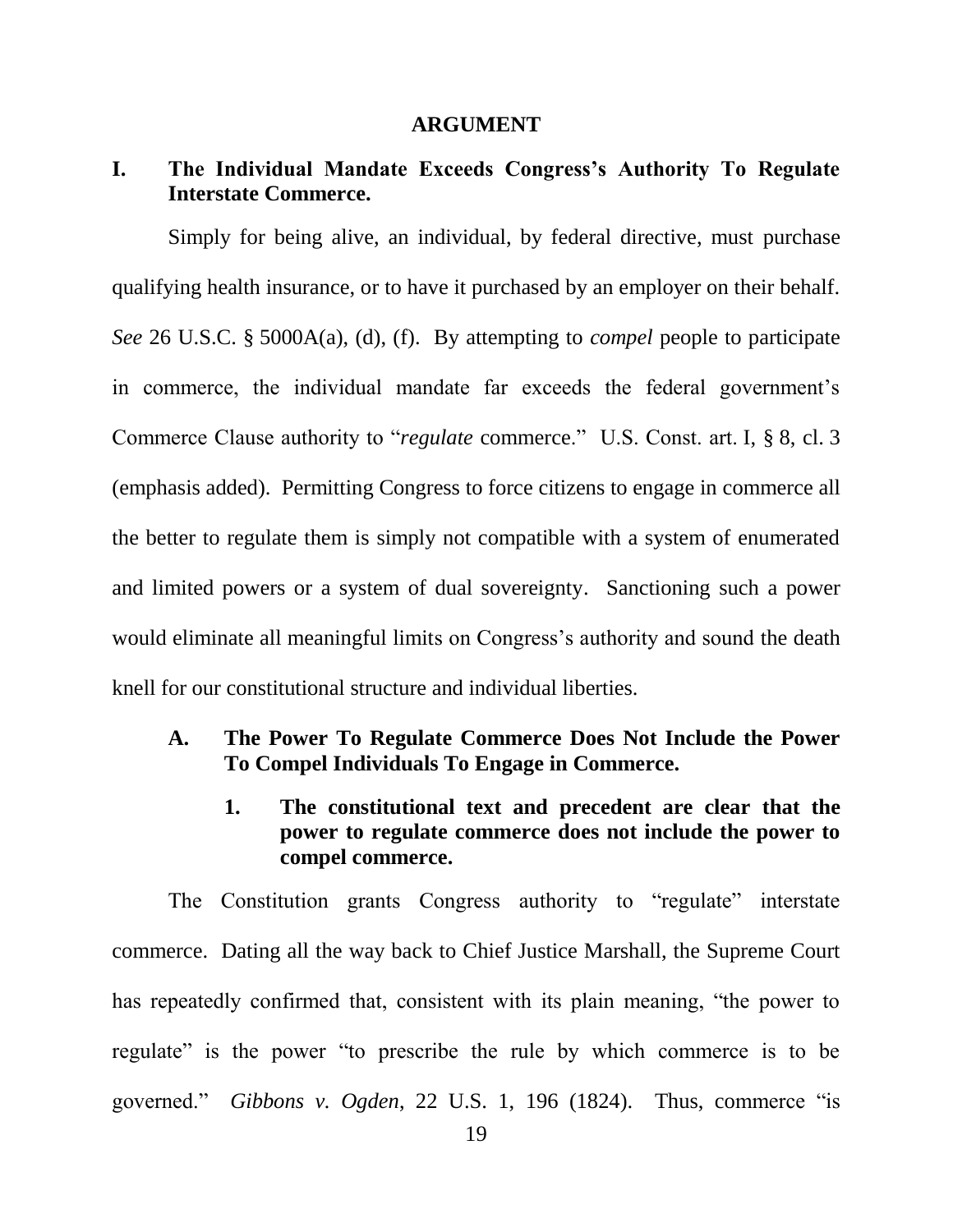# ARGUMENT

## I. The Individual Mandate Exceeds Congress's Authority To Regulate Interstate Commerce.

Simply for being alive, an individual, by federal directive, must purchase qualifying health insurance, or to have it purchased by an employer on their behalf. *See* 26 U.S.C. § 5000A(a), (d), (f). By attempting to *compel* people to participate in commerce, the individual mandate far exceeds the federal government's Commerce Clause authority to "*regulate* commerce." U.S. Const. art. I, § 8, cl. 3 (emphasis added). Permitting Congress to force citizens to engage in commerce all the better to regulate them is simply not compatible with a system of enumerated and limited powers or a system of dual sovereignty. Sanctioning such a power would eliminate all meaningful limits on Congress's authority and sound the death knell for our constitutional structure and individual liberties.

### A. The Power To Regulate Commerce Does Not Include the Power To Compel Individuals To Engage in Commerce.

#### 1. The constitutional text and precedent are clear that the power to regulate commerce does not include the power to compel commerce.

The Constitution grants Congress authority to "regulate" interstate commerce. Dating all the way back to Chief Justice Marshall, the Supreme Court has repeatedly confirmed that, consistent with its plain meaning, "the power to regulate" is the power "to prescribe the rule by which commerce is to be governed." *Gibbons v. Ogden*, 22 U.S. 1, 196 (1824). Thus, commerce "is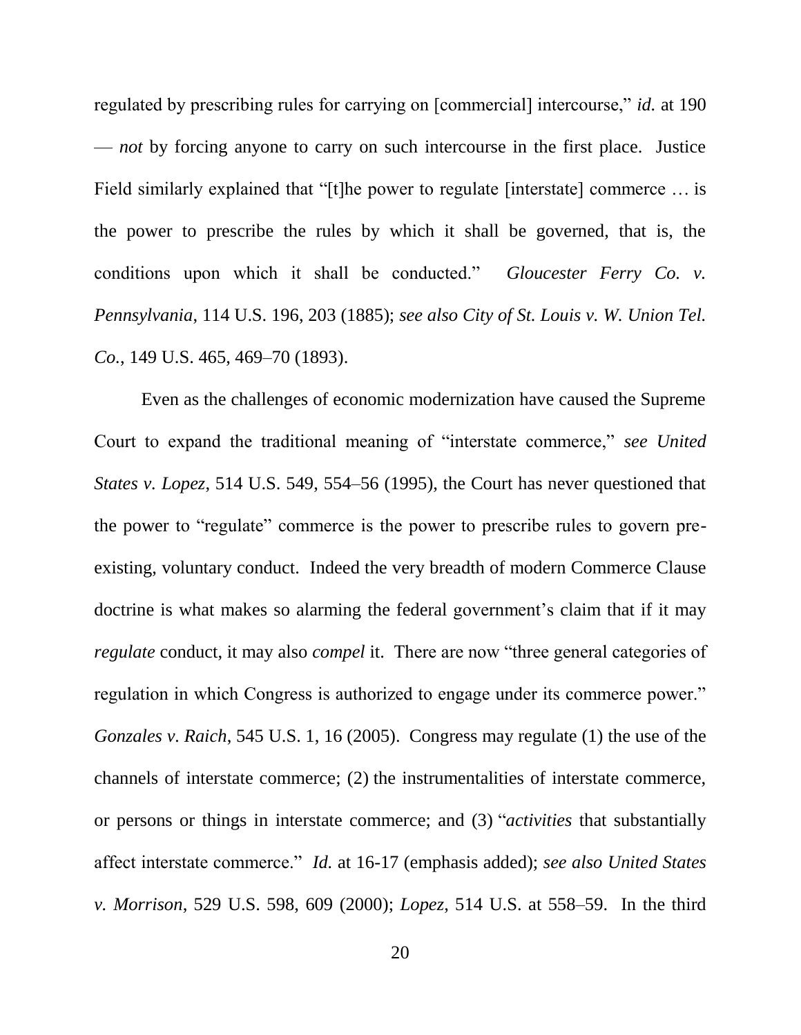regulated by prescribing rules for carrying on [commercial] intercourse," *id.* at 190 — *not* by forcing anyone to carry on such intercourse in the first place. Justice Field similarly explained that "[t]he power to regulate [interstate] commerce … is the power to prescribe the rules by which it shall be governed, that is, the conditions upon which it shall be conducted." *Gloucester Ferry Co. v. Pennsylvania*, 114 U.S. 196, 203 (1885); *see also City of St. Louis v. W. Union Tel. Co.*, 149 U.S. 465, 469–70 (1893).

Even as the challenges of economic modernization have caused the Supreme Court to expand the traditional meaning of "interstate commerce," *see United States v. Lopez*, 514 U.S. 549, 554–56 (1995), the Court has never questioned that the power to "regulate" commerce is the power to prescribe rules to govern pre-existing, voluntary conduct. Indeed the very breadth of modern Commerce Clause doctrine is what makes so alarming the federal government's claim that if it may *regulate* conduct, it may also *compel* it. There are now "three general categories of regulation in which Congress is authorized to engage under its commerce power." *Gonzales v. Raich*, 545 U.S. 1, 16 (2005). Congress may regulate (1) the use of the channels of interstate commerce; (2) the instrumentalities of interstate commerce, or persons or things in interstate commerce; and (3) "*activities* that substantially affect interstate commerce." *Id.* at 16-17 (emphasis added); *see also United States v. Morrison*, 529 U.S. 598, 609 (2000); *Lopez*, 514 U.S. at 558–59. In the third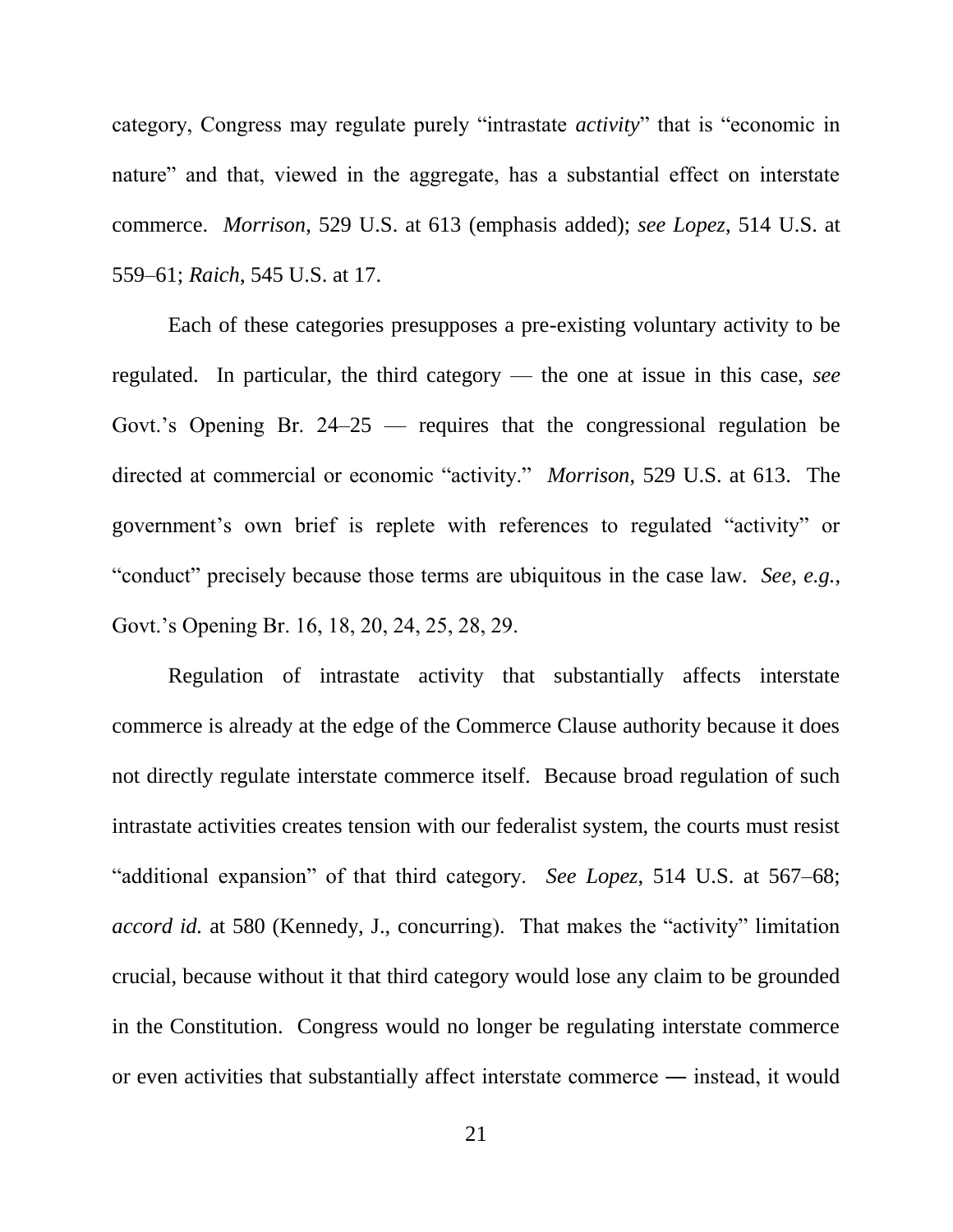category, Congress may regulate purely "intrastate *activity*" that is "economic in nature" and that, viewed in the aggregate, has a substantial effect on interstate commerce. *Morrison*, 529 U.S. at 613 (emphasis added); *see Lopez*, 514 U.S. at 559–61; *Raich*, 545 U.S. at 17.

Each of these categories presupposes a pre-existing voluntary activity to be regulated. In particular, the third category — the one at issue in this case, *see* Govt.'s Opening Br. 24–25 — requires that the congressional regulation be directed at commercial or economic "activity." *Morrison*, 529 U.S. at 613. The government's own brief is replete with references to regulated "activity" or "conduct" precisely because those terms are ubiquitous in the case law. *See, e.g.*, Govt.'s Opening Br. 16, 18, 20, 24, 25, 28, 29.

Regulation of intrastate activity that substantially affects interstate commerce is already at the edge of the Commerce Clause authority because it does not directly regulate interstate commerce itself. Because broad regulation of such intrastate activities creates tension with our federalist system, the courts must resist "additional expansion" of that third category. *See Lopez*, 514 U.S. at 567–68; *accord id.* at 580 (Kennedy, J., concurring). That makes the "activity" limitation crucial, because without it that third category would lose any claim to be grounded in the Constitution. Congress would no longer be regulating interstate commerce or even activities that substantially affect interstate commerce ― instead, it would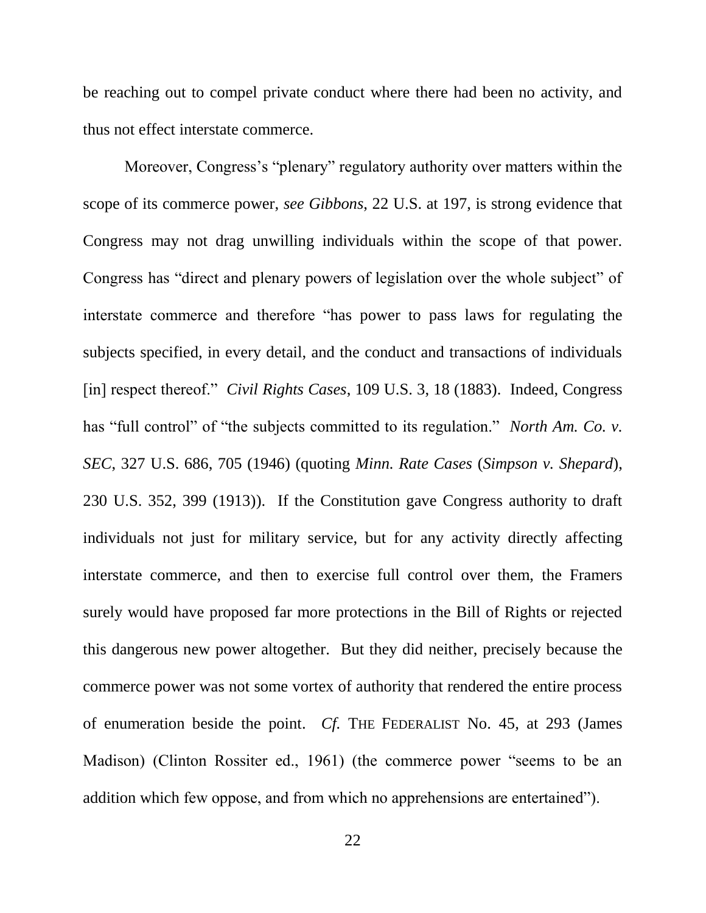be reaching out to compel private conduct where there had been no activity, and thus not effect interstate commerce.

Moreover, Congress's "plenary" regulatory authority over matters within the scope of its commerce power, *see Gibbons*, 22 U.S. at 197, is strong evidence that Congress may not drag unwilling individuals within the scope of that power. Congress has "direct and plenary powers of legislation over the whole subject" of interstate commerce and therefore "has power to pass laws for regulating the subjects specified, in every detail, and the conduct and transactions of individuals [in] respect thereof." *Civil Rights Cases*, 109 U.S. 3, 18 (1883). Indeed, Congress has "full control" of "the subjects committed to its regulation." *North Am. Co. v. SEC*, 327 U.S. 686, 705 (1946) (quoting *Minn. Rate Cases* (*Simpson v. Shepard*), 230 U.S. 352, 399 (1913)). If the Constitution gave Congress authority to draft individuals not just for military service, but for any activity directly affecting interstate commerce, and then to exercise full control over them, the Framers surely would have proposed far more protections in the Bill of Rights or rejected this dangerous new power altogether. But they did neither, precisely because the commerce power was not some vortex of authority that rendered the entire process of enumeration beside the point. *Cf.* THE FEDERALIST No. 45, at 293 (James Madison) (Clinton Rossiter ed., 1961) (the commerce power "seems to be an addition which few oppose, and from which no apprehensions are entertained").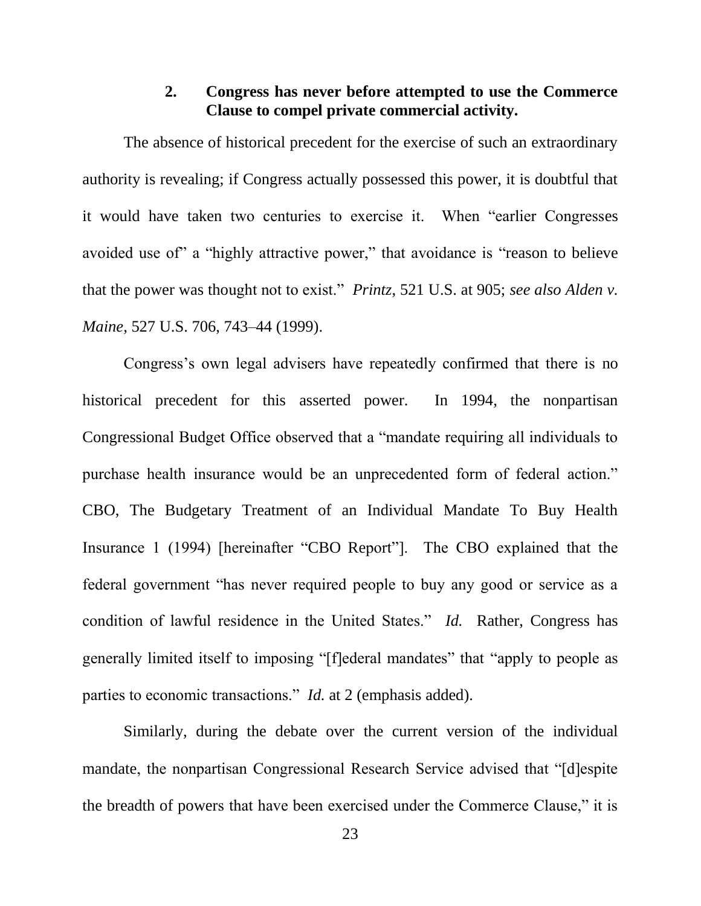### 2. Congress has never before attempted to use the Commerce Clause to compel private commercial activity.

The absence of historical precedent for the exercise of such an extraordinary authority is revealing; if Congress actually possessed this power, it is doubtful that it would have taken two centuries to exercise it. When "earlier Congresses avoided use of" a "highly attractive power," that avoidance is "reason to believe that the power was thought not to exist." *Printz*, 521 U.S. at 905; *see also Alden v. Maine*, 527 U.S. 706, 743–44 (1999).

Congress's own legal advisers have repeatedly confirmed that there is no historical precedent for this asserted power. In 1994, the nonpartisan Congressional Budget Office observed that a "mandate requiring all individuals to purchase health insurance would be an unprecedented form of federal action." CBO, The Budgetary Treatment of an Individual Mandate To Buy Health Insurance 1 (1994) [hereinafter "CBO Report"]. The CBO explained that the federal government "has never required people to buy any good or service as a condition of lawful residence in the United States." *Id.* Rather, Congress has generally limited itself to imposing "[f]ederal mandates" that "apply to people as parties to economic transactions." *Id.* at 2 (emphasis added).

Similarly, during the debate over the current version of the individual mandate, the nonpartisan Congressional Research Service advised that "[d]espite the breadth of powers that have been exercised under the Commerce Clause," it is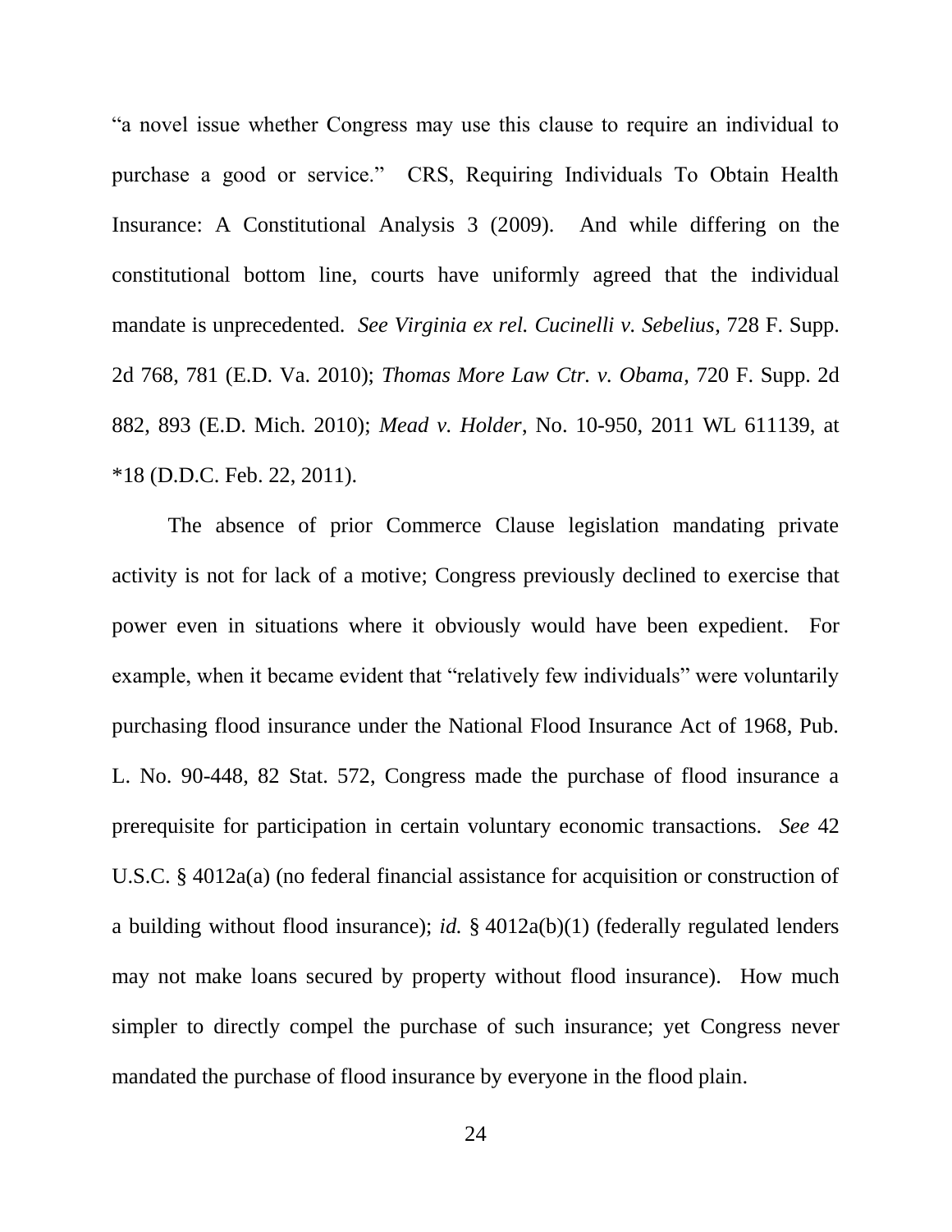"a novel issue whether Congress may use this clause to require an individual to purchase a good or service." CRS, Requiring Individuals To Obtain Health Insurance: A Constitutional Analysis 3 (2009). And while differing on the constitutional bottom line, courts have uniformly agreed that the individual mandate is unprecedented. *See Virginia ex rel. Cucinelli v. Sebelius*, 728 F. Supp. 2d 768, 781 (E.D. Va. 2010); *Thomas More Law Ctr. v. Obama*, 720 F. Supp. 2d 882, 893 (E.D. Mich. 2010); *Mead v. Holder*, No. 10-950, 2011 WL 611139, at *18 (D.D.C. Feb. 22, 2011).

The absence of prior Commerce Clause legislation mandating private activity is not for lack of a motive; Congress previously declined to exercise that power even in situations where it obviously would have been expedient. For example, when it became evident that "relatively few individuals" were voluntarily purchasing flood insurance under the National Flood Insurance Act of 1968, Pub. L. No. 90-448, 82 Stat. 572, Congress made the purchase of flood insurance a prerequisite for participation in certain voluntary economic transactions. *See* 42 U.S.C. § 4012a(a) (no federal financial assistance for acquisition or construction of a building without flood insurance); *id.* § 4012a(b)(1) (federally regulated lenders may not make loans secured by property without flood insurance). How much simpler to directly compel the purchase of such insurance; yet Congress never mandated the purchase of flood insurance by everyone in the flood plain.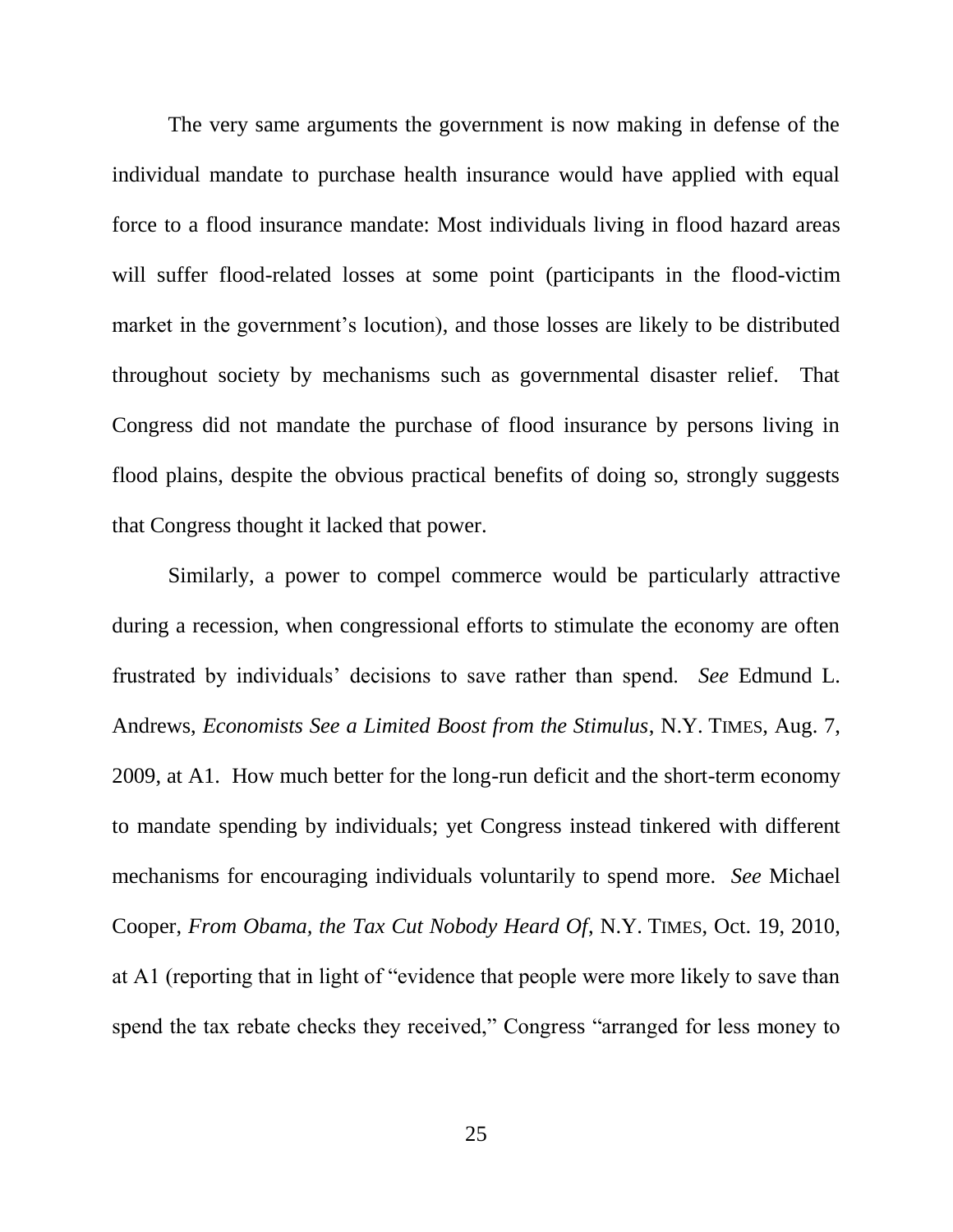The very same arguments the government is now making in defense of the individual mandate to purchase health insurance would have applied with equal force to a flood insurance mandate: Most individuals living in flood hazard areas will suffer flood-related losses at some point (participants in the flood-victim market in the government's locution), and those losses are likely to be distributed throughout society by mechanisms such as governmental disaster relief. That Congress did not mandate the purchase of flood insurance by persons living in flood plains, despite the obvious practical benefits of doing so, strongly suggests that Congress thought it lacked that power.

Similarly, a power to compel commerce would be particularly attractive during a recession, when congressional efforts to stimulate the economy are often frustrated by individuals' decisions to save rather than spend. *See* Edmund L. Andrews, *Economists See a Limited Boost from the Stimulus*, N.Y. TIMES, Aug. 7, 2009, at A1. How much better for the long-run deficit and the short-term economy to mandate spending by individuals; yet Congress instead tinkered with different mechanisms for encouraging individuals voluntarily to spend more. *See* Michael Cooper, *From Obama, the Tax Cut Nobody Heard Of*, N.Y. TIMES, Oct. 19, 2010, at A1 (reporting that in light of "evidence that people were more likely to save than spend the tax rebate checks they received," Congress "arranged for less money to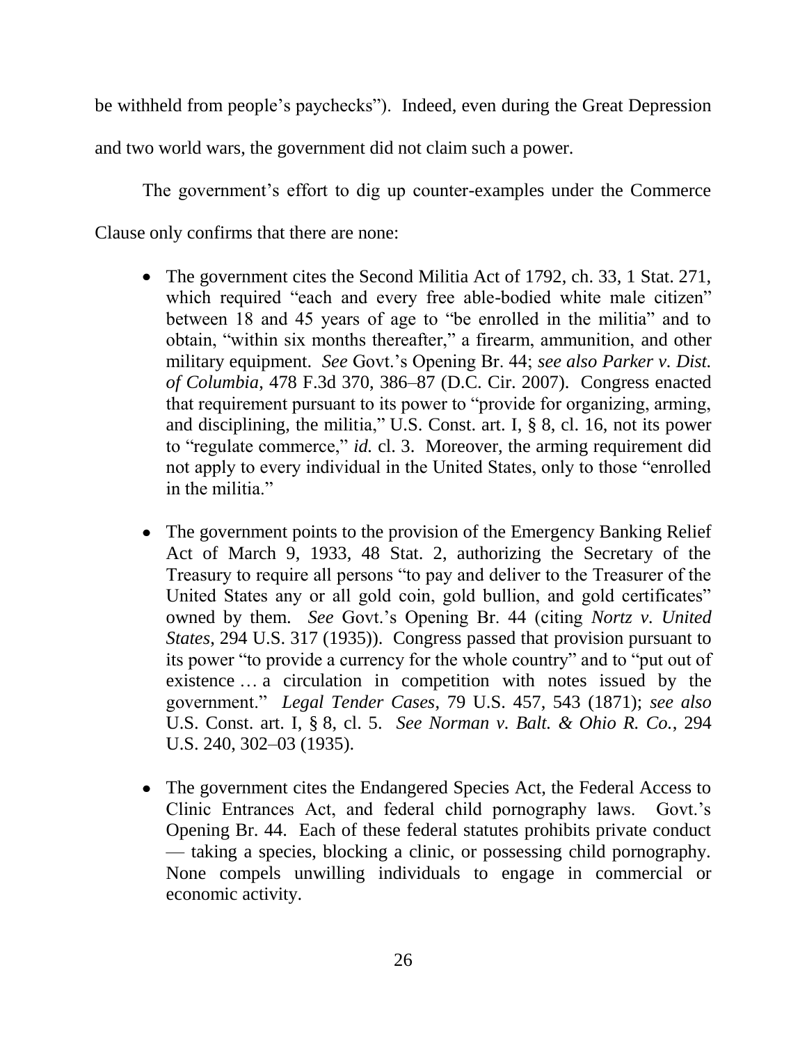be withheld from people's paychecks"). Indeed, even during the Great Depression and two world wars, the government did not claim such a power.

The government's effort to dig up counter-examples under the Commerce Clause only confirms that there are none:

- The government cites the Second Militia Act of 1792, ch. 33, 1 Stat. 271, which required "each and every free able-bodied white male citizen" between 18 and 45 years of age to "be enrolled in the militia" and to obtain, "within six months thereafter," a firearm, ammunition, and other military equipment. *See* Govt.'s Opening Br. 44; *see also Parker v. Dist. of Columbia*, 478 F.3d 370, 386–87 (D.C. Cir. 2007). Congress enacted that requirement pursuant to its power to "provide for organizing, arming, and disciplining, the militia," U.S. Const. art. I, § 8, cl. 16, not its power to "regulate commerce," *id.* cl. 3. Moreover, the arming requirement did not apply to every individual in the United States, only to those "enrolled in the militia."

- The government points to the provision of the Emergency Banking Relief Act of March 9, 1933, 48 Stat. 2, authorizing the Secretary of the Treasury to require all persons "to pay and deliver to the Treasurer of the United States any or all gold coin, gold bullion, and gold certificates" owned by them. *See* Govt.'s Opening Br. 44 (citing *Nortz v. United States*, 294 U.S. 317 (1935)). Congress passed that provision pursuant to its power "to provide a currency for the whole country" and to "put out of existence … a circulation in competition with notes issued by the government." *Legal Tender Cases*, 79 U.S. 457, 543 (1871); *see also* U.S. Const. art. I, § 8, cl. 5. *See Norman v. Balt. & Ohio R. Co.*, 294 U.S. 240, 302–03 (1935).

- The government cites the Endangered Species Act, the Federal Access to Clinic Entrances Act, and federal child pornography laws. Govt.'s Opening Br. 44. Each of these federal statutes prohibits private conduct — taking a species, blocking a clinic, or possessing child pornography. None compels unwilling individuals to engage in commercial or economic activity.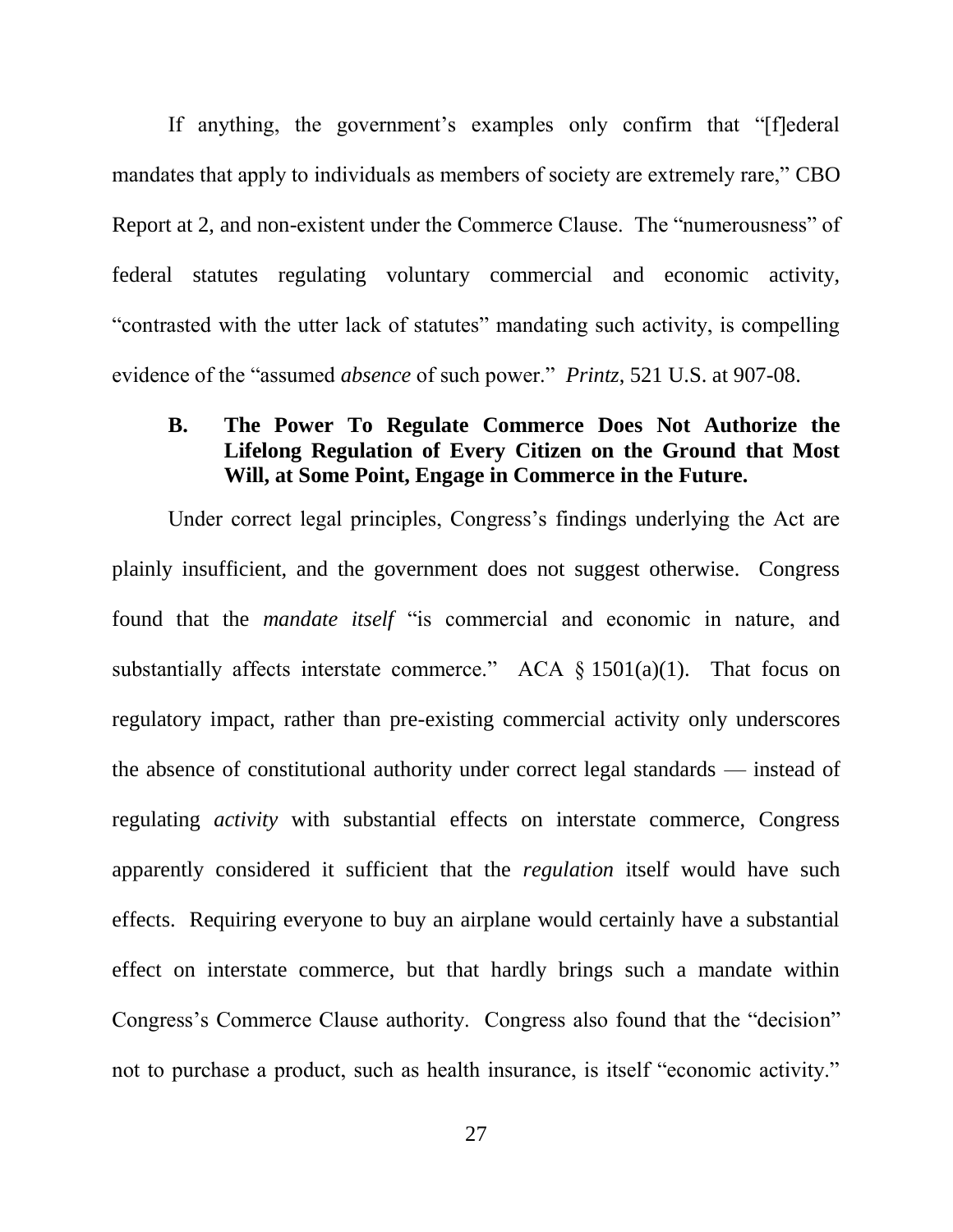If anything, the government's examples only confirm that "[f]ederal mandates that apply to individuals as members of society are extremely rare," CBO Report at 2, and non-existent under the Commerce Clause. The "numerousness" of federal statutes regulating voluntary commercial and economic activity, "contrasted with the utter lack of statutes" mandating such activity, is compelling evidence of the "assumed *absence* of such power." *Printz*, 521 U.S. at 907-08.

### B. The Power To Regulate Commerce Does Not Authorize the Lifelong Regulation of Every Citizen on the Ground that Most Will, at Some Point, Engage in Commerce in the Future.

Under correct legal principles, Congress's findings underlying the Act are plainly insufficient, and the government does not suggest otherwise. Congress found that the *mandate itself* "is commercial and economic in nature, and substantially affects interstate commerce." ACA § 1501(a)(1). That focus on regulatory impact, rather than pre-existing commercial activity only underscores the absence of constitutional authority under correct legal standards — instead of regulating *activity* with substantial effects on interstate commerce, Congress apparently considered it sufficient that the *regulation* itself would have such effects. Requiring everyone to buy an airplane would certainly have a substantial effect on interstate commerce, but that hardly brings such a mandate within Congress's Commerce Clause authority. Congress also found that the "decision" not to purchase a product, such as health insurance, is itself "economic activity."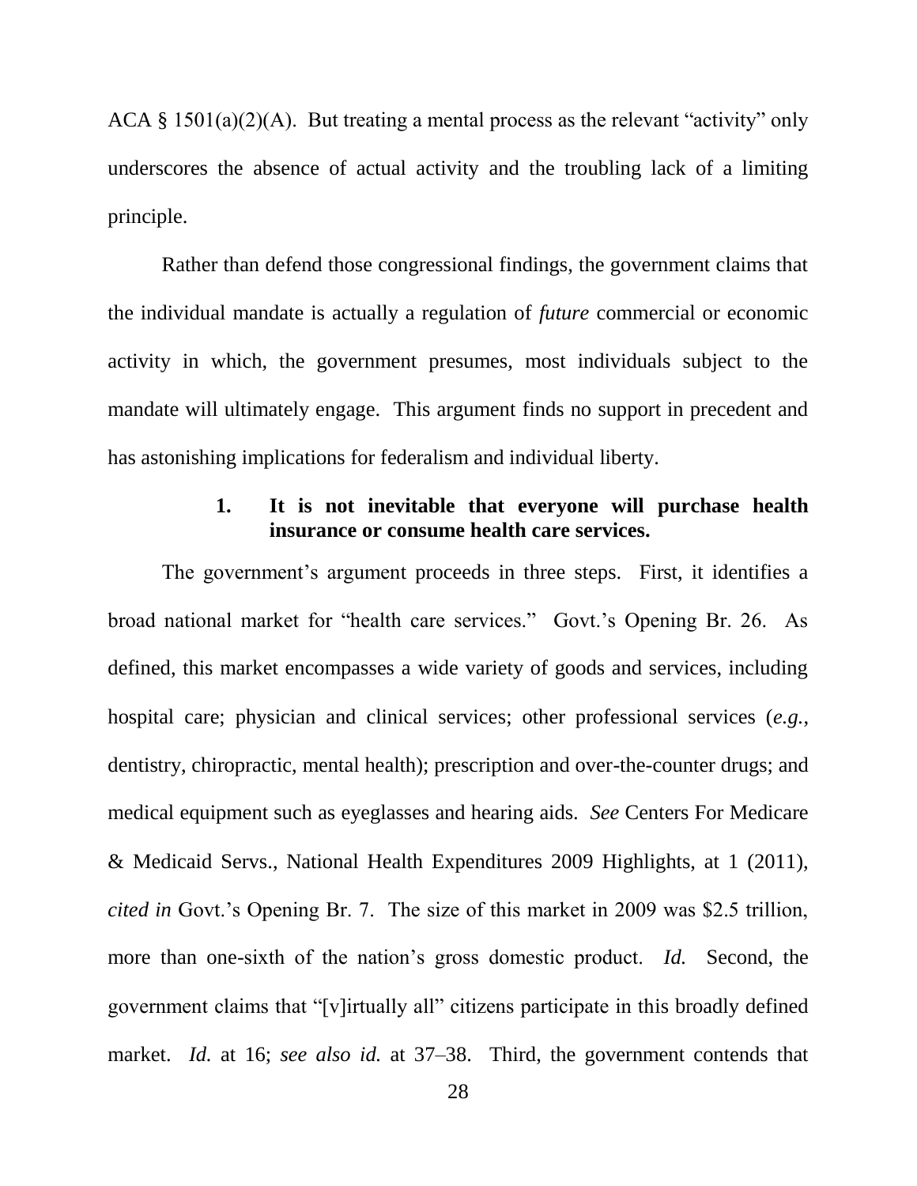ACA § 1501(a)(2)(A). But treating a mental process as the relevant "activity" only underscores the absence of actual activity and the troubling lack of a limiting principle.

Rather than defend those congressional findings, the government claims that the individual mandate is actually a regulation of *future* commercial or economic activity in which, the government presumes, most individuals subject to the mandate will ultimately engage. This argument finds no support in precedent and has astonishing implications for federalism and individual liberty.

### 1. It is not inevitable that everyone will purchase health insurance or consume health care services.

The government's argument proceeds in three steps. First, it identifies a broad national market for "health care services." Govt.'s Opening Br. 26. As defined, this market encompasses a wide variety of goods and services, including hospital care; physician and clinical services; other professional services (*e.g.*, dentistry, chiropractic, mental health); prescription and over-the-counter drugs; and medical equipment such as eyeglasses and hearing aids. *See* Centers For Medicare & Medicaid Servs., National Health Expenditures 2009 Highlights, at 1 (2011), *cited in* Govt.'s Opening Br. 7. The size of this market in 2009 was $2.5 trillion, more than one-sixth of the nation's gross domestic product. *Id.* Second, the government claims that "[v]irtually all" citizens participate in this broadly defined market. *Id.* at 16; *see also id.* at 37–38. Third, the government contends that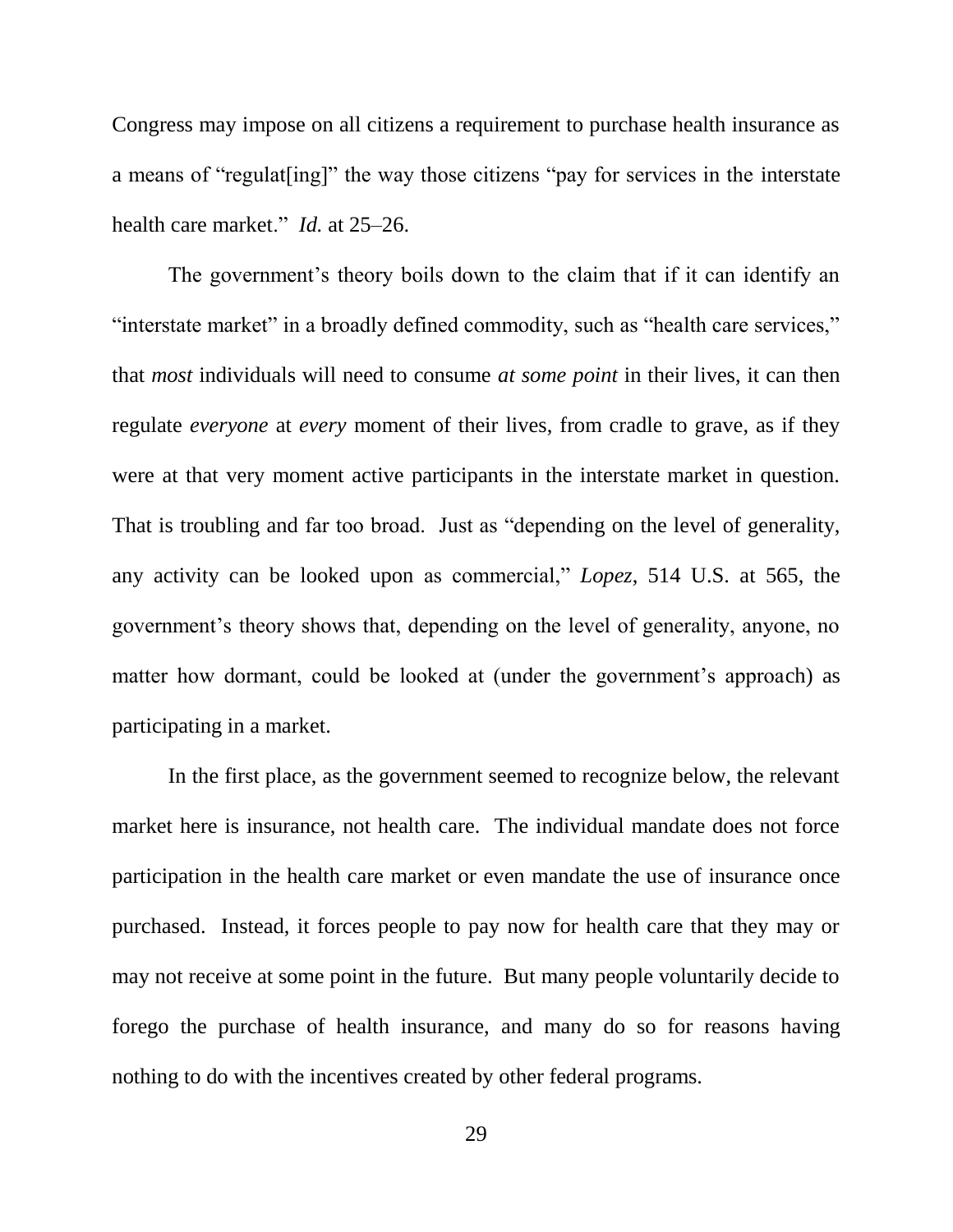Congress may impose on all citizens a requirement to purchase health insurance as a means of "regulat[ing]" the way those citizens "pay for services in the interstate health care market." *Id.* at 25–26.

The government's theory boils down to the claim that if it can identify an "interstate market" in a broadly defined commodity, such as "health care services," that *most* individuals will need to consume *at some point* in their lives, it can then regulate *everyone* at *every* moment of their lives, from cradle to grave, as if they were at that very moment active participants in the interstate market in question. That is troubling and far too broad. Just as "depending on the level of generality, any activity can be looked upon as commercial," *Lopez*, 514 U.S. at 565, the government's theory shows that, depending on the level of generality, anyone, no matter how dormant, could be looked at (under the government's approach) as participating in a market.

In the first place, as the government seemed to recognize below, the relevant market here is insurance, not health care. The individual mandate does not force participation in the health care market or even mandate the use of insurance once purchased. Instead, it forces people to pay now for health care that they may or may not receive at some point in the future. But many people voluntarily decide to forego the purchase of health insurance, and many do so for reasons having nothing to do with the incentives created by other federal programs.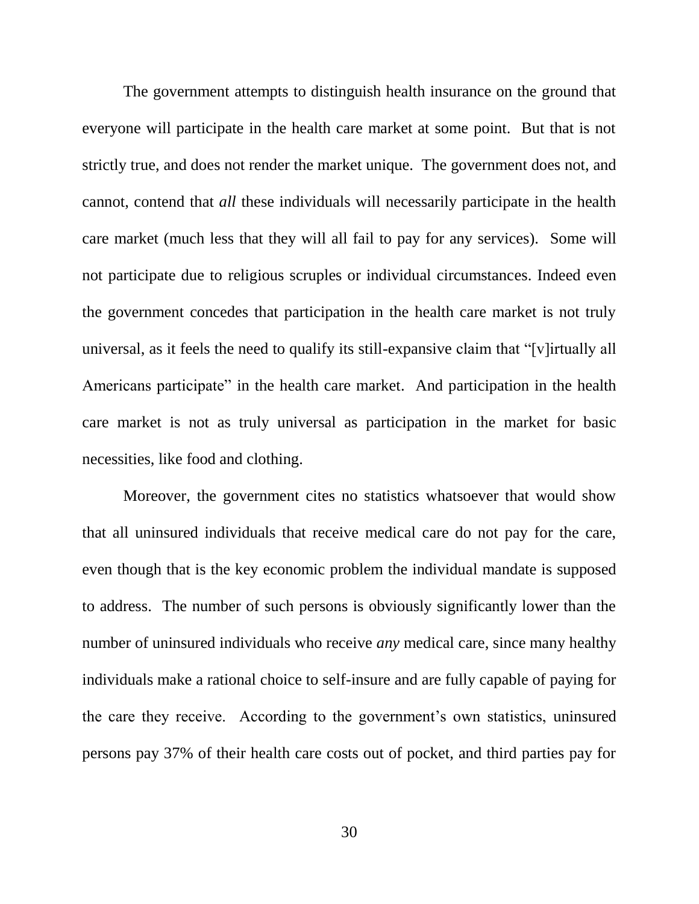The government attempts to distinguish health insurance on the ground that everyone will participate in the health care market at some point. But that is not strictly true, and does not render the market unique. The government does not, and cannot, contend that *all* these individuals will necessarily participate in the health care market (much less that they will all fail to pay for any services). Some will not participate due to religious scruples or individual circumstances. Indeed even the government concedes that participation in the health care market is not truly universal, as it feels the need to qualify its still-expansive claim that "[v]irtually all Americans participate" in the health care market. And participation in the health care market is not as truly universal as participation in the market for basic necessities, like food and clothing.

Moreover, the government cites no statistics whatsoever that would show that all uninsured individuals that receive medical care do not pay for the care, even though that is the key economic problem the individual mandate is supposed to address. The number of such persons is obviously significantly lower than the number of uninsured individuals who receive *any* medical care, since many healthy individuals make a rational choice to self-insure and are fully capable of paying for the care they receive. According to the government's own statistics, uninsured persons pay 37% of their health care costs out of pocket, and third parties pay for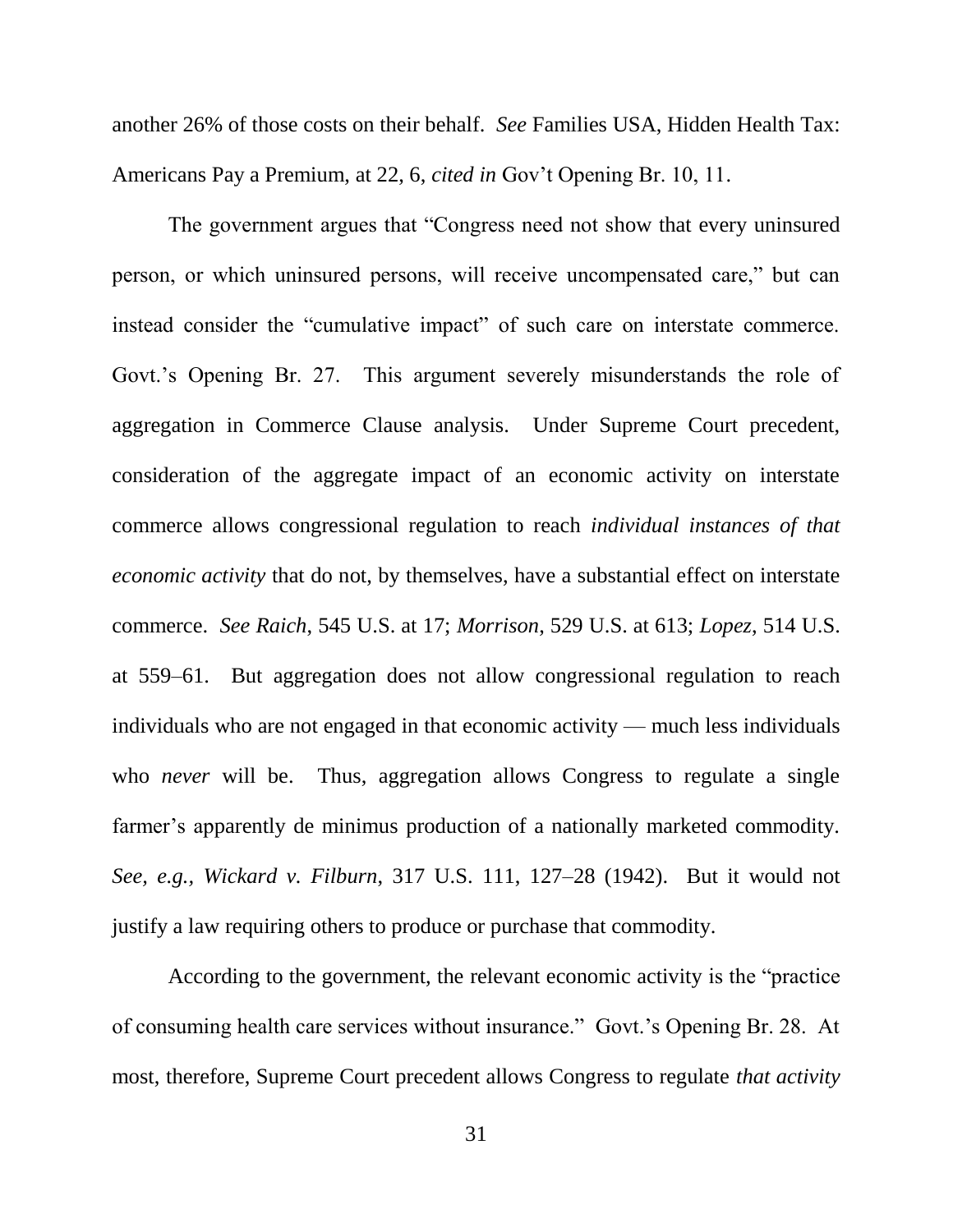another 26% of those costs on their behalf. *See* Families USA, Hidden Health Tax: Americans Pay a Premium, at 22, 6, *cited in* Gov't Opening Br. 10, 11.

The government argues that "Congress need not show that every uninsured person, or which uninsured persons, will receive uncompensated care," but can instead consider the "cumulative impact" of such care on interstate commerce. Govt.'s Opening Br. 27. This argument severely misunderstands the role of aggregation in Commerce Clause analysis. Under Supreme Court precedent, consideration of the aggregate impact of an economic activity on interstate commerce allows congressional regulation to reach *individual instances of that economic activity* that do not, by themselves, have a substantial effect on interstate commerce. *See Raich*, 545 U.S. at 17; *Morrison*, 529 U.S. at 613; *Lopez*, 514 U.S. at 559–61. But aggregation does not allow congressional regulation to reach individuals who are not engaged in that economic activity — much less individuals who *never* will be. Thus, aggregation allows Congress to regulate a single farmer's apparently de minimus production of a nationally marketed commodity. *See, e.g.*, *Wickard v. Filburn*, 317 U.S. 111, 127–28 (1942). But it would not justify a law requiring others to produce or purchase that commodity.

According to the government, the relevant economic activity is the "practice of consuming health care services without insurance." Govt.'s Opening Br. 28. At most, therefore, Supreme Court precedent allows Congress to regulate *that activity*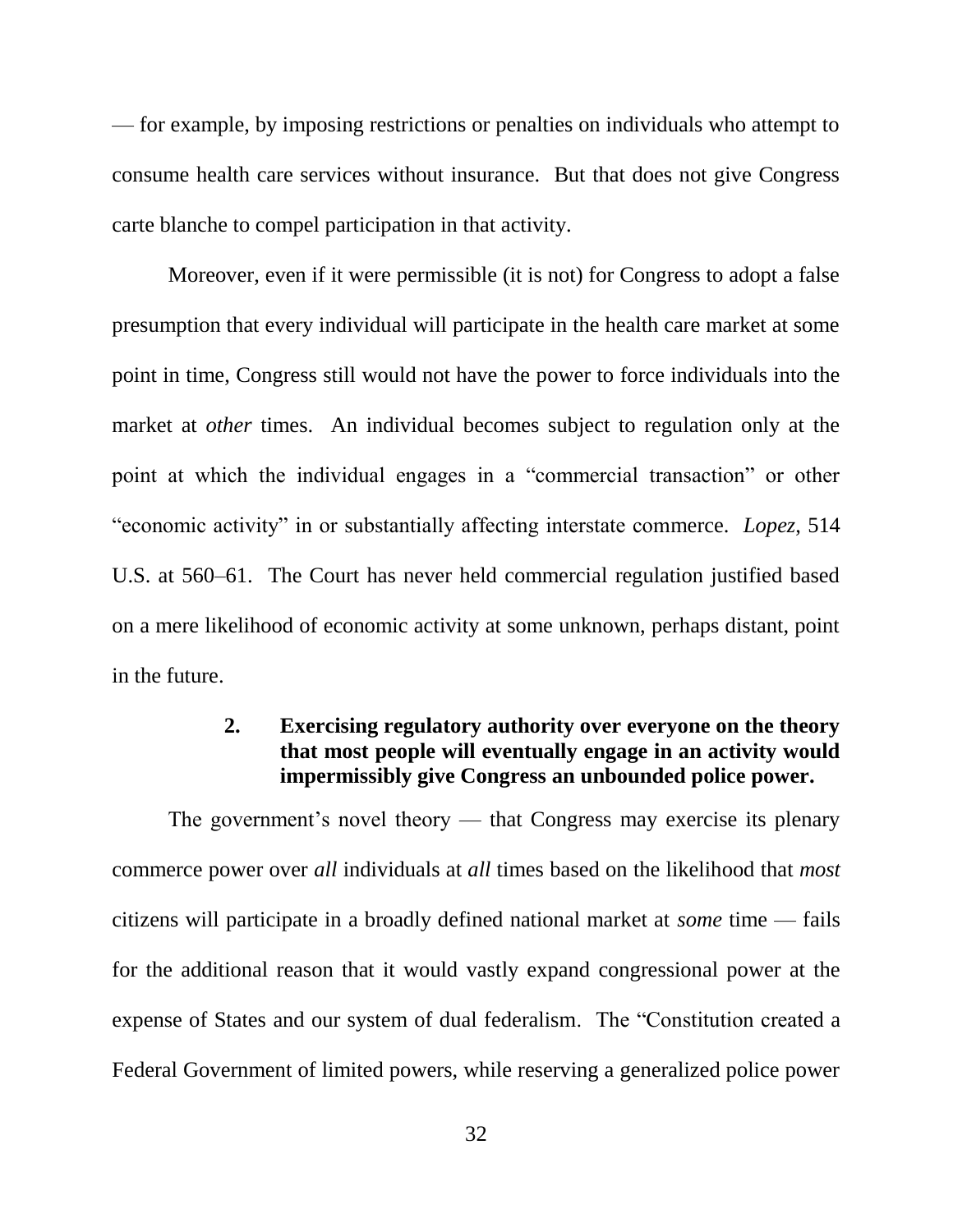— for example, by imposing restrictions or penalties on individuals who attempt to consume health care services without insurance. But that does not give Congress carte blanche to compel participation in that activity.

Moreover, even if it were permissible (it is not) for Congress to adopt a false presumption that every individual will participate in the health care market at some point in time, Congress still would not have the power to force individuals into the market at *other* times. An individual becomes subject to regulation only at the point at which the individual engages in a "commercial transaction" or other "economic activity" in or substantially affecting interstate commerce. *Lopez*, 514 U.S. at 560–61. The Court has never held commercial regulation justified based on a mere likelihood of economic activity at some unknown, perhaps distant, point in the future.

#### 2. Exercising regulatory authority over everyone on the theory that most people will eventually engage in an activity would impermissibly give Congress an unbounded police power.

The government's novel theory — that Congress may exercise its plenary commerce power over *all* individuals at *all* times based on the likelihood that *most* citizens will participate in a broadly defined national market at *some* time — fails for the additional reason that it would vastly expand congressional power at the expense of States and our system of dual federalism. The "Constitution created a Federal Government of limited powers, while reserving a generalized police power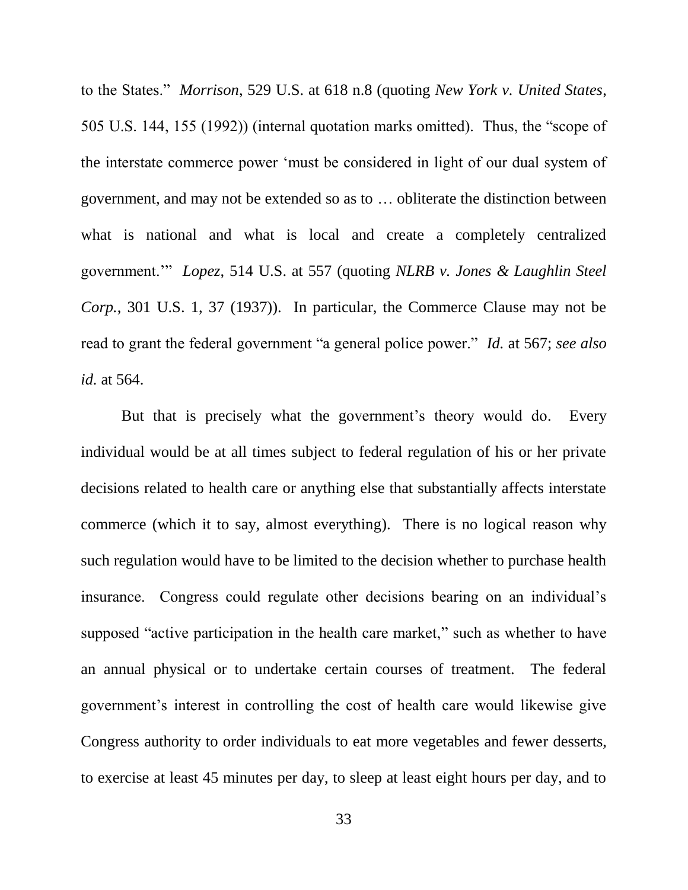to the States." *Morrison*, 529 U.S. at 618 n.8 (quoting *New York v. United States*, 505 U.S. 144, 155 (1992)) (internal quotation marks omitted). Thus, the "scope of the interstate commerce power 'must be considered in light of our dual system of government, and may not be extended so as to … obliterate the distinction between what is national and what is local and create a completely centralized government.'" *Lopez*, 514 U.S. at 557 (quoting *NLRB v. Jones & Laughlin Steel Corp.*, 301 U.S. 1, 37 (1937)). In particular, the Commerce Clause may not be read to grant the federal government "a general police power." *Id.* at 567; *see also id.* at 564.

But that is precisely what the government's theory would do. Every individual would be at all times subject to federal regulation of his or her private decisions related to health care or anything else that substantially affects interstate commerce (which it to say, almost everything). There is no logical reason why such regulation would have to be limited to the decision whether to purchase health insurance. Congress could regulate other decisions bearing on an individual's supposed "active participation in the health care market," such as whether to have an annual physical or to undertake certain courses of treatment. The federal government's interest in controlling the cost of health care would likewise give Congress authority to order individuals to eat more vegetables and fewer desserts, to exercise at least 45 minutes per day, to sleep at least eight hours per day, and to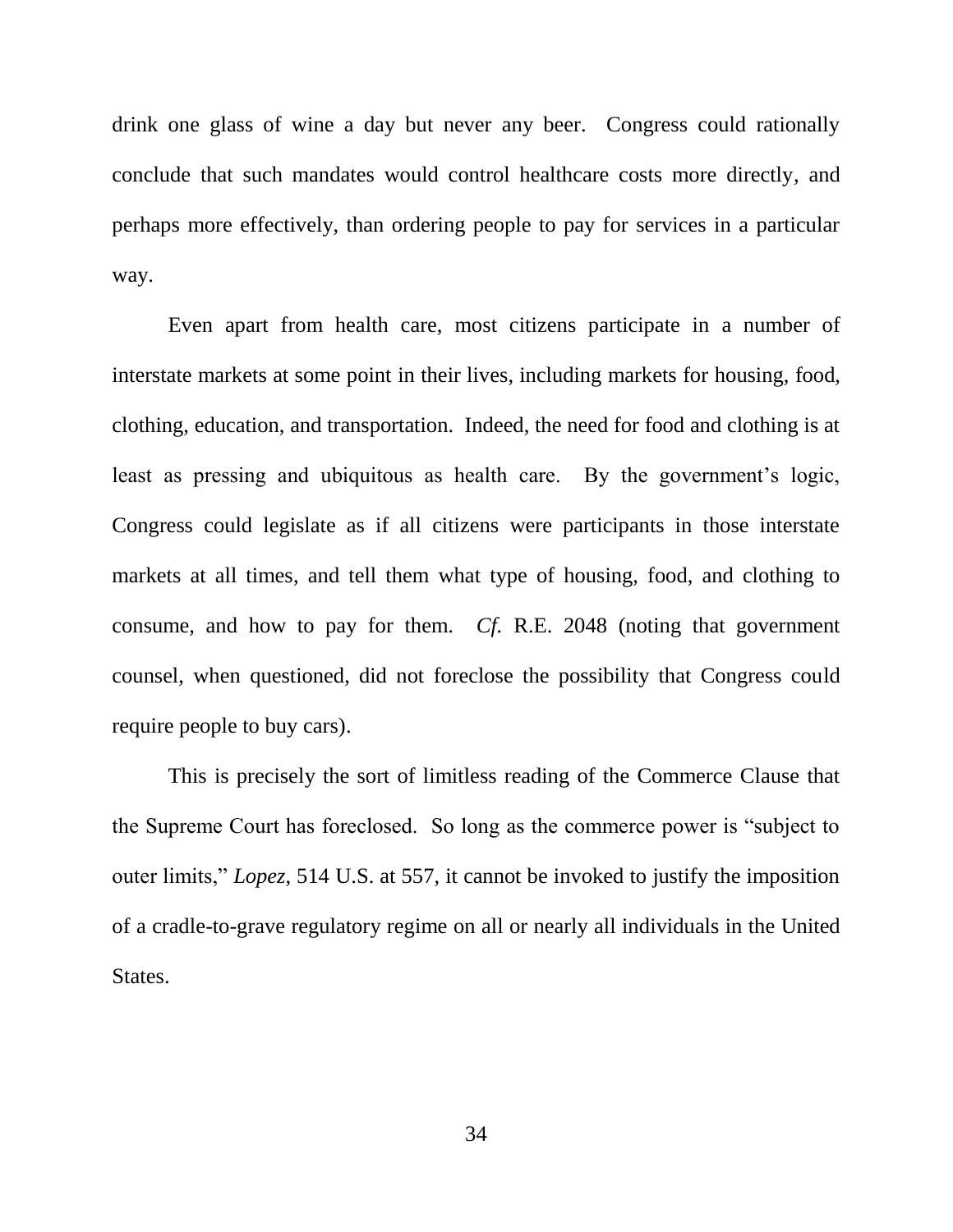drink one glass of wine a day but never any beer. Congress could rationally conclude that such mandates would control healthcare costs more directly, and perhaps more effectively, than ordering people to pay for services in a particular way.

Even apart from health care, most citizens participate in a number of interstate markets at some point in their lives, including markets for housing, food, clothing, education, and transportation. Indeed, the need for food and clothing is at least as pressing and ubiquitous as health care. By the government's logic, Congress could legislate as if all citizens were participants in those interstate markets at all times, and tell them what type of housing, food, and clothing to consume, and how to pay for them. *Cf.* R.E. 2048 (noting that government counsel, when questioned, did not foreclose the possibility that Congress could require people to buy cars).

This is precisely the sort of limitless reading of the Commerce Clause that the Supreme Court has foreclosed. So long as the commerce power is "subject to outer limits," *Lopez*, 514 U.S. at 557, it cannot be invoked to justify the imposition of a cradle-to-grave regulatory regime on all or nearly all individuals in the United States.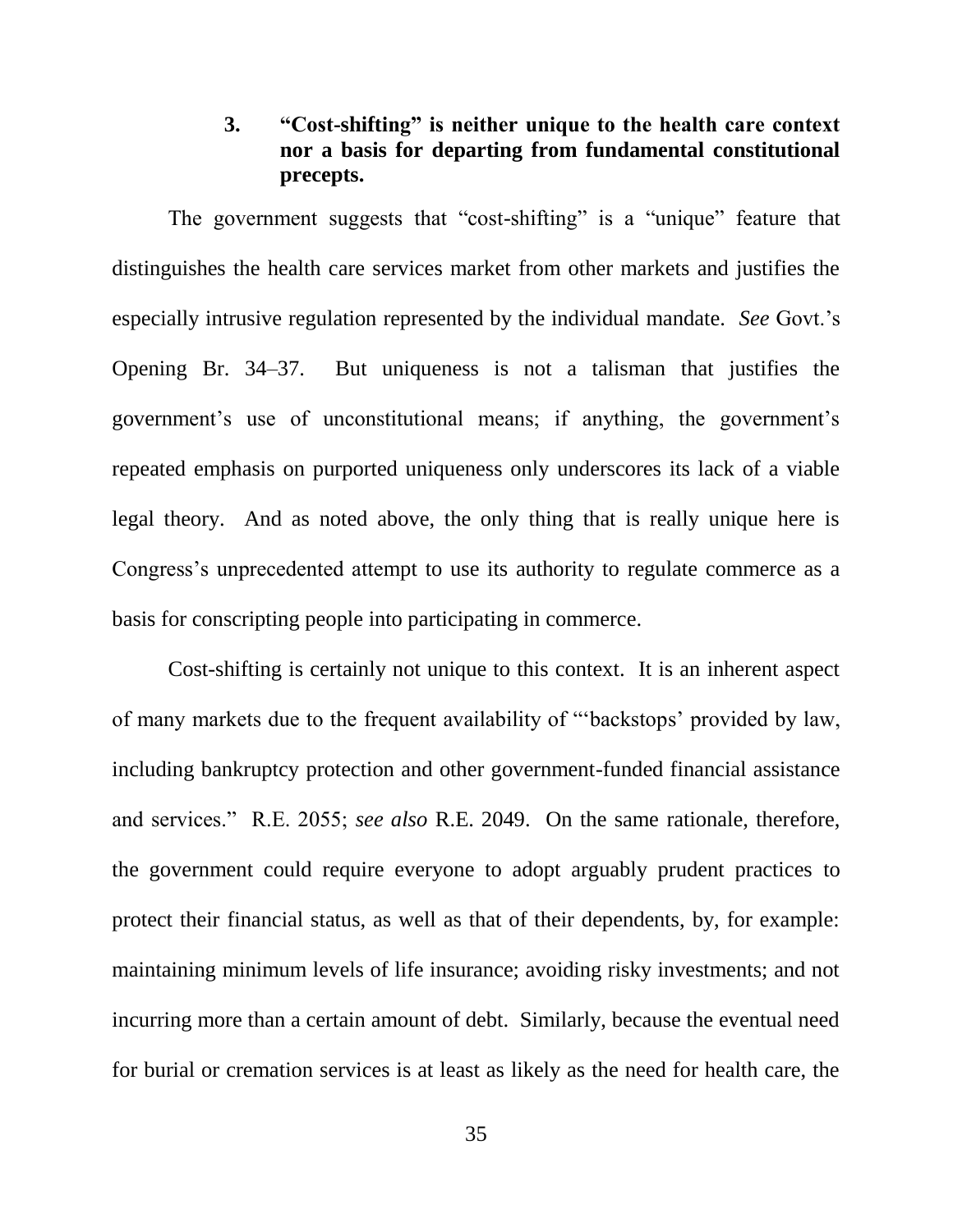### 3. "Cost-shifting" is neither unique to the health care context nor a basis for departing from fundamental constitutional precepts.

The government suggests that "cost-shifting" is a "unique" feature that distinguishes the health care services market from other markets and justifies the especially intrusive regulation represented by the individual mandate. *See* Govt.'s Opening Br. 34–37. But uniqueness is not a talisman that justifies the government's use of unconstitutional means; if anything, the government's repeated emphasis on purported uniqueness only underscores its lack of a viable legal theory. And as noted above, the only thing that is really unique here is Congress's unprecedented attempt to use its authority to regulate commerce as a basis for conscripting people into participating in commerce.

Cost-shifting is certainly not unique to this context. It is an inherent aspect of many markets due to the frequent availability of "'backstops' provided by law, including bankruptcy protection and other government-funded financial assistance and services." R.E. 2055; *see also* R.E. 2049. On the same rationale, therefore, the government could require everyone to adopt arguably prudent practices to protect their financial status, as well as that of their dependents, by, for example: maintaining minimum levels of life insurance; avoiding risky investments; and not incurring more than a certain amount of debt. Similarly, because the eventual need for burial or cremation services is at least as likely as the need for health care, the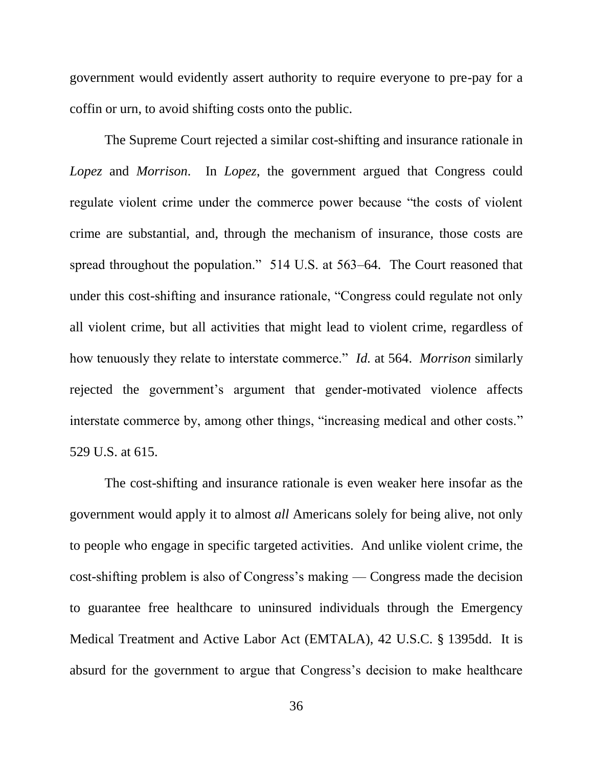government would evidently assert authority to require everyone to pre-pay for a coffin or urn, to avoid shifting costs onto the public.

The Supreme Court rejected a similar cost-shifting and insurance rationale in *Lopez* and *Morrison*. In *Lopez*, the government argued that Congress could regulate violent crime under the commerce power because "the costs of violent crime are substantial, and, through the mechanism of insurance, those costs are spread throughout the population." 514 U.S. at 563–64. The Court reasoned that under this cost-shifting and insurance rationale, "Congress could regulate not only all violent crime, but all activities that might lead to violent crime, regardless of how tenuously they relate to interstate commerce." *Id.* at 564. *Morrison* similarly rejected the government's argument that gender-motivated violence affects interstate commerce by, among other things, "increasing medical and other costs." 529 U.S. at 615.

The cost-shifting and insurance rationale is even weaker here insofar as the government would apply it to almost *all* Americans solely for being alive, not only to people who engage in specific targeted activities. And unlike violent crime, the cost-shifting problem is also of Congress's making — Congress made the decision to guarantee free healthcare to uninsured individuals through the Emergency Medical Treatment and Active Labor Act (EMTALA), 42 U.S.C. § 1395dd. It is absurd for the government to argue that Congress's decision to make healthcare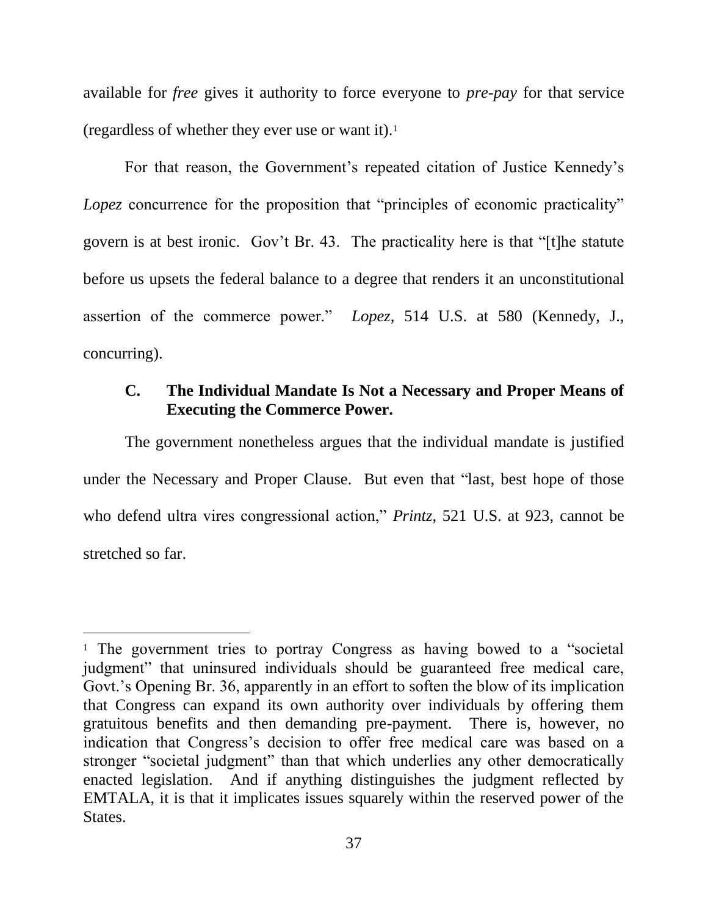available for *free* gives it authority to force everyone to *pre-pay* for that service (regardless of whether they ever use or want it).[1]

For that reason, the Government's repeated citation of Justice Kennedy's *Lopez* concurrence for the proposition that "principles of economic practicality" govern is at best ironic. Gov't Br. 43. The practicality here is that "[t]he statute before us upsets the federal balance to a degree that renders it an unconstitutional assertion of the commerce power." *Lopez*, 514 U.S. at 580 (Kennedy, J., concurring).

### C. The Individual Mandate Is Not a Necessary and Proper Means of Executing the Commerce Power.

The government nonetheless argues that the individual mandate is justified under the Necessary and Proper Clause. But even that "last, best hope of those who defend ultra vires congressional action," *Printz*, 521 U.S. at 923, cannot be stretched so far.

---

[1] The government tries to portray Congress as having bowed to a "societal judgment" that uninsured individuals should be guaranteed free medical care, Govt.'s Opening Br. 36, apparently in an effort to soften the blow of its implication that Congress can expand its own authority over individuals by offering them gratuitous benefits and then demanding pre-payment. There is, however, no indication that Congress's decision to offer free medical care was based on a stronger "societal judgment" than that which underlies any other democratically enacted legislation. And if anything distinguishes the judgment reflected by EMTALA, it is that it implicates issues squarely within the reserved power of the States.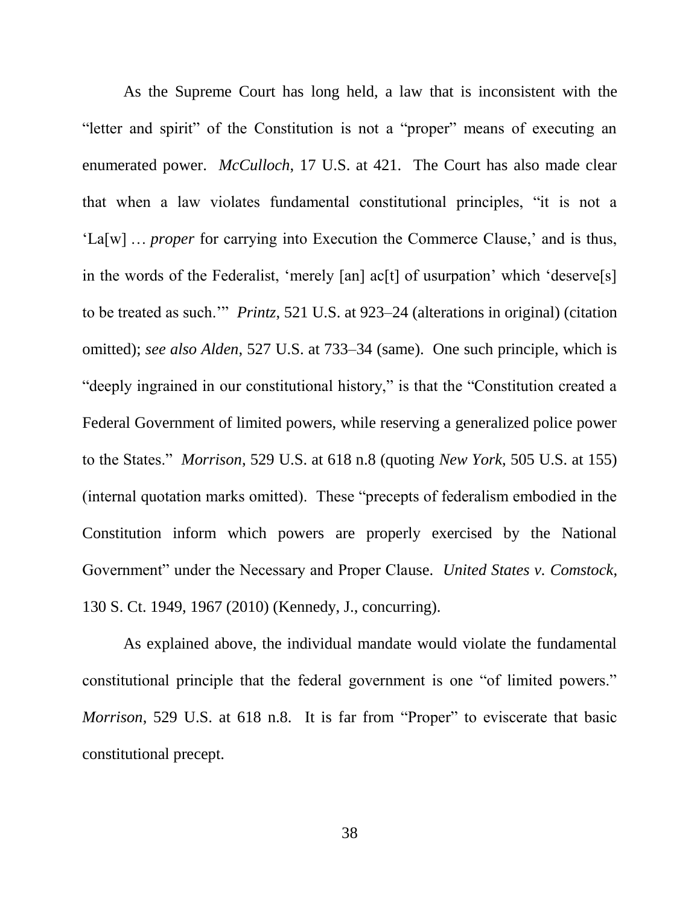As the Supreme Court has long held, a law that is inconsistent with the "letter and spirit" of the Constitution is not a "proper" means of executing an enumerated power. *McCulloch*, 17 U.S. at 421. The Court has also made clear that when a law violates fundamental constitutional principles, "it is not a 'La[w] … *proper* for carrying into Execution the Commerce Clause,' and is thus, in the words of the Federalist, 'merely [an] ac[t] of usurpation' which 'deserve[s] to be treated as such.'" *Printz*, 521 U.S. at 923–24 (alterations in original) (citation omitted); *see also Alden*, 527 U.S. at 733–34 (same). One such principle, which is "deeply ingrained in our constitutional history," is that the "Constitution created a Federal Government of limited powers, while reserving a generalized police power to the States." *Morrison*, 529 U.S. at 618 n.8 (quoting *New York*, 505 U.S. at 155) (internal quotation marks omitted). These "precepts of federalism embodied in the Constitution inform which powers are properly exercised by the National Government" under the Necessary and Proper Clause. *United States v. Comstock*, 130 S. Ct. 1949, 1967 (2010) (Kennedy, J., concurring).

As explained above, the individual mandate would violate the fundamental constitutional principle that the federal government is one "of limited powers." *Morrison*, 529 U.S. at 618 n.8. It is far from "Proper" to eviscerate that basic constitutional precept.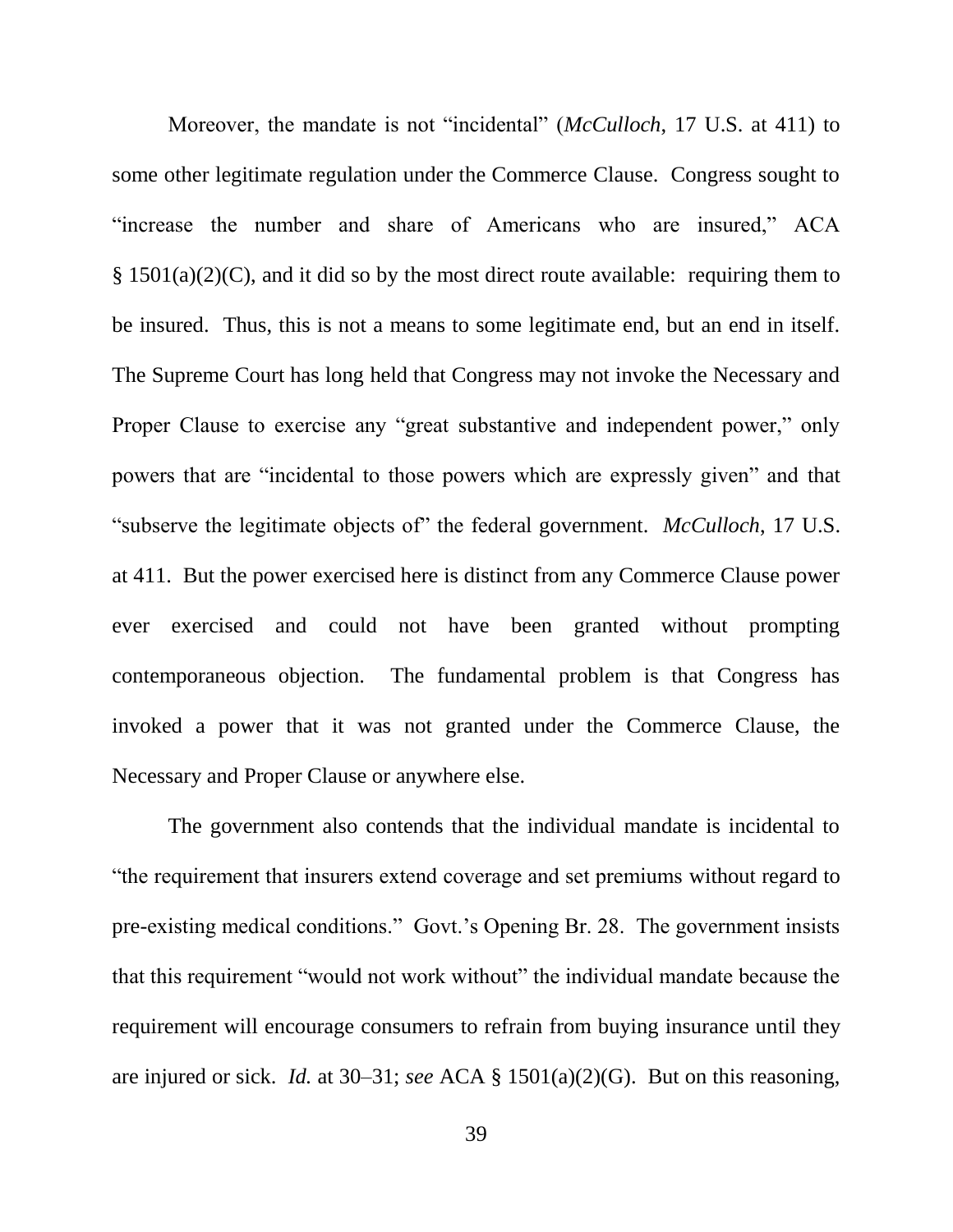Moreover, the mandate is not "incidental" (*McCulloch*, 17 U.S. at 411) to some other legitimate regulation under the Commerce Clause. Congress sought to "increase the number and share of Americans who are insured," ACA § 1501(a)(2)(C), and it did so by the most direct route available: requiring them to be insured. Thus, this is not a means to some legitimate end, but an end in itself. The Supreme Court has long held that Congress may not invoke the Necessary and Proper Clause to exercise any "great substantive and independent power," only powers that are "incidental to those powers which are expressly given" and that "subserve the legitimate objects of" the federal government. *McCulloch*, 17 U.S. at 411. But the power exercised here is distinct from any Commerce Clause power ever exercised and could not have been granted without prompting contemporaneous objection. The fundamental problem is that Congress has invoked a power that it was not granted under the Commerce Clause, the Necessary and Proper Clause or anywhere else.

The government also contends that the individual mandate is incidental to "the requirement that insurers extend coverage and set premiums without regard to pre-existing medical conditions." Govt.'s Opening Br. 28. The government insists that this requirement "would not work without" the individual mandate because the requirement will encourage consumers to refrain from buying insurance until they are injured or sick. *Id.* at 30–31; *see* ACA § 1501(a)(2)(G). But on this reasoning,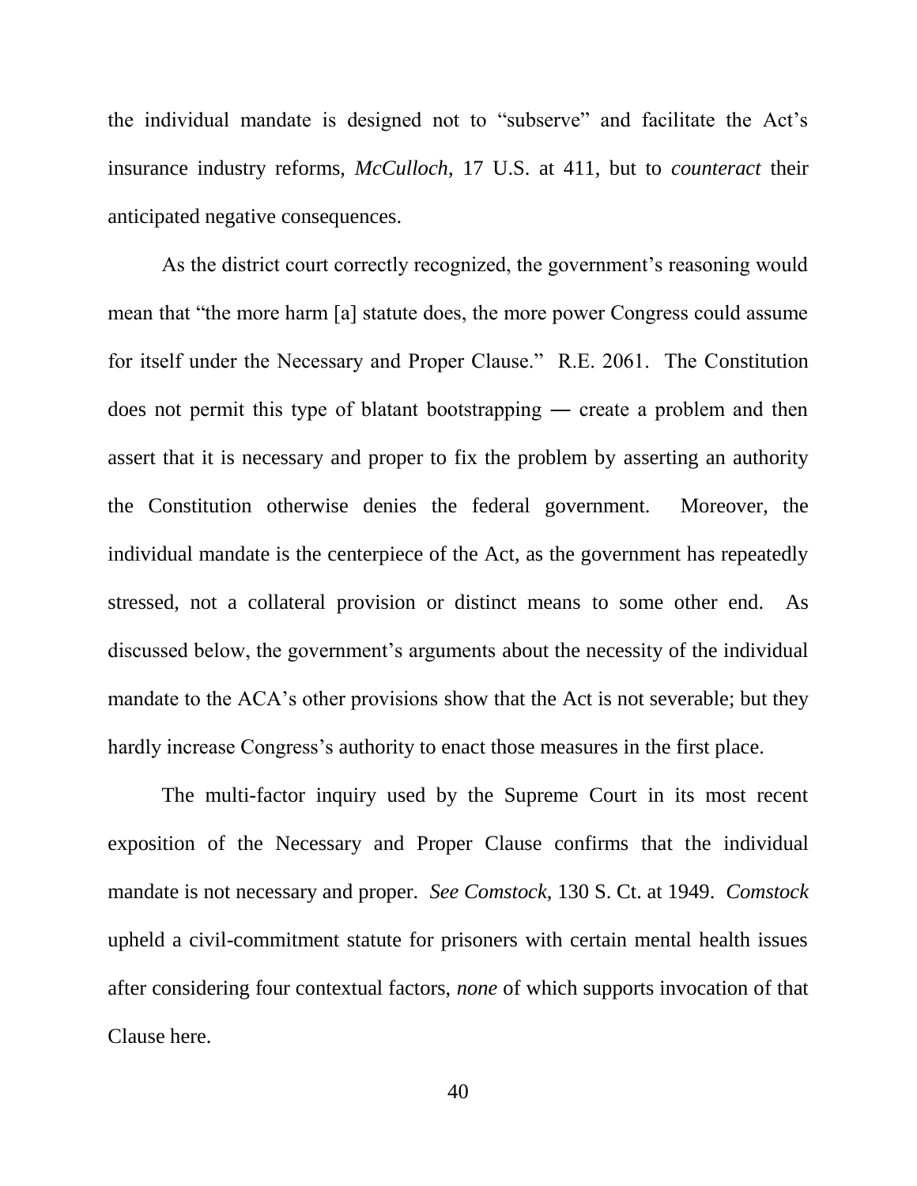the individual mandate is designed not to "subserve" and facilitate the Act's insurance industry reforms, *McCulloch*, 17 U.S. at 411, but to *counteract* their anticipated negative consequences.

As the district court correctly recognized, the government's reasoning would mean that "the more harm [a] statute does, the more power Congress could assume for itself under the Necessary and Proper Clause." R.E. 2061. The Constitution does not permit this type of blatant bootstrapping — create a problem and then assert that it is necessary and proper to fix the problem by asserting an authority the Constitution otherwise denies the federal government. Moreover, the individual mandate is the centerpiece of the Act, as the government has repeatedly stressed, not a collateral provision or distinct means to some other end. As discussed below, the government's arguments about the necessity of the individual mandate to the ACA's other provisions show that the Act is not severable; but they hardly increase Congress's authority to enact those measures in the first place.

The multi-factor inquiry used by the Supreme Court in its most recent exposition of the Necessary and Proper Clause confirms that the individual mandate is not necessary and proper. *See Comstock*, 130 S. Ct. at 1949. *Comstock* upheld a civil-commitment statute for prisoners with certain mental health issues after considering four contextual factors, *none* of which supports invocation of that Clause here.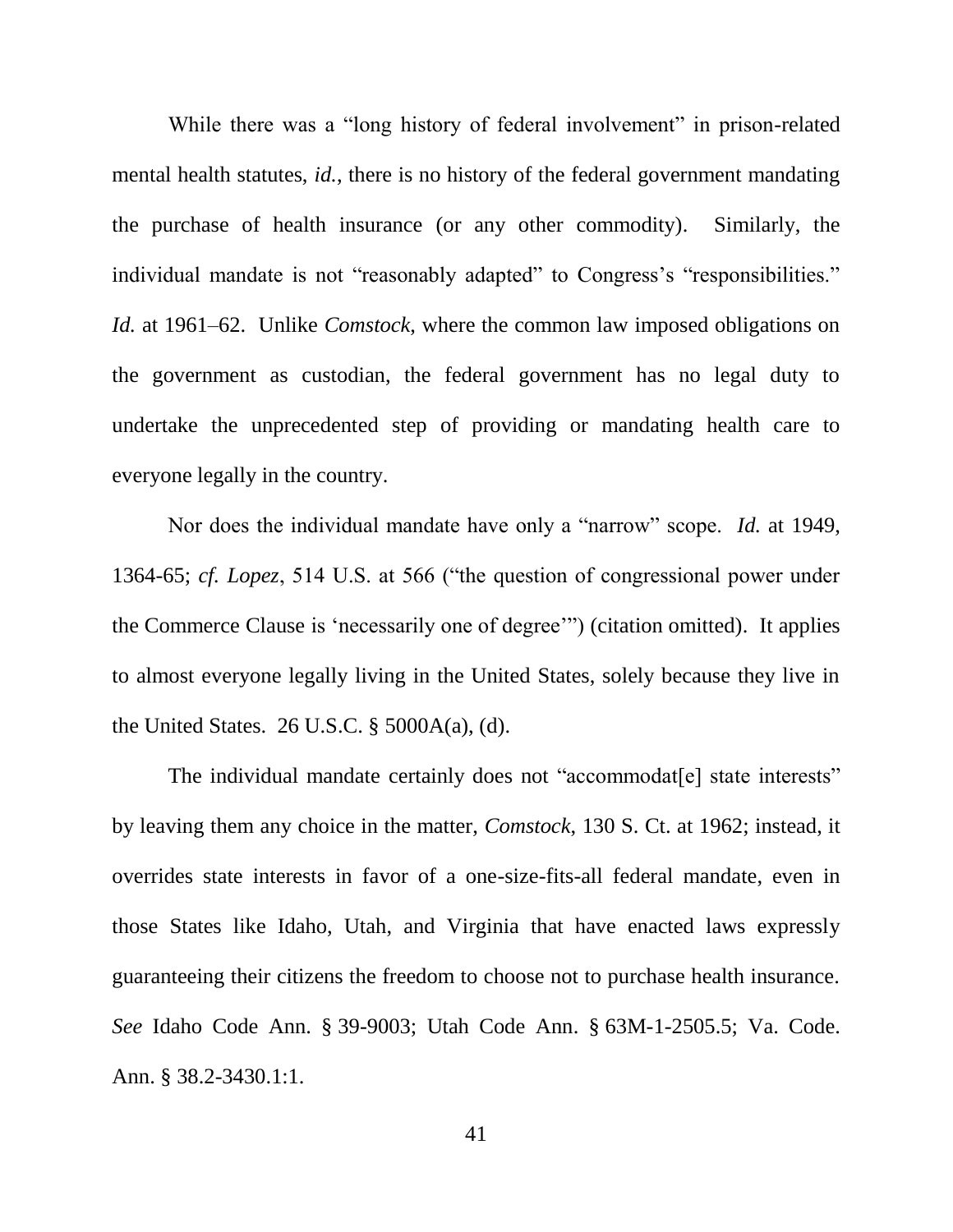While there was a "long history of federal involvement" in prison-related mental health statutes, *id.*, there is no history of the federal government mandating the purchase of health insurance (or any other commodity). Similarly, the individual mandate is not "reasonably adapted" to Congress's "responsibilities." *Id.* at 1961–62. Unlike *Comstock*, where the common law imposed obligations on the government as custodian, the federal government has no legal duty to undertake the unprecedented step of providing or mandating health care to everyone legally in the country.

Nor does the individual mandate have only a "narrow" scope. *Id.* at 1949, 1364-65; *cf. Lopez*, 514 U.S. at 566 ("the question of congressional power under the Commerce Clause is 'necessarily one of degree'") (citation omitted). It applies to almost everyone legally living in the United States, solely because they live in the United States. 26 U.S.C. § 5000A(a), (d).

The individual mandate certainly does not "accommodat[e] state interests" by leaving them any choice in the matter, *Comstock*, 130 S. Ct. at 1962; instead, it overrides state interests in favor of a one-size-fits-all federal mandate, even in those States like Idaho, Utah, and Virginia that have enacted laws expressly guaranteeing their citizens the freedom to choose not to purchase health insurance. *See* Idaho Code Ann. § 39-9003; Utah Code Ann. § 63M-1-2505.5; Va. Code. Ann. § 38.2-3430.1:1.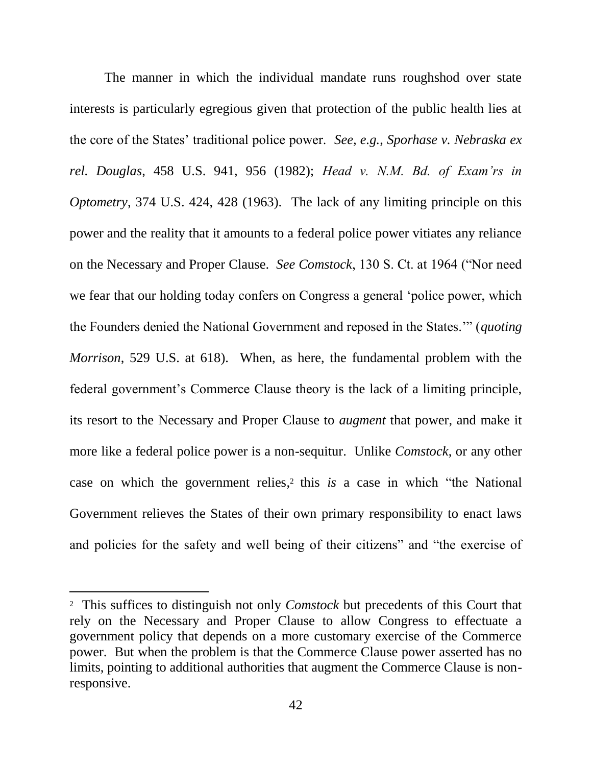The manner in which the individual mandate runs roughshod over state interests is particularly egregious given that protection of the public health lies at the core of the States' traditional police power. *See, e.g.*, *Sporhase v. Nebraska ex rel. Douglas*, 458 U.S. 941, 956 (1982); *Head v. N.M. Bd. of Exam'rs in Optometry*, 374 U.S. 424, 428 (1963). The lack of any limiting principle on this power and the reality that it amounts to a federal police power vitiates any reliance on the Necessary and Proper Clause. *See Comstock*, 130 S. Ct. at 1964 ("Nor need we fear that our holding today confers on Congress a general 'police power, which the Founders denied the National Government and reposed in the States.'" (*quoting Morrison*, 529 U.S. at 618). When, as here, the fundamental problem with the federal government's Commerce Clause theory is the lack of a limiting principle, its resort to the Necessary and Proper Clause to *augment* that power, and make it more like a federal police power is a non-sequitur. Unlike *Comstock*, or any other case on which the government relies,[2] this *is* a case in which "the National Government relieves the States of their own primary responsibility to enact laws and policies for the safety and well being of their citizens" and "the exercise of

[2] This suffices to distinguish not only *Comstock* but precedents of this Court that rely on the Necessary and Proper Clause to allow Congress to effectuate a government policy that depends on a more customary exercise of the Commerce power. But when the problem is that the Commerce Clause power asserted has no limits, pointing to additional authorities that augment the Commerce Clause is non-responsive.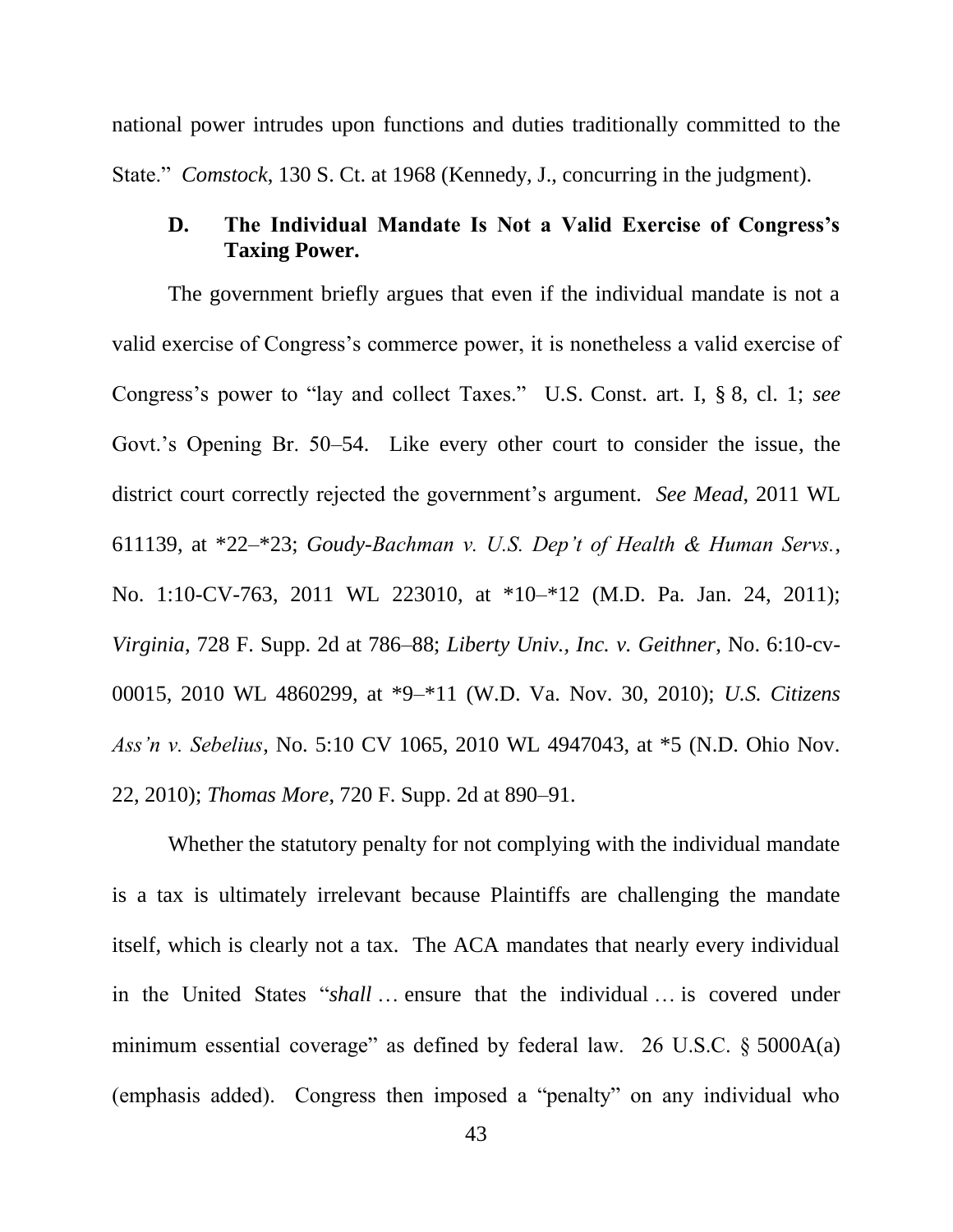national power intrudes upon functions and duties traditionally committed to the State." *Comstock*, 130 S. Ct. at 1968 (Kennedy, J., concurring in the judgment).

### D. The Individual Mandate Is Not a Valid Exercise of Congress's Taxing Power.

The government briefly argues that even if the individual mandate is not a valid exercise of Congress's commerce power, it is nonetheless a valid exercise of Congress's power to "lay and collect Taxes." U.S. Const. art. I, § 8, cl. 1; *see* Govt.'s Opening Br. 50–54. Like every other court to consider the issue, the district court correctly rejected the government's argument. *See Mead*, 2011 WL 611139, at *22–*23; *Goudy-Bachman v. U.S. Dep't of Health & Human Servs.*, No. 1:10-CV-763, 2011 WL 223010, at *10–*12 (M.D. Pa. Jan. 24, 2011); *Virginia*, 728 F. Supp. 2d at 786–88; *Liberty Univ., Inc. v. Geithner*, No. 6:10-cv-00015, 2010 WL 4860299, at *9–*11 (W.D. Va. Nov. 30, 2010); *U.S. Citizens Ass'n v. Sebelius*, No. 5:10 CV 1065, 2010 WL 4947043, at *5 (N.D. Ohio Nov. 22, 2010); *Thomas More*, 720 F. Supp. 2d at 890–91.

Whether the statutory penalty for not complying with the individual mandate is a tax is ultimately irrelevant because Plaintiffs are challenging the mandate itself, which is clearly not a tax. The ACA mandates that nearly every individual in the United States "*shall* … ensure that the individual … is covered under minimum essential coverage" as defined by federal law. 26 U.S.C. § 5000A(a) (emphasis added). Congress then imposed a "penalty" on any individual who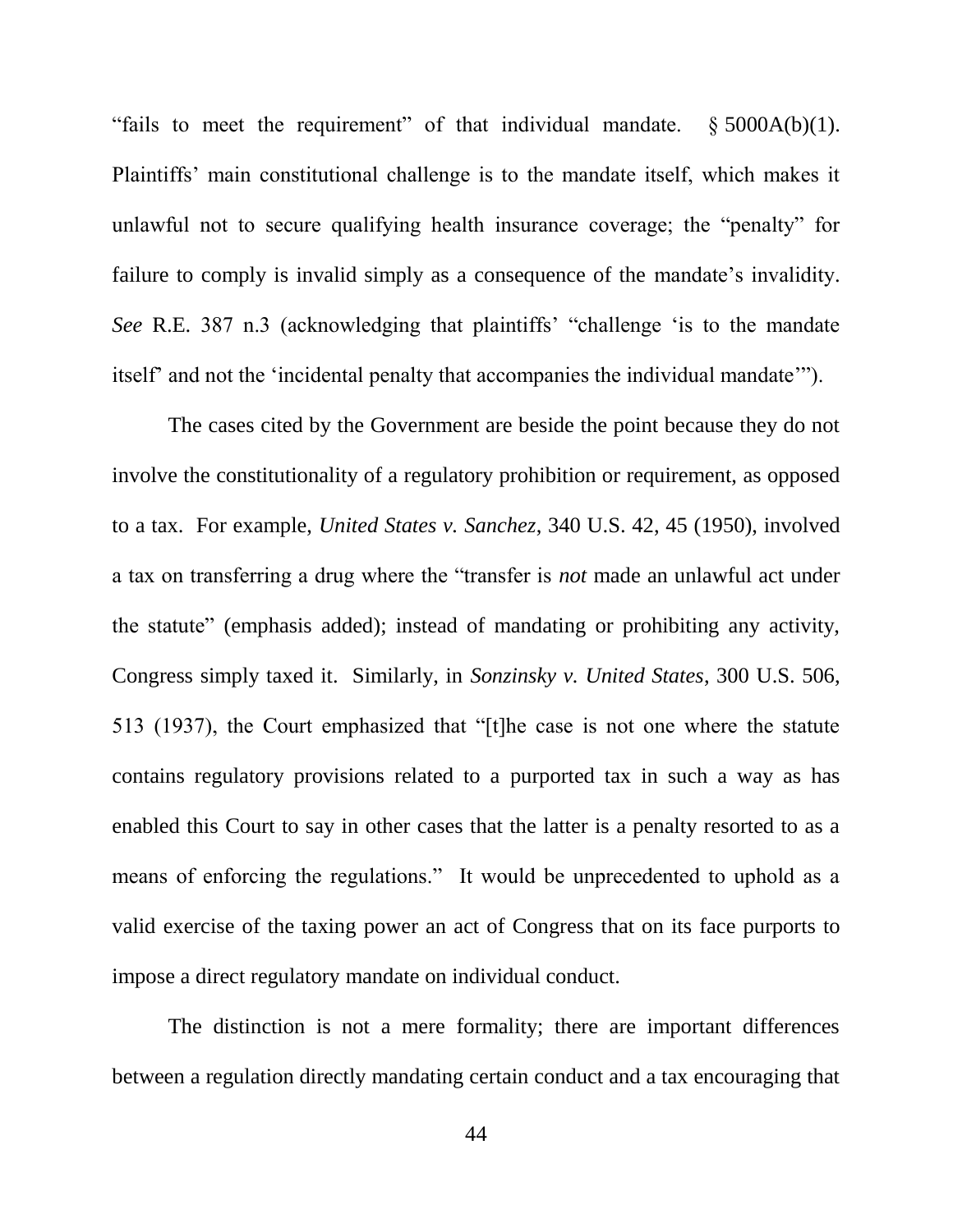"fails to meet the requirement" of that individual mandate. § 5000A(b)(1). Plaintiffs' main constitutional challenge is to the mandate itself, which makes it unlawful not to secure qualifying health insurance coverage; the "penalty" for failure to comply is invalid simply as a consequence of the mandate's invalidity. *See* R.E. 387 n.3 (acknowledging that plaintiffs' "challenge 'is to the mandate itself' and not the 'incidental penalty that accompanies the individual mandate'").

The cases cited by the Government are beside the point because they do not involve the constitutionality of a regulatory prohibition or requirement, as opposed to a tax. For example, *United States v. Sanchez*, 340 U.S. 42, 45 (1950), involved a tax on transferring a drug where the "transfer is *not* made an unlawful act under the statute" (emphasis added); instead of mandating or prohibiting any activity, Congress simply taxed it. Similarly, in *Sonzinsky v. United States*, 300 U.S. 506, 513 (1937), the Court emphasized that "[t]he case is not one where the statute contains regulatory provisions related to a purported tax in such a way as has enabled this Court to say in other cases that the latter is a penalty resorted to as a means of enforcing the regulations." It would be unprecedented to uphold as a valid exercise of the taxing power an act of Congress that on its face purports to impose a direct regulatory mandate on individual conduct.

The distinction is not a mere formality; there are important differences between a regulation directly mandating certain conduct and a tax encouraging that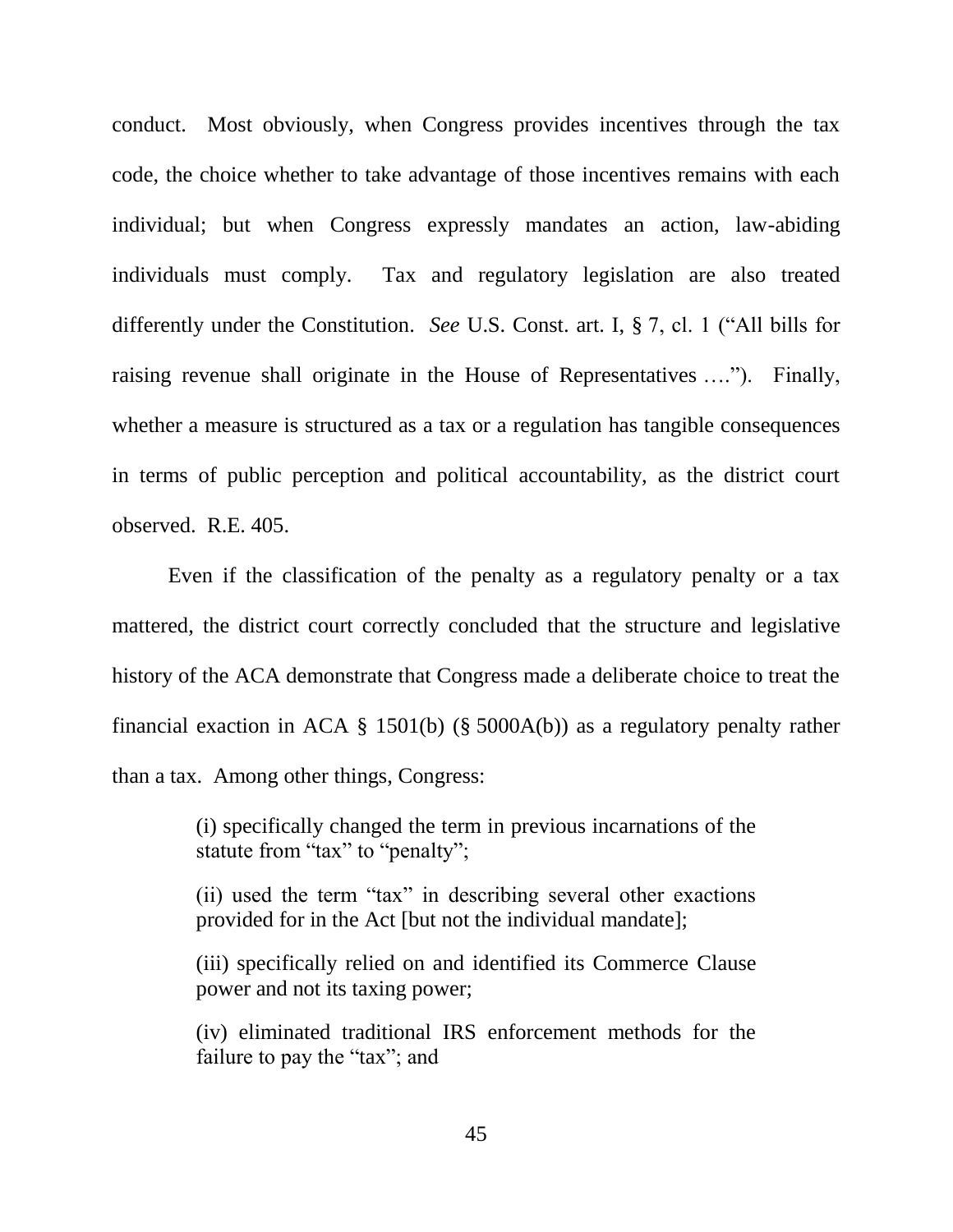conduct. Most obviously, when Congress provides incentives through the tax code, the choice whether to take advantage of those incentives remains with each individual; but when Congress expressly mandates an action, law-abiding individuals must comply. Tax and regulatory legislation are also treated differently under the Constitution. *See* U.S. Const. art. I, § 7, cl. 1 ("All bills for raising revenue shall originate in the House of Representatives ...."). Finally, whether a measure is structured as a tax or a regulation has tangible consequences in terms of public perception and political accountability, as the district court observed. R.E. 405.

Even if the classification of the penalty as a regulatory penalty or a tax mattered, the district court correctly concluded that the structure and legislative history of the ACA demonstrate that Congress made a deliberate choice to treat the financial exaction in ACA § 1501(b) (§ 5000A(b)) as a regulatory penalty rather than a tax. Among other things, Congress:

> (i) specifically changed the term in previous incarnations of the statute from "tax" to "penalty";
>
> (ii) used the term "tax" in describing several other exactions provided for in the Act [but not the individual mandate];
>
> (iii) specifically relied on and identified its Commerce Clause power and not its taxing power;
>
> (iv) eliminated traditional IRS enforcement methods for the failure to pay the "tax"; and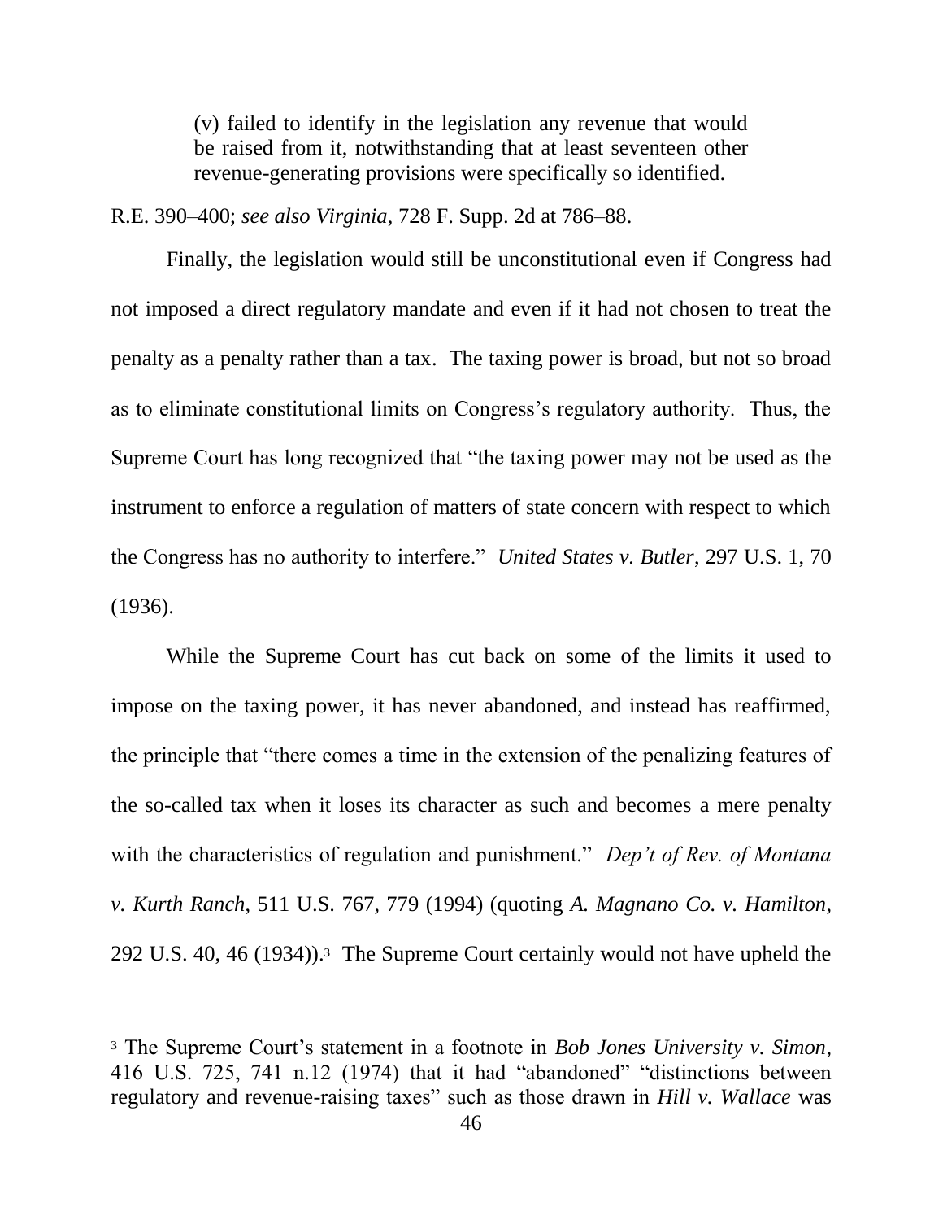> (v) failed to identify in the legislation any revenue that would be raised from it, notwithstanding that at least seventeen other revenue-generating provisions were specifically so identified.

R.E. 390–400; *see also Virginia*, 728 F. Supp. 2d at 786–88.

Finally, the legislation would still be unconstitutional even if Congress had not imposed a direct regulatory mandate and even if it had not chosen to treat the penalty as a penalty rather than a tax. The taxing power is broad, but not so broad as to eliminate constitutional limits on Congress's regulatory authority. Thus, the Supreme Court has long recognized that "the taxing power may not be used as the instrument to enforce a regulation of matters of state concern with respect to which the Congress has no authority to interfere." *United States v. Butler*, 297 U.S. 1, 70 (1936).

While the Supreme Court has cut back on some of the limits it used to impose on the taxing power, it has never abandoned, and instead has reaffirmed, the principle that "there comes a time in the extension of the penalizing features of the so-called tax when it loses its character as such and becomes a mere penalty with the characteristics of regulation and punishment." *Dep't of Rev. of Montana v. Kurth Ranch*, 511 U.S. 767, 779 (1994) (quoting *A. Magnano Co. v. Hamilton*, 292 U.S. 40, 46 (1934)).[3] The Supreme Court certainly would not have upheld the

---

[3] The Supreme Court's statement in a footnote in *Bob Jones University v. Simon*, 416 U.S. 725, 741 n.12 (1974) that it had "abandoned" "distinctions between regulatory and revenue-raising taxes" such as those drawn in *Hill v. Wallace* was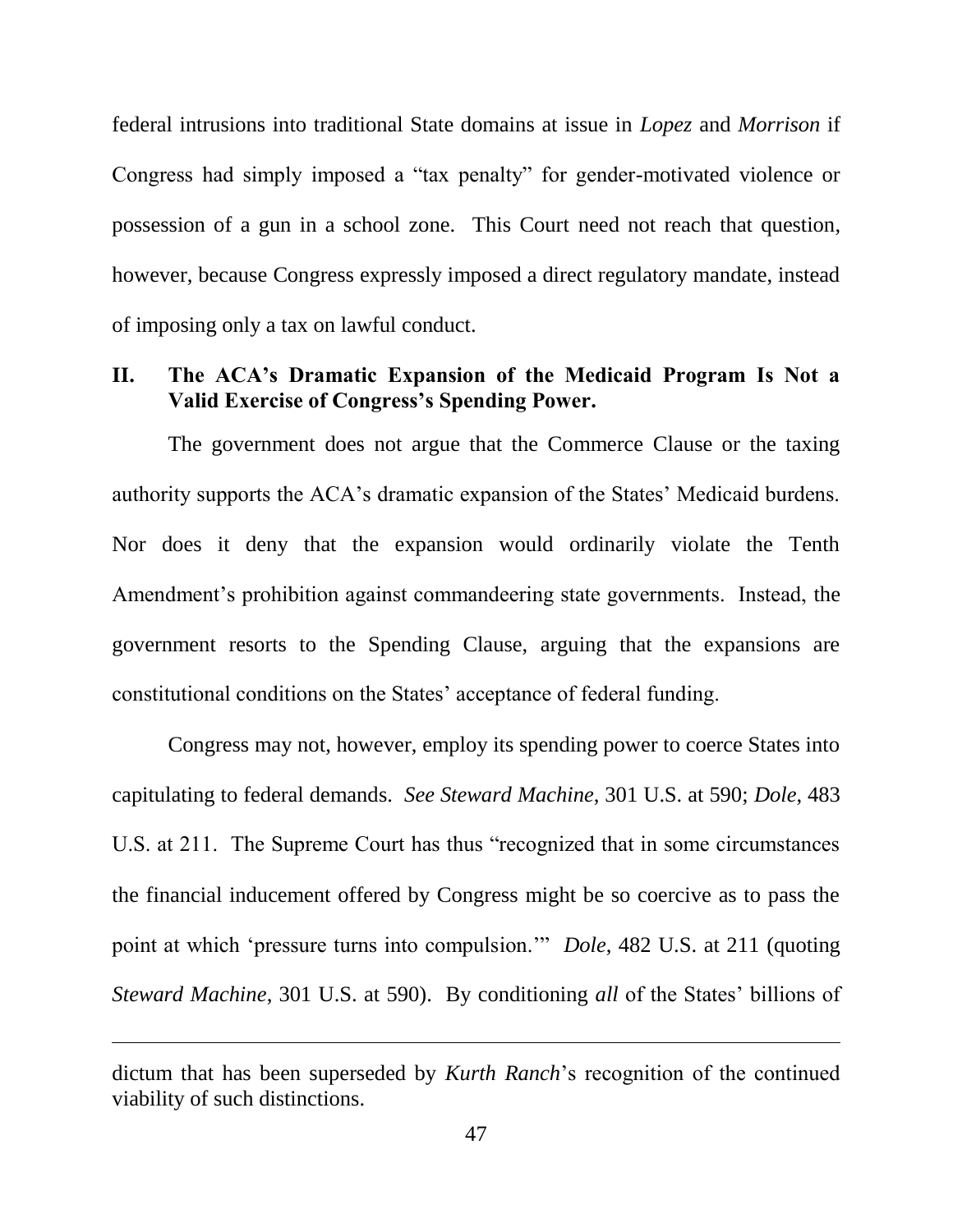federal intrusions into traditional State domains at issue in *Lopez* and *Morrison* if Congress had simply imposed a "tax penalty" for gender-motivated violence or possession of a gun in a school zone. This Court need not reach that question, however, because Congress expressly imposed a direct regulatory mandate, instead of imposing only a tax on lawful conduct.

## II. The ACA's Dramatic Expansion of the Medicaid Program Is Not a Valid Exercise of Congress's Spending Power.

The government does not argue that the Commerce Clause or the taxing authority supports the ACA's dramatic expansion of the States' Medicaid burdens. Nor does it deny that the expansion would ordinarily violate the Tenth Amendment's prohibition against commandeering state governments. Instead, the government resorts to the Spending Clause, arguing that the expansions are constitutional conditions on the States' acceptance of federal funding.

Congress may not, however, employ its spending power to coerce States into capitulating to federal demands. *See Steward Machine*, 301 U.S. at 590; *Dole*, 483 U.S. at 211. The Supreme Court has thus "recognized that in some circumstances the financial inducement offered by Congress might be so coercive as to pass the point at which 'pressure turns into compulsion.'" *Dole*, 482 U.S. at 211 (quoting *Steward Machine*, 301 U.S. at 590). By conditioning *all* of the States' billions of

---

dictum that has been superseded by *Kurth Ranch*'s recognition of the continued viability of such distinctions.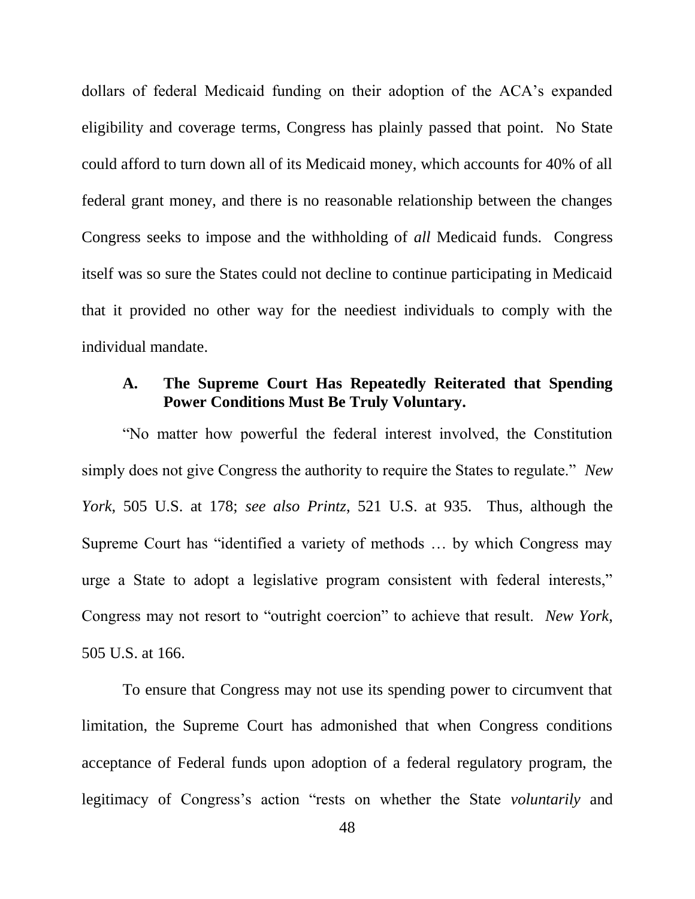dollars of federal Medicaid funding on their adoption of the ACA's expanded eligibility and coverage terms, Congress has plainly passed that point. No State could afford to turn down all of its Medicaid money, which accounts for 40% of all federal grant money, and there is no reasonable relationship between the changes Congress seeks to impose and the withholding of *all* Medicaid funds. Congress itself was so sure the States could not decline to continue participating in Medicaid that it provided no other way for the neediest individuals to comply with the individual mandate.

### A. The Supreme Court Has Repeatedly Reiterated that Spending Power Conditions Must Be Truly Voluntary.

"No matter how powerful the federal interest involved, the Constitution simply does not give Congress the authority to require the States to regulate." *New York*, 505 U.S. at 178; *see also Printz*, 521 U.S. at 935. Thus, although the Supreme Court has "identified a variety of methods … by which Congress may urge a State to adopt a legislative program consistent with federal interests," Congress may not resort to "outright coercion" to achieve that result. *New York*, 505 U.S. at 166.

To ensure that Congress may not use its spending power to circumvent that limitation, the Supreme Court has admonished that when Congress conditions acceptance of Federal funds upon adoption of a federal regulatory program, the legitimacy of Congress's action "rests on whether the State *voluntarily* and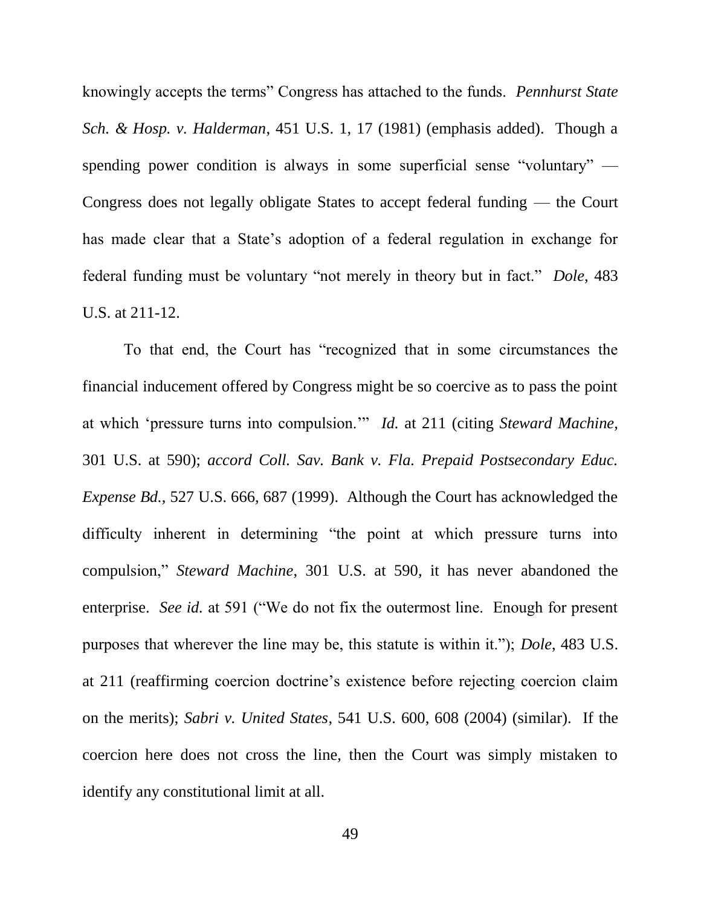knowingly accepts the terms" Congress has attached to the funds. *Pennhurst State Sch. & Hosp. v. Halderman*, 451 U.S. 1, 17 (1981) (emphasis added). Though a spending power condition is always in some superficial sense "voluntary" — Congress does not legally obligate States to accept federal funding — the Court has made clear that a State's adoption of a federal regulation in exchange for federal funding must be voluntary "not merely in theory but in fact." *Dole*, 483 U.S. at 211-12.

To that end, the Court has "recognized that in some circumstances the financial inducement offered by Congress might be so coercive as to pass the point at which 'pressure turns into compulsion.'" *Id.* at 211 (citing *Steward Machine*, 301 U.S. at 590); *accord Coll. Sav. Bank v. Fla. Prepaid Postsecondary Educ. Expense Bd.*, 527 U.S. 666, 687 (1999). Although the Court has acknowledged the difficulty inherent in determining "the point at which pressure turns into compulsion," *Steward Machine*, 301 U.S. at 590, it has never abandoned the enterprise. *See id.* at 591 ("We do not fix the outermost line. Enough for present purposes that wherever the line may be, this statute is within it."); *Dole*, 483 U.S. at 211 (reaffirming coercion doctrine's existence before rejecting coercion claim on the merits); *Sabri v. United States*, 541 U.S. 600, 608 (2004) (similar). If the coercion here does not cross the line, then the Court was simply mistaken to identify any constitutional limit at all.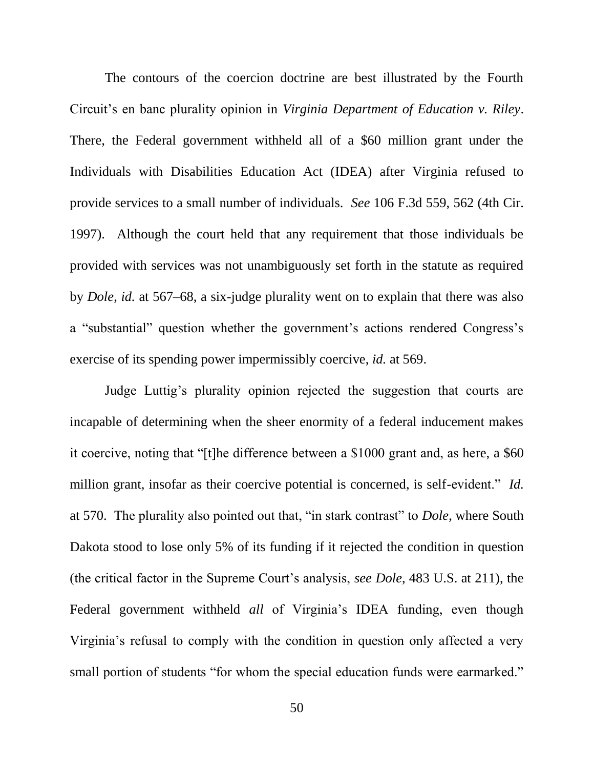The contours of the coercion doctrine are best illustrated by the Fourth Circuit's en banc plurality opinion in *Virginia Department of Education v. Riley*. There, the Federal government withheld all of a $60 million grant under the Individuals with Disabilities Education Act (IDEA) after Virginia refused to provide services to a small number of individuals. *See* 106 F.3d 559, 562 (4th Cir. 1997). Although the court held that any requirement that those individuals be provided with services was not unambiguously set forth in the statute as required by *Dole*, *id.* at 567–68, a six-judge plurality went on to explain that there was also a "substantial" question whether the government's actions rendered Congress's exercise of its spending power impermissibly coercive, *id.* at 569.

Judge Luttig's plurality opinion rejected the suggestion that courts are incapable of determining when the sheer enormity of a federal inducement makes it coercive, noting that "[t]he difference between a $1000 grant and, as here, a $60 million grant, insofar as their coercive potential is concerned, is self-evident." *Id.* at 570. The plurality also pointed out that, "in stark contrast" to *Dole*, where South Dakota stood to lose only 5% of its funding if it rejected the condition in question (the critical factor in the Supreme Court's analysis, *see Dole*, 483 U.S. at 211), the Federal government withheld *all* of Virginia's IDEA funding, even though Virginia's refusal to comply with the condition in question only affected a very small portion of students "for whom the special education funds were earmarked."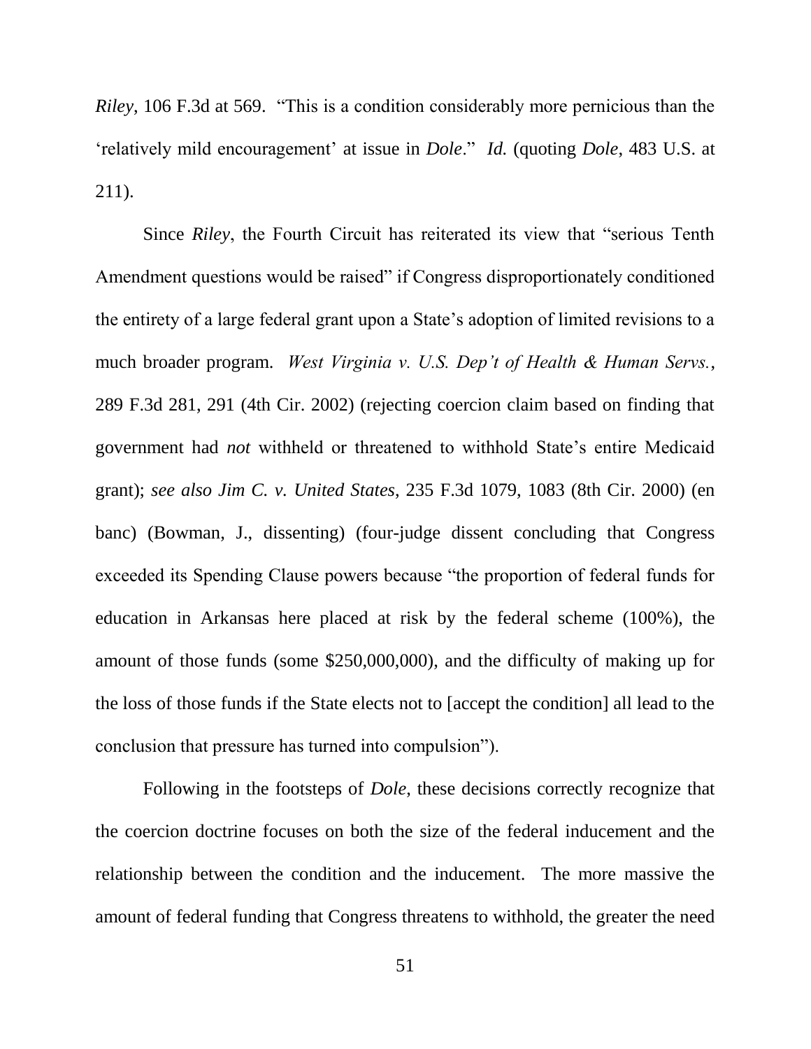*Riley*, 106 F.3d at 569. "This is a condition considerably more pernicious than the 'relatively mild encouragement' at issue in *Dole*." *Id.* (quoting *Dole*, 483 U.S. at 211).

Since *Riley*, the Fourth Circuit has reiterated its view that "serious Tenth Amendment questions would be raised" if Congress disproportionately conditioned the entirety of a large federal grant upon a State's adoption of limited revisions to a much broader program. *West Virginia v. U.S. Dep't of Health & Human Servs.*, 289 F.3d 281, 291 (4th Cir. 2002) (rejecting coercion claim based on finding that government had *not* withheld or threatened to withhold State's entire Medicaid grant); *see also Jim C. v. United States*, 235 F.3d 1079, 1083 (8th Cir. 2000) (en banc) (Bowman, J., dissenting) (four-judge dissent concluding that Congress exceeded its Spending Clause powers because "the proportion of federal funds for education in Arkansas here placed at risk by the federal scheme (100%), the amount of those funds (some $250,000,000), and the difficulty of making up for the loss of those funds if the State elects not to [accept the condition] all lead to the conclusion that pressure has turned into compulsion").

Following in the footsteps of *Dole*, these decisions correctly recognize that the coercion doctrine focuses on both the size of the federal inducement and the relationship between the condition and the inducement. The more massive the amount of federal funding that Congress threatens to withhold, the greater the need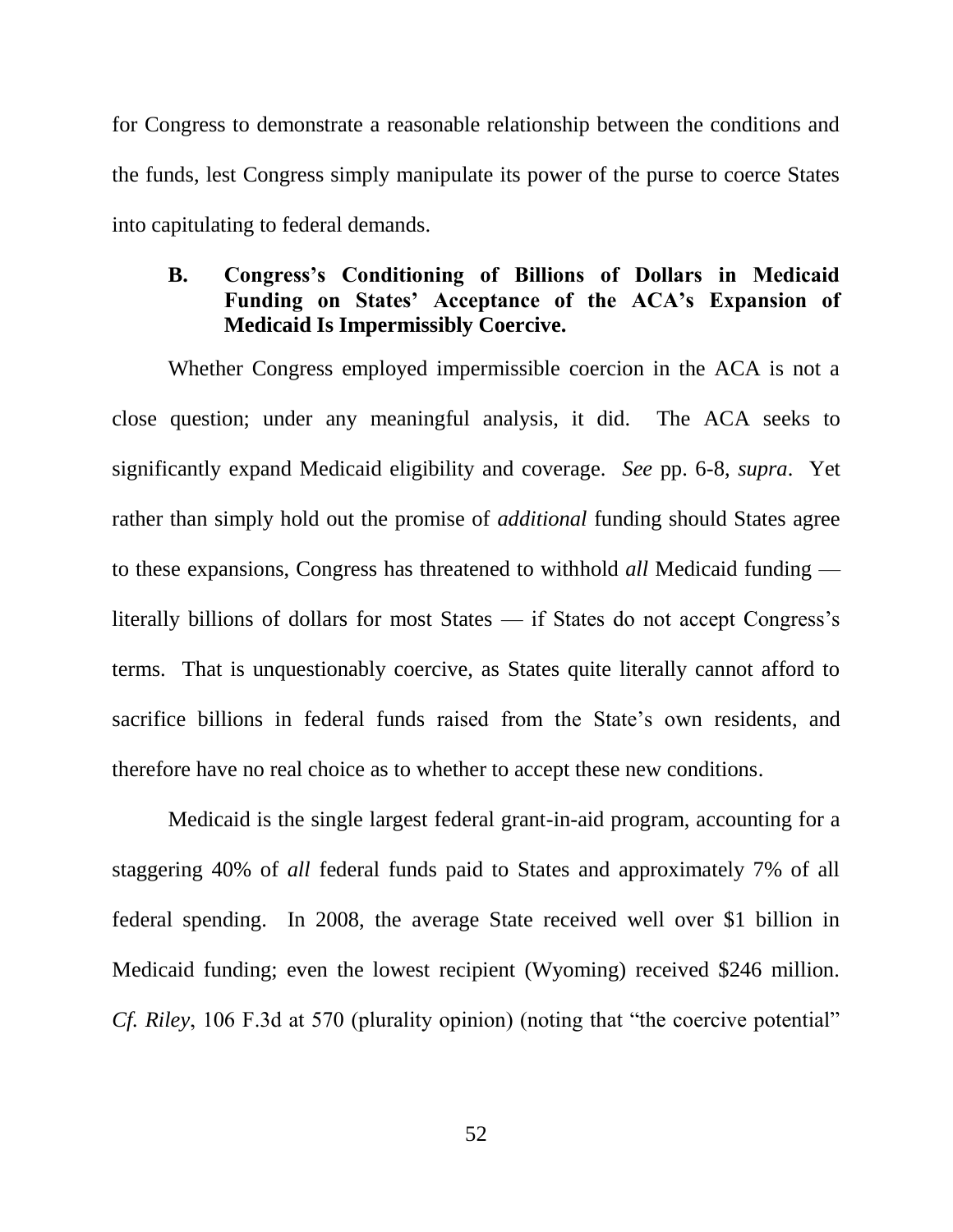for Congress to demonstrate a reasonable relationship between the conditions and the funds, lest Congress simply manipulate its power of the purse to coerce States into capitulating to federal demands.

### B. Congress's Conditioning of Billions of Dollars in Medicaid Funding on States' Acceptance of the ACA's Expansion of Medicaid Is Impermissibly Coercive.

Whether Congress employed impermissible coercion in the ACA is not a close question; under any meaningful analysis, it did. The ACA seeks to significantly expand Medicaid eligibility and coverage. *See* pp. 6-8, *supra*. Yet rather than simply hold out the promise of *additional* funding should States agree to these expansions, Congress has threatened to withhold *all* Medicaid funding — literally billions of dollars for most States — if States do not accept Congress's terms. That is unquestionably coercive, as States quite literally cannot afford to sacrifice billions in federal funds raised from the State's own residents, and therefore have no real choice as to whether to accept these new conditions.

Medicaid is the single largest federal grant-in-aid program, accounting for a staggering 40% of *all* federal funds paid to States and approximately 7% of all federal spending. In 2008, the average State received well over $1 billion in Medicaid funding; even the lowest recipient (Wyoming) received $246 million. *Cf. Riley*, 106 F.3d at 570 (plurality opinion) (noting that "the coercive potential"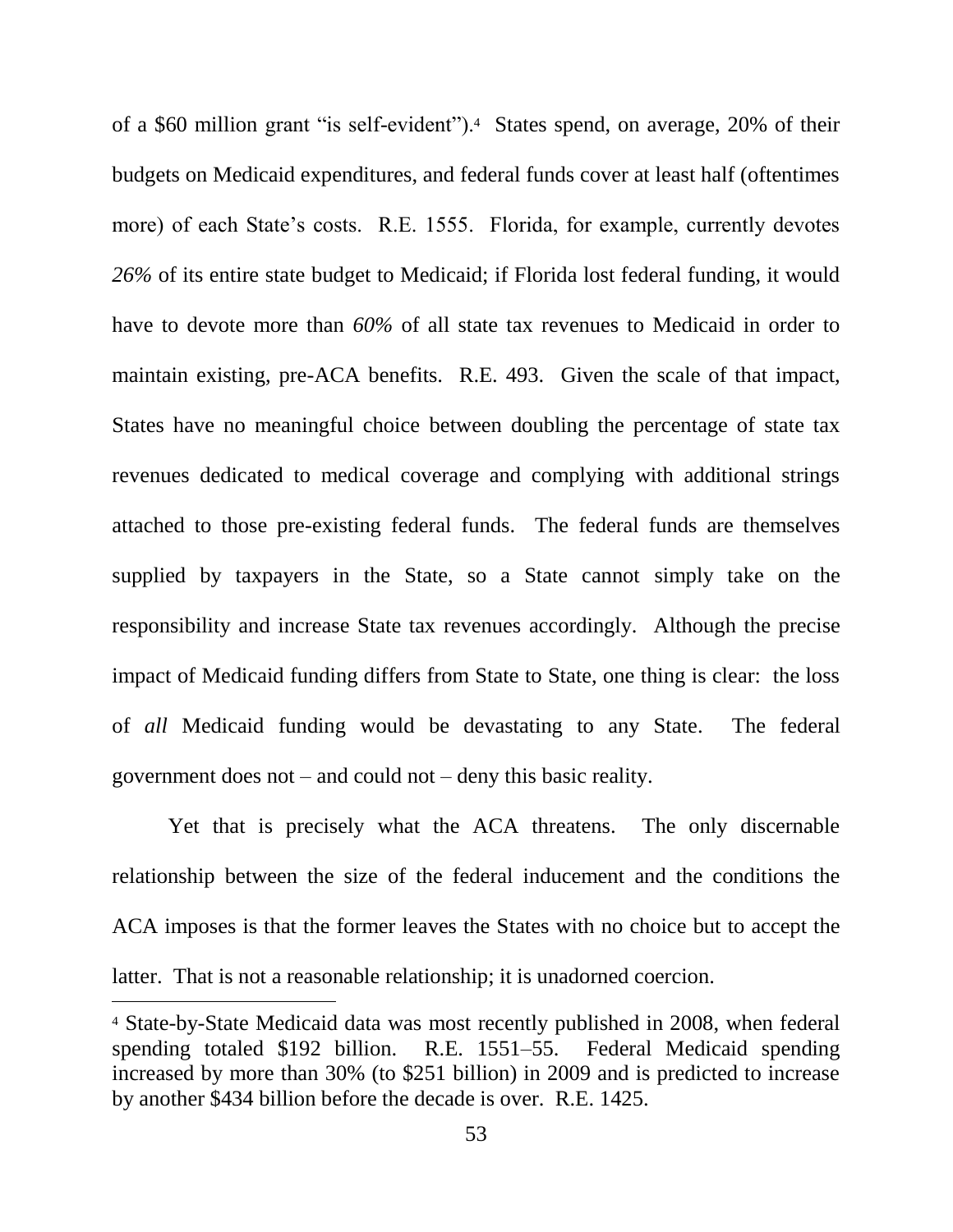of a $60 million grant "is self-evident").[4] States spend, on average, 20% of their budgets on Medicaid expenditures, and federal funds cover at least half (oftentimes more) of each State's costs. R.E. 1555. Florida, for example, currently devotes *26%* of its entire state budget to Medicaid; if Florida lost federal funding, it would have to devote more than *60%* of all state tax revenues to Medicaid in order to maintain existing, pre-ACA benefits. R.E. 493. Given the scale of that impact, States have no meaningful choice between doubling the percentage of state tax revenues dedicated to medical coverage and complying with additional strings attached to those pre-existing federal funds. The federal funds are themselves supplied by taxpayers in the State, so a State cannot simply take on the responsibility and increase State tax revenues accordingly. Although the precise impact of Medicaid funding differs from State to State, one thing is clear: the loss of *all* Medicaid funding would be devastating to any State. The federal government does not – and could not – deny this basic reality.

Yet that is precisely what the ACA threatens. The only discernable relationship between the size of the federal inducement and the conditions the ACA imposes is that the former leaves the States with no choice but to accept the latter. That is not a reasonable relationship; it is unadorned coercion.

---

[4] State-by-State Medicaid data was most recently published in 2008, when federal spending totaled $192 billion. R.E. 1551–55. Federal Medicaid spending increased by more than 30% (to $251 billion) in 2009 and is predicted to increase by another $434 billion before the decade is over. R.E. 1425.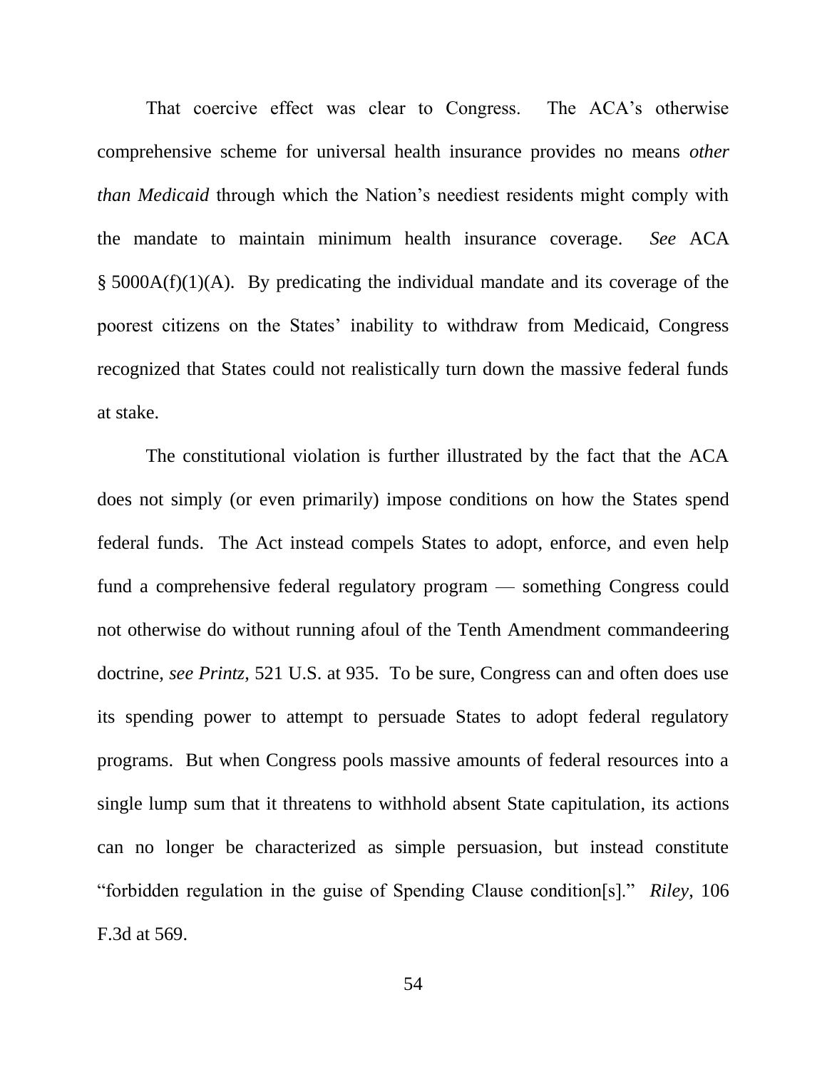That coercive effect was clear to Congress. The ACA's otherwise comprehensive scheme for universal health insurance provides no means *other than Medicaid* through which the Nation's neediest residents might comply with the mandate to maintain minimum health insurance coverage. *See* ACA § 5000A(f)(1)(A). By predicating the individual mandate and its coverage of the poorest citizens on the States' inability to withdraw from Medicaid, Congress recognized that States could not realistically turn down the massive federal funds at stake.

The constitutional violation is further illustrated by the fact that the ACA does not simply (or even primarily) impose conditions on how the States spend federal funds. The Act instead compels States to adopt, enforce, and even help fund a comprehensive federal regulatory program — something Congress could not otherwise do without running afoul of the Tenth Amendment commandeering doctrine, *see Printz*, 521 U.S. at 935. To be sure, Congress can and often does use its spending power to attempt to persuade States to adopt federal regulatory programs. But when Congress pools massive amounts of federal resources into a single lump sum that it threatens to withhold absent State capitulation, its actions can no longer be characterized as simple persuasion, but instead constitute "forbidden regulation in the guise of Spending Clause condition[s]." *Riley*, 106 F.3d at 569.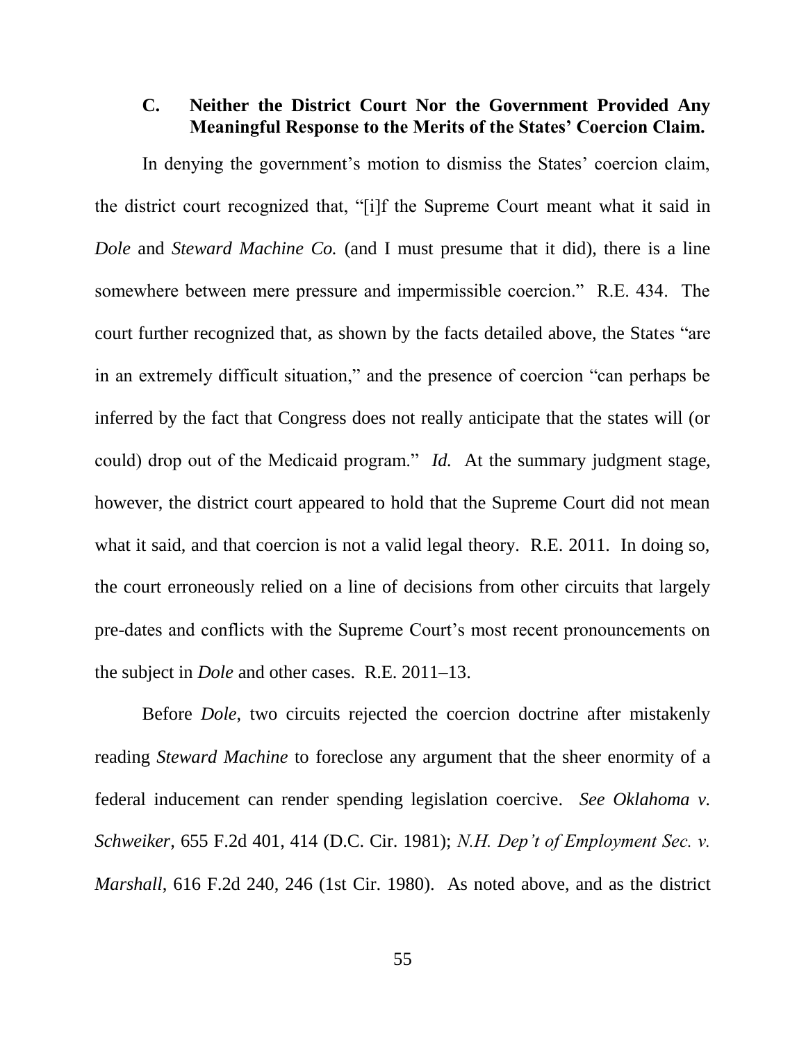### C. Neither the District Court Nor the Government Provided Any Meaningful Response to the Merits of the States' Coercion Claim.

In denying the government's motion to dismiss the States' coercion claim, the district court recognized that, "[i]f the Supreme Court meant what it said in *Dole* and *Steward Machine Co.* (and I must presume that it did), there is a line somewhere between mere pressure and impermissible coercion." R.E. 434. The court further recognized that, as shown by the facts detailed above, the States "are in an extremely difficult situation," and the presence of coercion "can perhaps be inferred by the fact that Congress does not really anticipate that the states will (or could) drop out of the Medicaid program." *Id.* At the summary judgment stage, however, the district court appeared to hold that the Supreme Court did not mean what it said, and that coercion is not a valid legal theory. R.E. 2011. In doing so, the court erroneously relied on a line of decisions from other circuits that largely pre-dates and conflicts with the Supreme Court's most recent pronouncements on the subject in *Dole* and other cases. R.E. 2011–13.

Before *Dole*, two circuits rejected the coercion doctrine after mistakenly reading *Steward Machine* to foreclose any argument that the sheer enormity of a federal inducement can render spending legislation coercive. *See Oklahoma v. Schweiker*, 655 F.2d 401, 414 (D.C. Cir. 1981); *N.H. Dep't of Employment Sec. v. Marshall*, 616 F.2d 240, 246 (1st Cir. 1980). As noted above, and as the district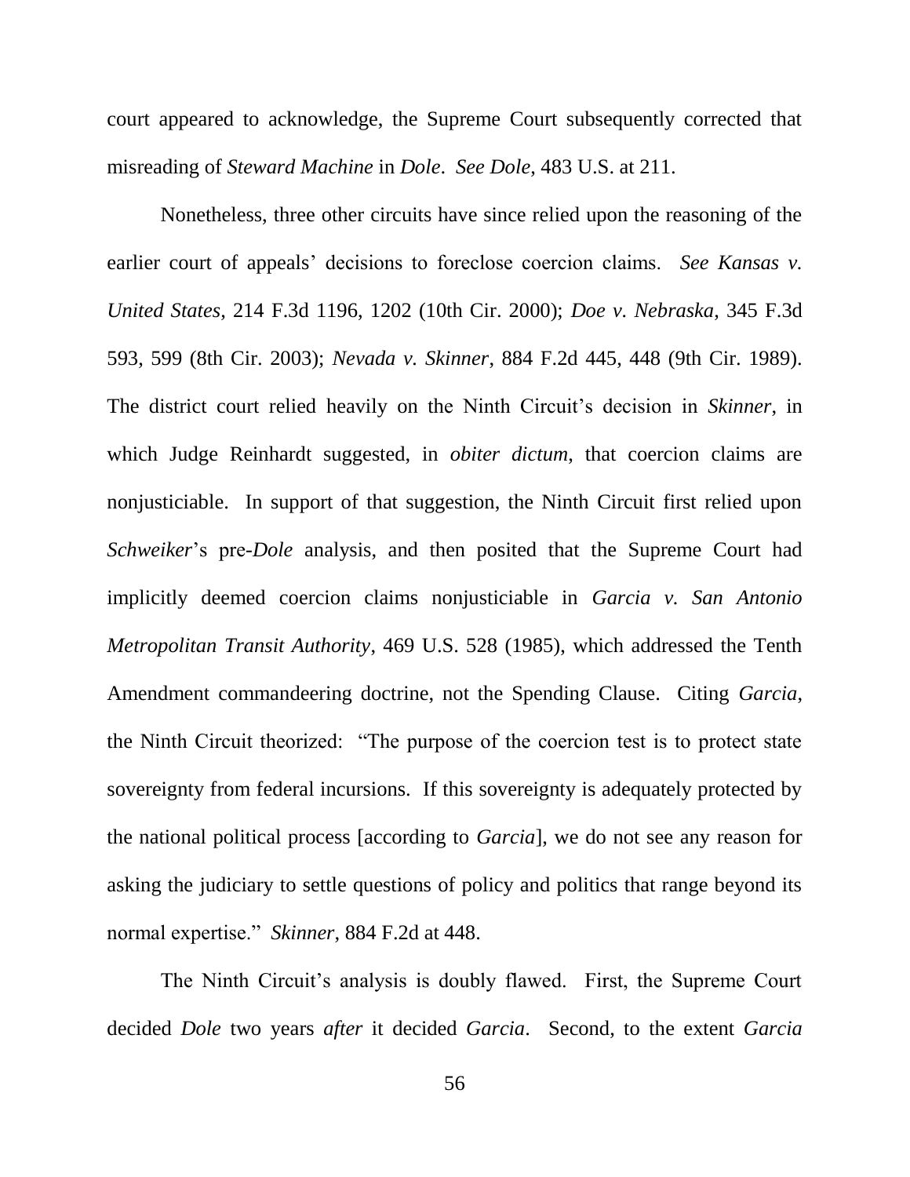court appeared to acknowledge, the Supreme Court subsequently corrected that misreading of *Steward Machine* in *Dole*. *See Dole*, 483 U.S. at 211.

Nonetheless, three other circuits have since relied upon the reasoning of the earlier court of appeals' decisions to foreclose coercion claims. *See Kansas v. United States*, 214 F.3d 1196, 1202 (10th Cir. 2000); *Doe v. Nebraska*, 345 F.3d 593, 599 (8th Cir. 2003); *Nevada v. Skinner*, 884 F.2d 445, 448 (9th Cir. 1989). The district court relied heavily on the Ninth Circuit's decision in *Skinner*, in which Judge Reinhardt suggested, in *obiter dictum*, that coercion claims are nonjusticiable. In support of that suggestion, the Ninth Circuit first relied upon *Schweiker*'s pre-*Dole* analysis, and then posited that the Supreme Court had implicitly deemed coercion claims nonjusticiable in *Garcia v. San Antonio Metropolitan Transit Authority*, 469 U.S. 528 (1985), which addressed the Tenth Amendment commandeering doctrine, not the Spending Clause. Citing *Garcia*, the Ninth Circuit theorized: "The purpose of the coercion test is to protect state sovereignty from federal incursions. If this sovereignty is adequately protected by the national political process [according to *Garcia*], we do not see any reason for asking the judiciary to settle questions of policy and politics that range beyond its normal expertise." *Skinner*, 884 F.2d at 448.

The Ninth Circuit's analysis is doubly flawed. First, the Supreme Court decided *Dole* two years *after* it decided *Garcia*. Second, to the extent *Garcia*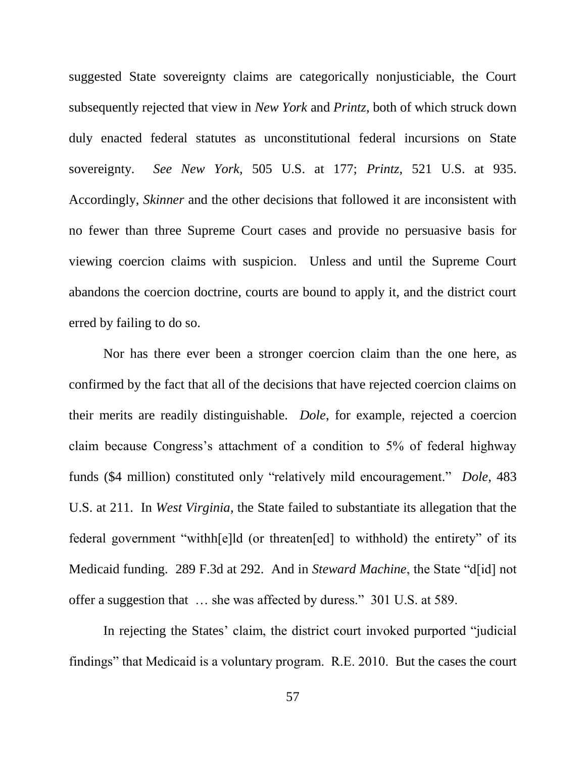suggested State sovereignty claims are categorically nonjusticiable, the Court subsequently rejected that view in *New York* and *Printz*, both of which struck down duly enacted federal statutes as unconstitutional federal incursions on State sovereignty. *See New York*, 505 U.S. at 177; *Printz*, 521 U.S. at 935. Accordingly, *Skinner* and the other decisions that followed it are inconsistent with no fewer than three Supreme Court cases and provide no persuasive basis for viewing coercion claims with suspicion. Unless and until the Supreme Court abandons the coercion doctrine, courts are bound to apply it, and the district court erred by failing to do so.

Nor has there ever been a stronger coercion claim than the one here, as confirmed by the fact that all of the decisions that have rejected coercion claims on their merits are readily distinguishable. *Dole*, for example, rejected a coercion claim because Congress's attachment of a condition to 5% of federal highway funds ($4 million) constituted only "relatively mild encouragement." *Dole*, 483 U.S. at 211. In *West Virginia*, the State failed to substantiate its allegation that the federal government "withh[e]ld (or threaten[ed] to withhold) the entirety" of its Medicaid funding. 289 F.3d at 292. And in *Steward Machine*, the State "d[id] not offer a suggestion that … she was affected by duress." 301 U.S. at 589.

In rejecting the States' claim, the district court invoked purported "judicial findings" that Medicaid is a voluntary program. R.E. 2010. But the cases the court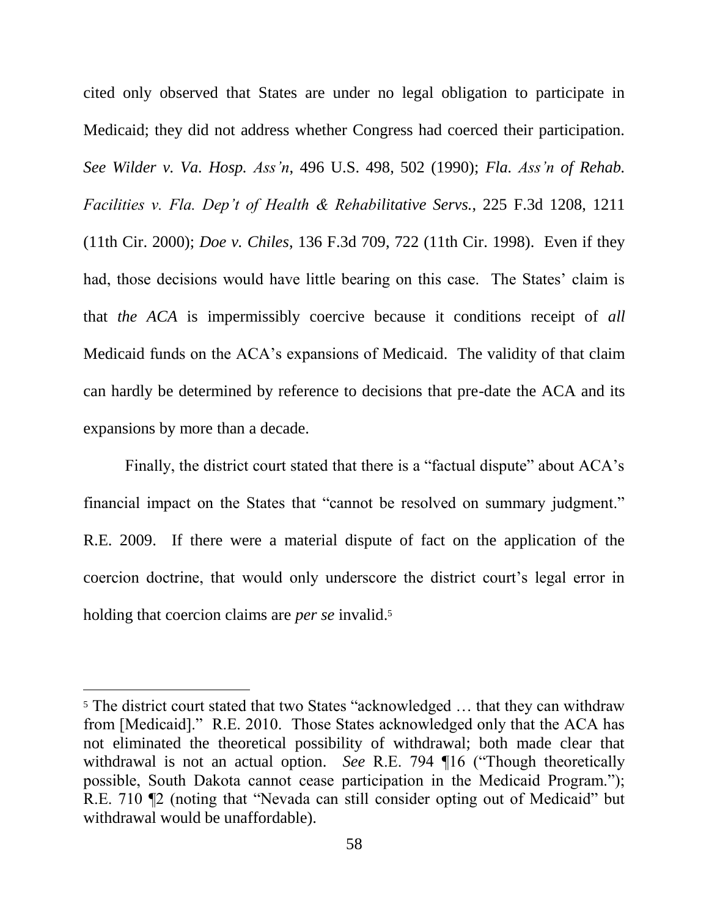cited only observed that States are under no legal obligation to participate in Medicaid; they did not address whether Congress had coerced their participation. *See Wilder v. Va. Hosp. Ass'n*, 496 U.S. 498, 502 (1990); *Fla. Ass'n of Rehab. Facilities v. Fla. Dep't of Health & Rehabilitative Servs.*, 225 F.3d 1208, 1211 (11th Cir. 2000); *Doe v. Chiles*, 136 F.3d 709, 722 (11th Cir. 1998). Even if they had, those decisions would have little bearing on this case. The States' claim is that *the ACA* is impermissibly coercive because it conditions receipt of *all* Medicaid funds on the ACA's expansions of Medicaid. The validity of that claim can hardly be determined by reference to decisions that pre-date the ACA and its expansions by more than a decade.

Finally, the district court stated that there is a "factual dispute" about ACA's financial impact on the States that "cannot be resolved on summary judgment." R.E. 2009. If there were a material dispute of fact on the application of the coercion doctrine, that would only underscore the district court's legal error in holding that coercion claims are *per se* invalid.[5]

---

[5] The district court stated that two States "acknowledged … that they can withdraw from [Medicaid]." R.E. 2010. Those States acknowledged only that the ACA has not eliminated the theoretical possibility of withdrawal; both made clear that withdrawal is not an actual option. *See* R.E. 794 ¶16 ("Though theoretically possible, South Dakota cannot cease participation in the Medicaid Program."); R.E. 710 ¶2 (noting that "Nevada can still consider opting out of Medicaid" but withdrawal would be unaffordable).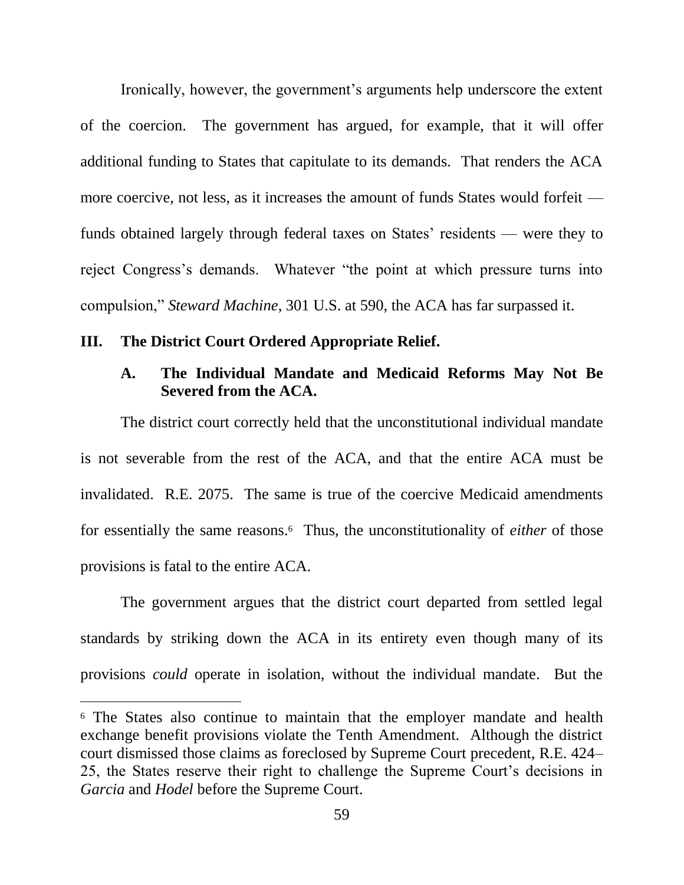Ironically, however, the government's arguments help underscore the extent of the coercion. The government has argued, for example, that it will offer additional funding to States that capitulate to its demands. That renders the ACA more coercive, not less, as it increases the amount of funds States would forfeit — funds obtained largely through federal taxes on States' residents — were they to reject Congress's demands. Whatever "the point at which pressure turns into compulsion," *Steward Machine*, 301 U.S. at 590, the ACA has far surpassed it.

## III. The District Court Ordered Appropriate Relief.

### A. The Individual Mandate and Medicaid Reforms May Not Be Severed from the ACA.

The district court correctly held that the unconstitutional individual mandate is not severable from the rest of the ACA, and that the entire ACA must be invalidated. R.E. 2075. The same is true of the coercive Medicaid amendments for essentially the same reasons.[6] Thus, the unconstitutionality of *either* of those provisions is fatal to the entire ACA.

The government argues that the district court departed from settled legal standards by striking down the ACA in its entirety even though many of its provisions *could* operate in isolation, without the individual mandate. But the

[6] The States also continue to maintain that the employer mandate and health exchange benefit provisions violate the Tenth Amendment. Although the district court dismissed those claims as foreclosed by Supreme Court precedent, R.E. 424–25, the States reserve their right to challenge the Supreme Court's decisions in *Garcia* and *Hodel* before the Supreme Court.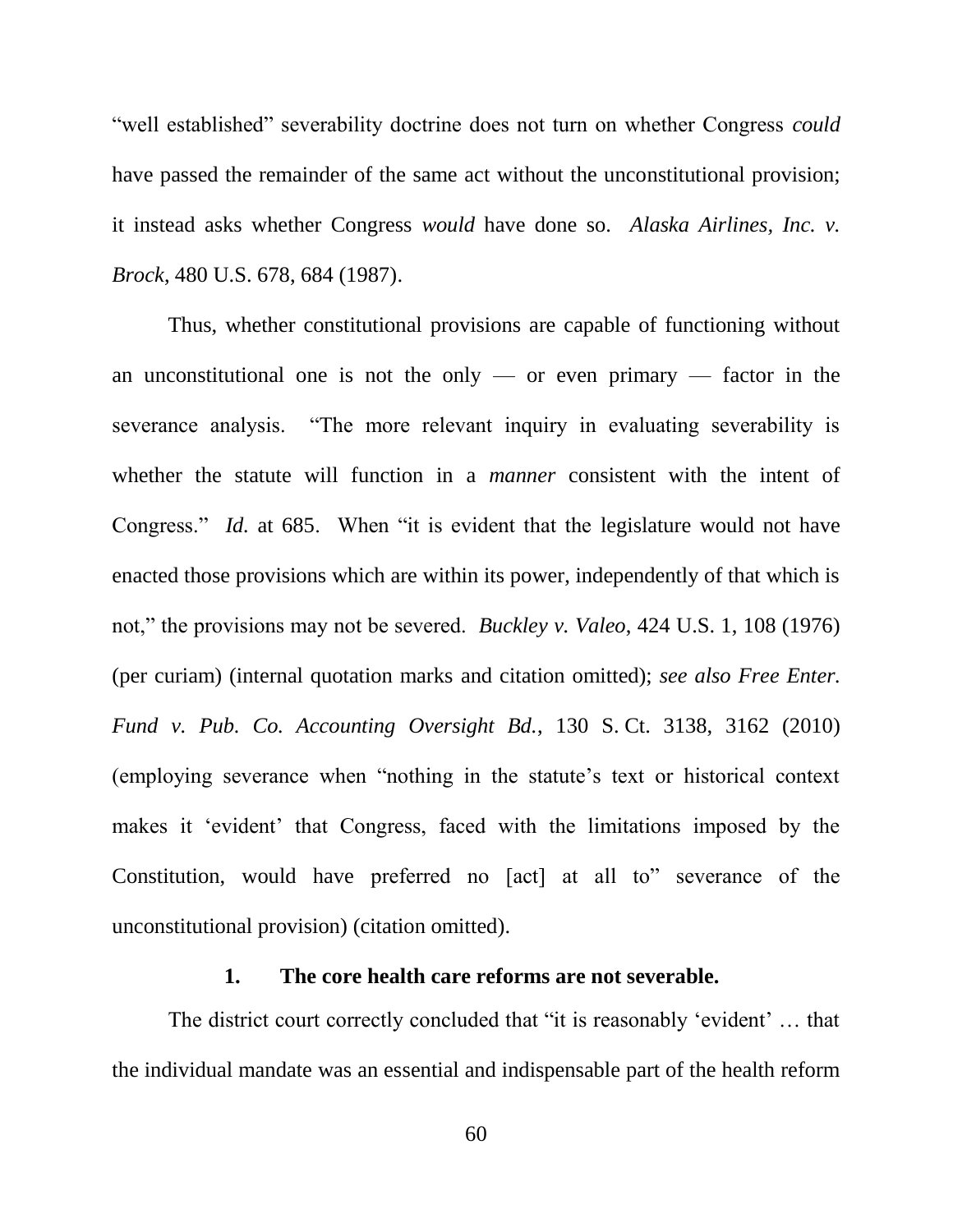"well established" severability doctrine does not turn on whether Congress *could* have passed the remainder of the same act without the unconstitutional provision; it instead asks whether Congress *would* have done so. *Alaska Airlines, Inc. v. Brock*, 480 U.S. 678, 684 (1987).

Thus, whether constitutional provisions are capable of functioning without an unconstitutional one is not the only — or even primary — factor in the severance analysis. "The more relevant inquiry in evaluating severability is whether the statute will function in a *manner* consistent with the intent of Congress." *Id.* at 685. When "it is evident that the legislature would not have enacted those provisions which are within its power, independently of that which is not," the provisions may not be severed. *Buckley v. Valeo*, 424 U.S. 1, 108 (1976) (per curiam) (internal quotation marks and citation omitted); *see also Free Enter. Fund v. Pub. Co. Accounting Oversight Bd.*, 130 S. Ct. 3138, 3162 (2010) (employing severance when "nothing in the statute's text or historical context makes it 'evident' that Congress, faced with the limitations imposed by the Constitution, would have preferred no [act] at all to" severance of the unconstitutional provision) (citation omitted).

### 1. The core health care reforms are not severable.

The district court correctly concluded that "it is reasonably 'evident' … that the individual mandate was an essential and indispensable part of the health reform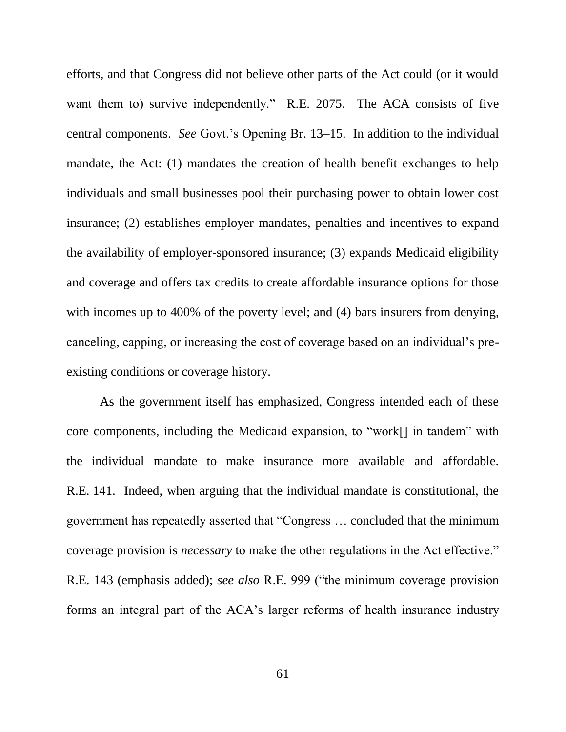efforts, and that Congress did not believe other parts of the Act could (or it would want them to) survive independently." R.E. 2075. The ACA consists of five central components. *See* Govt.'s Opening Br. 13–15. In addition to the individual mandate, the Act: (1) mandates the creation of health benefit exchanges to help individuals and small businesses pool their purchasing power to obtain lower cost insurance; (2) establishes employer mandates, penalties and incentives to expand the availability of employer-sponsored insurance; (3) expands Medicaid eligibility and coverage and offers tax credits to create affordable insurance options for those with incomes up to 400% of the poverty level; and (4) bars insurers from denying, canceling, capping, or increasing the cost of coverage based on an individual's pre-existing conditions or coverage history.

As the government itself has emphasized, Congress intended each of these core components, including the Medicaid expansion, to "work[] in tandem" with the individual mandate to make insurance more available and affordable. R.E. 141. Indeed, when arguing that the individual mandate is constitutional, the government has repeatedly asserted that "Congress … concluded that the minimum coverage provision is *necessary* to make the other regulations in the Act effective." R.E. 143 (emphasis added); *see also* R.E. 999 ("the minimum coverage provision forms an integral part of the ACA's larger reforms of health insurance industry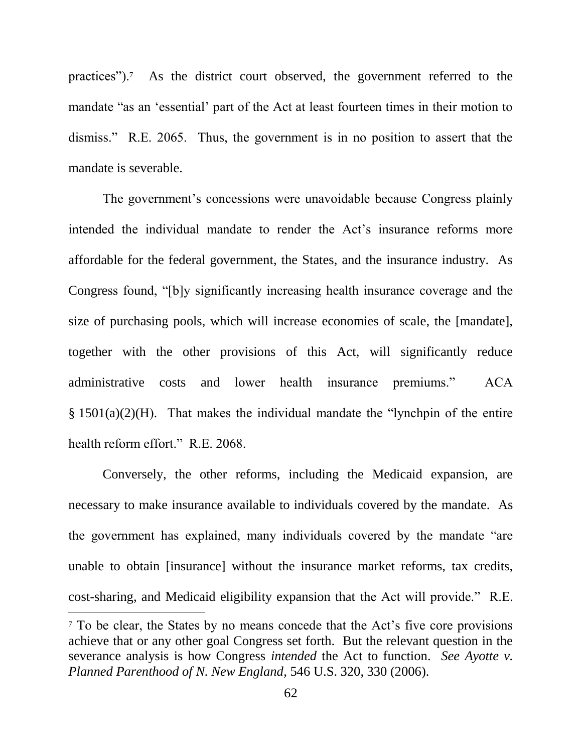practices").[7] As the district court observed, the government referred to the mandate "as an 'essential' part of the Act at least fourteen times in their motion to dismiss." R.E. 2065. Thus, the government is in no position to assert that the mandate is severable.

The government's concessions were unavoidable because Congress plainly intended the individual mandate to render the Act's insurance reforms more affordable for the federal government, the States, and the insurance industry. As Congress found, "[b]y significantly increasing health insurance coverage and the size of purchasing pools, which will increase economies of scale, the [mandate], together with the other provisions of this Act, will significantly reduce administrative costs and lower health insurance premiums." ACA § 1501(a)(2)(H). That makes the individual mandate the "lynchpin of the entire health reform effort." R.E. 2068.

Conversely, the other reforms, including the Medicaid expansion, are necessary to make insurance available to individuals covered by the mandate. As the government has explained, many individuals covered by the mandate "are unable to obtain [insurance] without the insurance market reforms, tax credits, cost-sharing, and Medicaid eligibility expansion that the Act will provide." R.E.

---

[7] To be clear, the States by no means concede that the Act's five core provisions achieve that or any other goal Congress set forth. But the relevant question in the severance analysis is how Congress *intended* the Act to function. *See Ayotte v. Planned Parenthood of N. New England*, 546 U.S. 320, 330 (2006).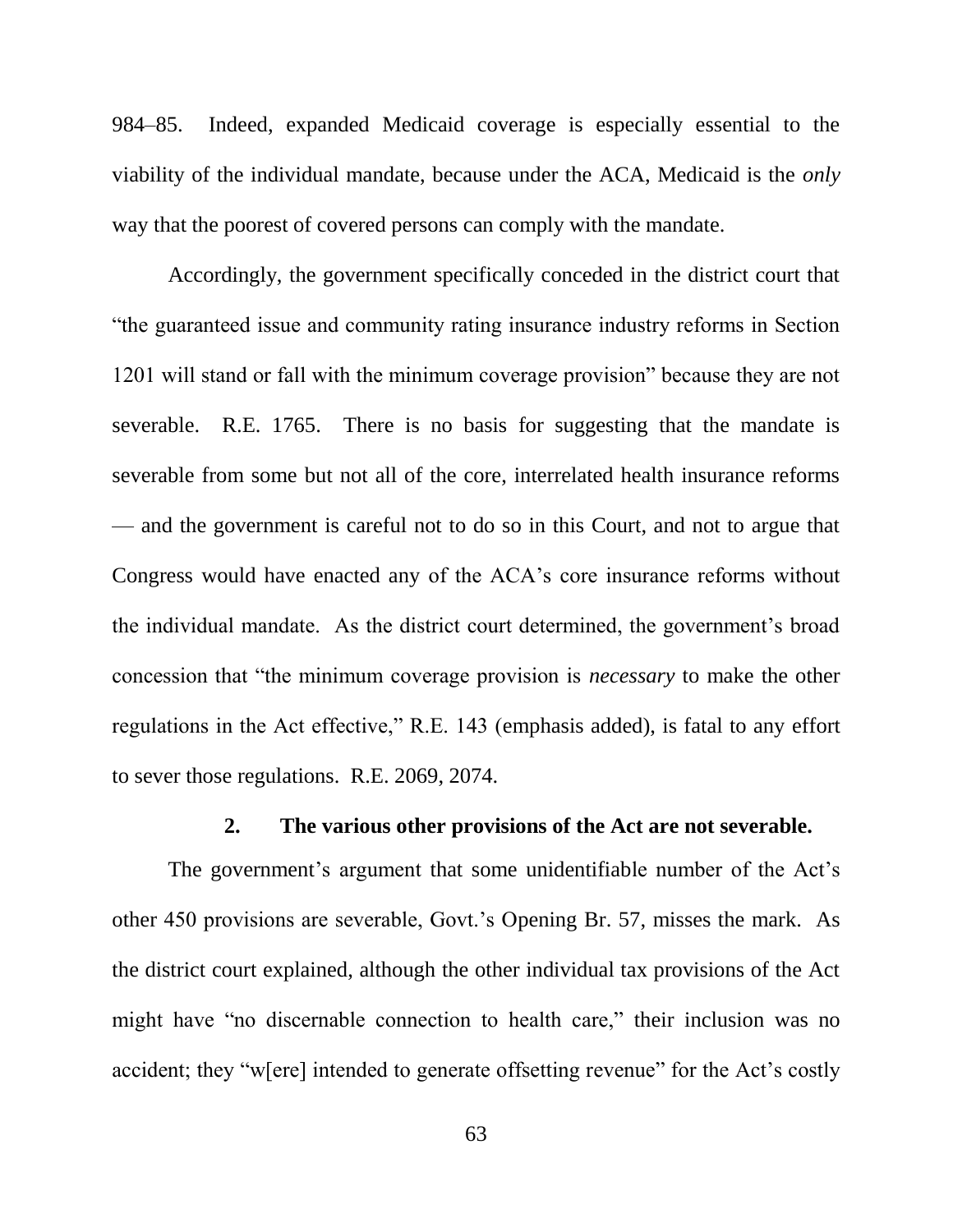984–85. Indeed, expanded Medicaid coverage is especially essential to the viability of the individual mandate, because under the ACA, Medicaid is the *only* way that the poorest of covered persons can comply with the mandate.

Accordingly, the government specifically conceded in the district court that "the guaranteed issue and community rating insurance industry reforms in Section 1201 will stand or fall with the minimum coverage provision" because they are not severable. R.E. 1765. There is no basis for suggesting that the mandate is severable from some but not all of the core, interrelated health insurance reforms — and the government is careful not to do so in this Court, and not to argue that Congress would have enacted any of the ACA's core insurance reforms without the individual mandate. As the district court determined, the government's broad concession that "the minimum coverage provision is *necessary* to make the other regulations in the Act effective," R.E. 143 (emphasis added), is fatal to any effort to sever those regulations. R.E. 2069, 2074.

#### 2. The various other provisions of the Act are not severable.

The government's argument that some unidentifiable number of the Act's other 450 provisions are severable, Govt.'s Opening Br. 57, misses the mark. As the district court explained, although the other individual tax provisions of the Act might have "no discernable connection to health care," their inclusion was no accident; they "w[ere] intended to generate offsetting revenue" for the Act's costly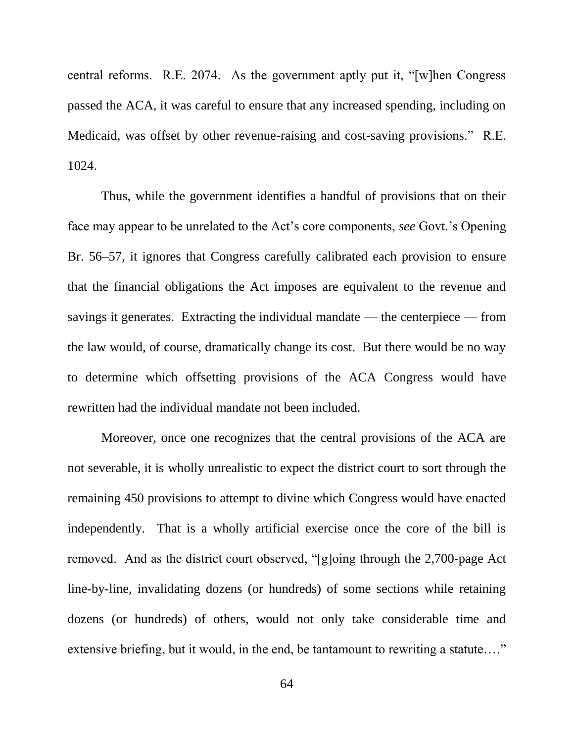central reforms. R.E. 2074. As the government aptly put it, "[w]hen Congress passed the ACA, it was careful to ensure that any increased spending, including on Medicaid, was offset by other revenue-raising and cost-saving provisions." R.E. 1024.

Thus, while the government identifies a handful of provisions that on their face may appear to be unrelated to the Act's core components, *see* Govt.'s Opening Br. 56–57, it ignores that Congress carefully calibrated each provision to ensure that the financial obligations the Act imposes are equivalent to the revenue and savings it generates. Extracting the individual mandate — the centerpiece — from the law would, of course, dramatically change its cost. But there would be no way to determine which offsetting provisions of the ACA Congress would have rewritten had the individual mandate not been included.

Moreover, once one recognizes that the central provisions of the ACA are not severable, it is wholly unrealistic to expect the district court to sort through the remaining 450 provisions to attempt to divine which Congress would have enacted independently. That is a wholly artificial exercise once the core of the bill is removed. And as the district court observed, "[g]oing through the 2,700-page Act line-by-line, invalidating dozens (or hundreds) of some sections while retaining dozens (or hundreds) of others, would not only take considerable time and extensive briefing, but it would, in the end, be tantamount to rewriting a statute…."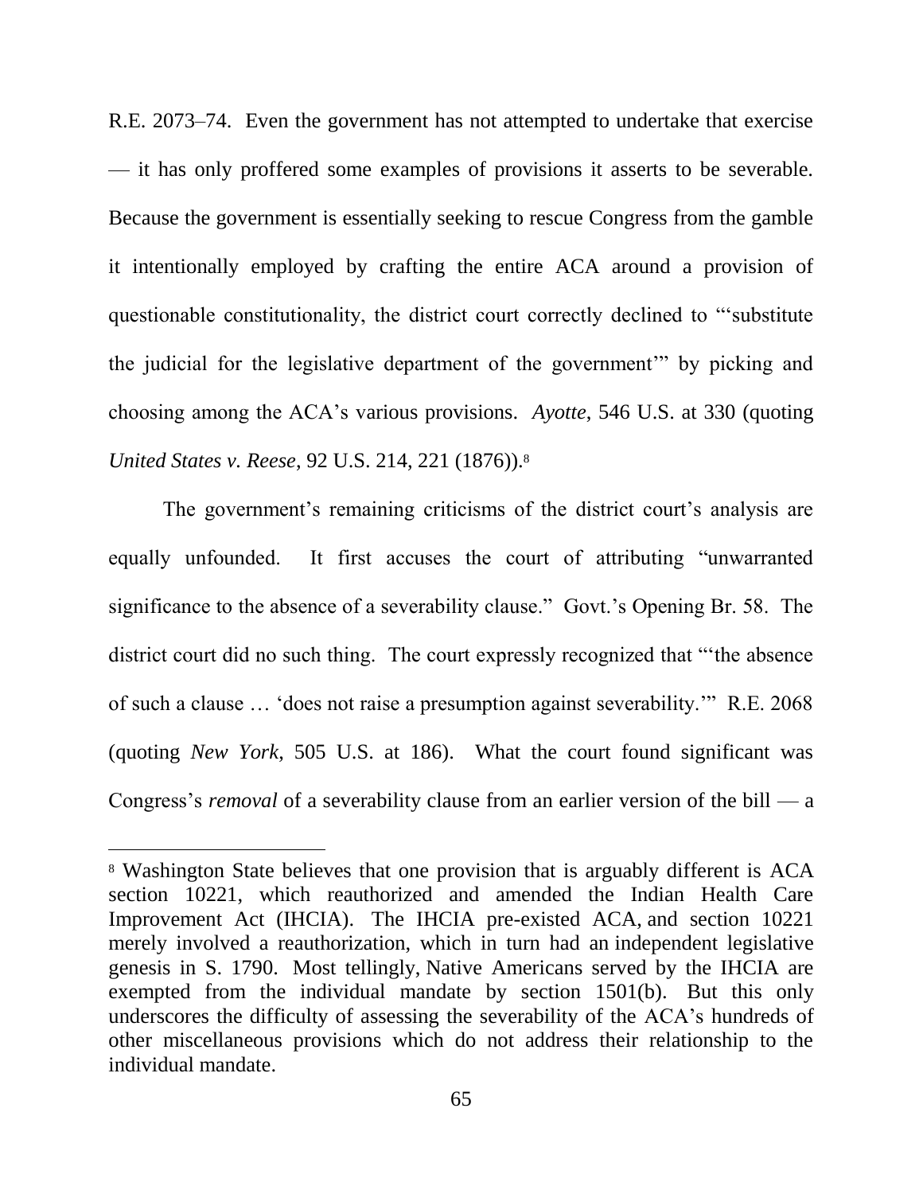R.E. 2073–74. Even the government has not attempted to undertake that exercise — it has only proffered some examples of provisions it asserts to be severable. Because the government is essentially seeking to rescue Congress from the gamble it intentionally employed by crafting the entire ACA around a provision of questionable constitutionality, the district court correctly declined to "'substitute the judicial for the legislative department of the government'" by picking and choosing among the ACA's various provisions. *Ayotte*, 546 U.S. at 330 (quoting *United States v. Reese*, 92 U.S. 214, 221 (1876)).[8]

The government's remaining criticisms of the district court's analysis are equally unfounded. It first accuses the court of attributing "unwarranted significance to the absence of a severability clause." Govt.'s Opening Br. 58. The district court did no such thing. The court expressly recognized that "'the absence of such a clause … 'does not raise a presumption against severability.'" R.E. 2068 (quoting *New York*, 505 U.S. at 186). What the court found significant was Congress's *removal* of a severability clause from an earlier version of the bill — a

[8] Washington State believes that one provision that is arguably different is ACA section 10221, which reauthorized and amended the Indian Health Care Improvement Act (IHCIA). The IHCIA pre-existed ACA, and section 10221 merely involved a reauthorization, which in turn had an independent legislative genesis in S. 1790. Most tellingly, Native Americans served by the IHCIA are exempted from the individual mandate by section 1501(b). But this only underscores the difficulty of assessing the severability of the ACA's hundreds of other miscellaneous provisions which do not address their relationship to the individual mandate.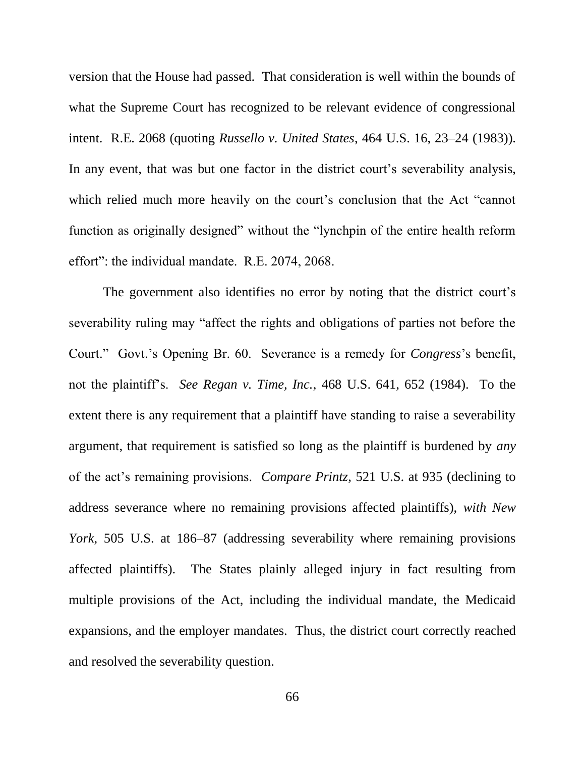version that the House had passed. That consideration is well within the bounds of what the Supreme Court has recognized to be relevant evidence of congressional intent. R.E. 2068 (quoting *Russello v. United States*, 464 U.S. 16, 23–24 (1983)). In any event, that was but one factor in the district court's severability analysis, which relied much more heavily on the court's conclusion that the Act "cannot function as originally designed" without the "lynchpin of the entire health reform effort": the individual mandate. R.E. 2074, 2068.

The government also identifies no error by noting that the district court's severability ruling may "affect the rights and obligations of parties not before the Court." Govt.'s Opening Br. 60. Severance is a remedy for *Congress*'s benefit, not the plaintiff's. *See Regan v. Time, Inc.*, 468 U.S. 641, 652 (1984). To the extent there is any requirement that a plaintiff have standing to raise a severability argument, that requirement is satisfied so long as the plaintiff is burdened by *any* of the act's remaining provisions. *Compare Printz*, 521 U.S. at 935 (declining to address severance where no remaining provisions affected plaintiffs), *with New York*, 505 U.S. at 186–87 (addressing severability where remaining provisions affected plaintiffs). The States plainly alleged injury in fact resulting from multiple provisions of the Act, including the individual mandate, the Medicaid expansions, and the employer mandates. Thus, the district court correctly reached and resolved the severability question.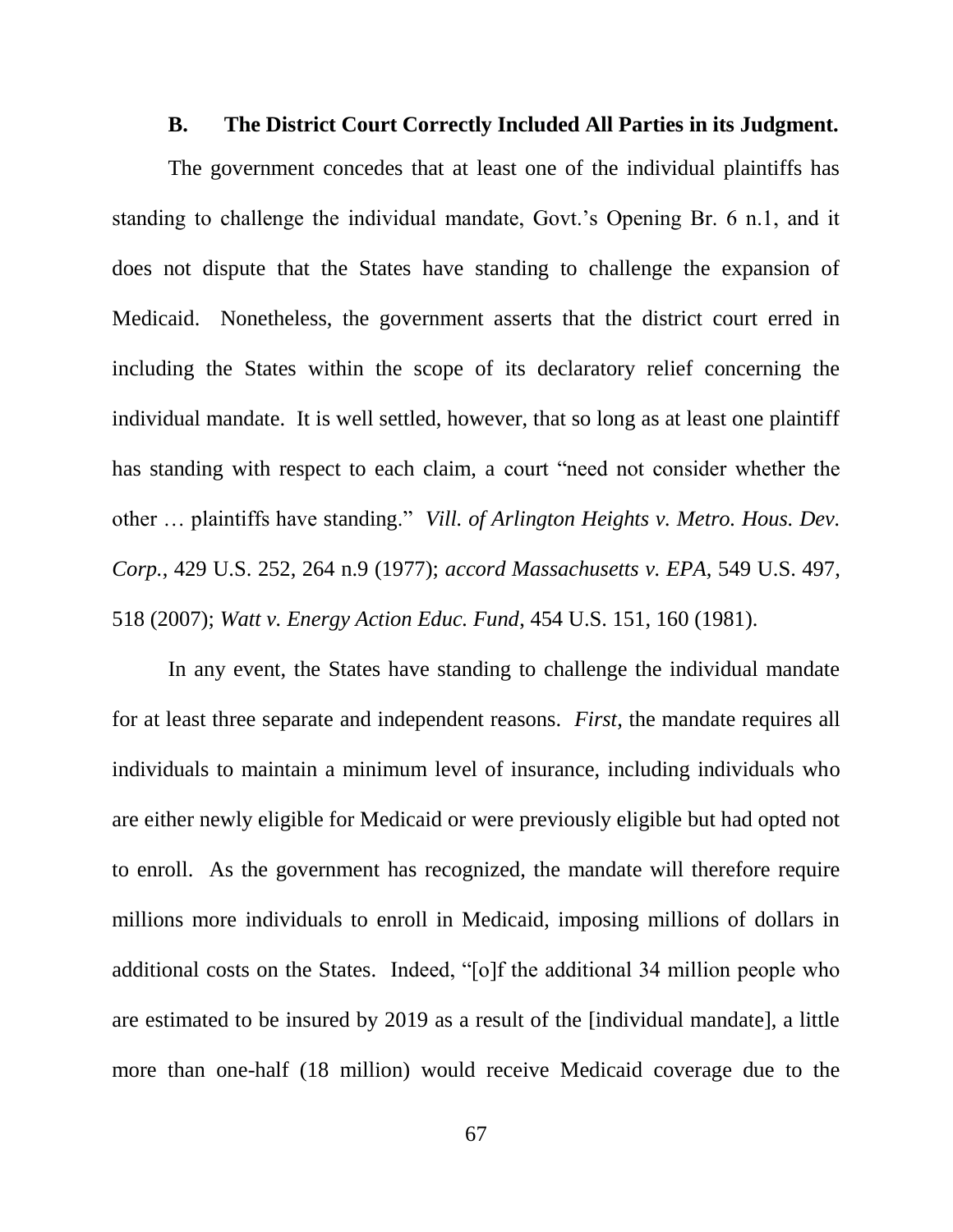### B. The District Court Correctly Included All Parties in its Judgment.

The government concedes that at least one of the individual plaintiffs has standing to challenge the individual mandate, Govt.'s Opening Br. 6 n.1, and it does not dispute that the States have standing to challenge the expansion of Medicaid. Nonetheless, the government asserts that the district court erred in including the States within the scope of its declaratory relief concerning the individual mandate. It is well settled, however, that so long as at least one plaintiff has standing with respect to each claim, a court "need not consider whether the other … plaintiffs have standing." *Vill. of Arlington Heights v. Metro. Hous. Dev. Corp.*, 429 U.S. 252, 264 n.9 (1977); *accord Massachusetts v. EPA*, 549 U.S. 497, 518 (2007); *Watt v. Energy Action Educ. Fund*, 454 U.S. 151, 160 (1981).

In any event, the States have standing to challenge the individual mandate for at least three separate and independent reasons. *First*, the mandate requires all individuals to maintain a minimum level of insurance, including individuals who are either newly eligible for Medicaid or were previously eligible but had opted not to enroll. As the government has recognized, the mandate will therefore require millions more individuals to enroll in Medicaid, imposing millions of dollars in additional costs on the States. Indeed, "[o]f the additional 34 million people who are estimated to be insured by 2019 as a result of the [individual mandate], a little more than one-half (18 million) would receive Medicaid coverage due to the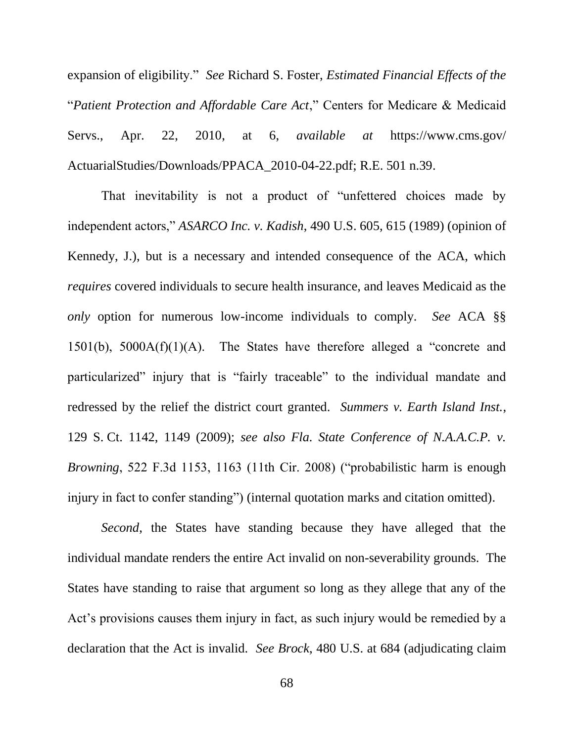expansion of eligibility." *See* Richard S. Foster, *Estimated Financial Effects of the* "*Patient Protection and Affordable Care Act*," Centers for Medicare & Medicaid Servs., Apr. 22, 2010, at 6, *available at* https://www.cms.gov/ActuarialStudies/Downloads/PPACA_2010-04-22.pdf; R.E. 501 n.39.

That inevitability is not a product of "unfettered choices made by independent actors," *ASARCO Inc. v. Kadish*, 490 U.S. 605, 615 (1989) (opinion of Kennedy, J.), but is a necessary and intended consequence of the ACA, which *requires* covered individuals to secure health insurance, and leaves Medicaid as the *only* option for numerous low-income individuals to comply. *See* ACA §§ 1501(b), 5000A(f)(1)(A). The States have therefore alleged a "concrete and particularized" injury that is "fairly traceable" to the individual mandate and redressed by the relief the district court granted. *Summers v. Earth Island Inst.*, 129 S. Ct. 1142, 1149 (2009); *see also Fla. State Conference of N.A.A.C.P. v. Browning*, 522 F.3d 1153, 1163 (11th Cir. 2008) ("probabilistic harm is enough injury in fact to confer standing") (internal quotation marks and citation omitted).

*Second*, the States have standing because they have alleged that the individual mandate renders the entire Act invalid on non-severability grounds. The States have standing to raise that argument so long as they allege that any of the Act's provisions causes them injury in fact, as such injury would be remedied by a declaration that the Act is invalid. *See Brock*, 480 U.S. at 684 (adjudicating claim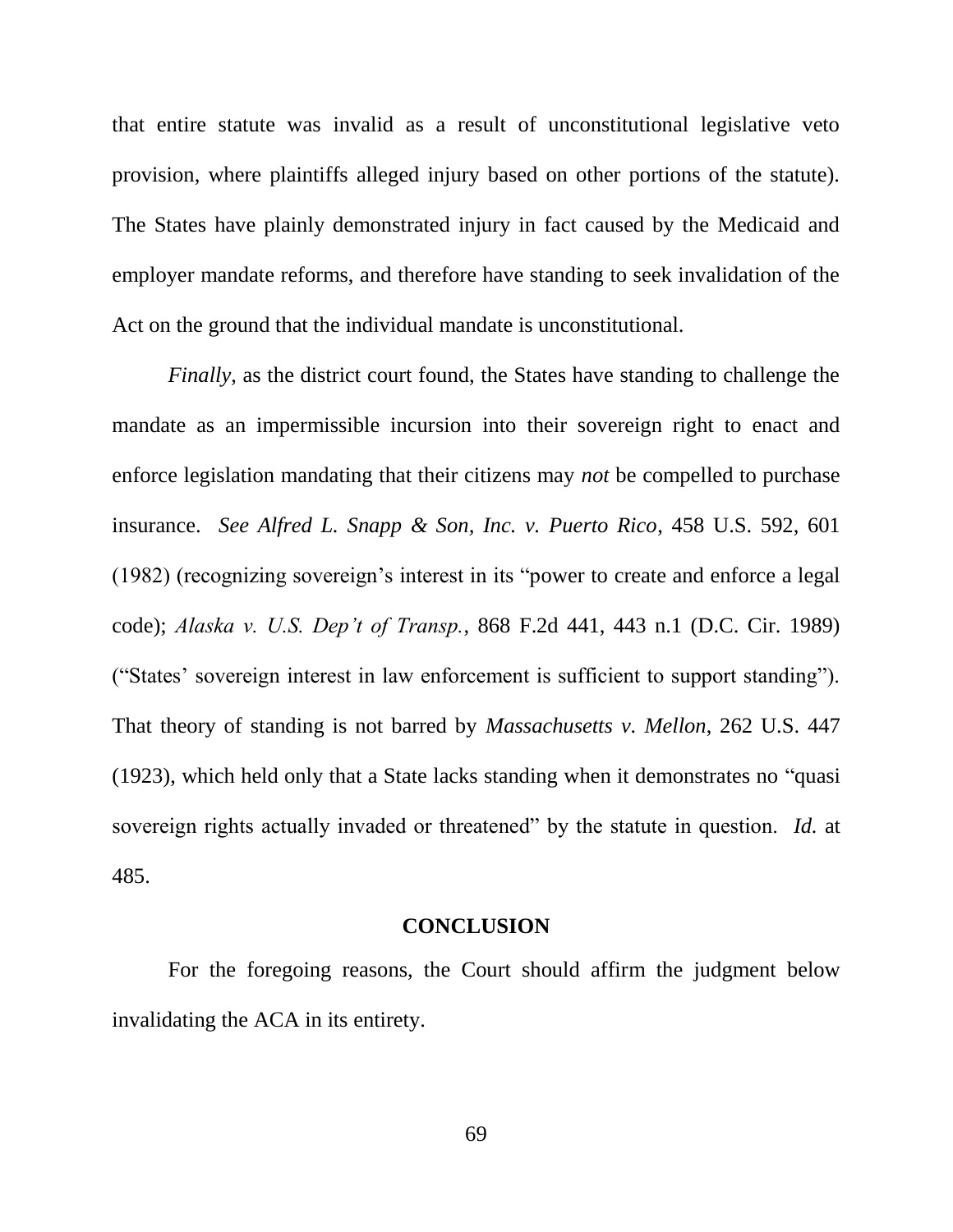that entire statute was invalid as a result of unconstitutional legislative veto provision, where plaintiffs alleged injury based on other portions of the statute). The States have plainly demonstrated injury in fact caused by the Medicaid and employer mandate reforms, and therefore have standing to seek invalidation of the Act on the ground that the individual mandate is unconstitutional.

*Finally*, as the district court found, the States have standing to challenge the mandate as an impermissible incursion into their sovereign right to enact and enforce legislation mandating that their citizens may *not* be compelled to purchase insurance. *See Alfred L. Snapp & Son, Inc. v. Puerto Rico*, 458 U.S. 592, 601 (1982) (recognizing sovereign's interest in its "power to create and enforce a legal code); *Alaska v. U.S. Dep't of Transp.*, 868 F.2d 441, 443 n.1 (D.C. Cir. 1989) ("States' sovereign interest in law enforcement is sufficient to support standing"). That theory of standing is not barred by *Massachusetts v. Mellon*, 262 U.S. 447 (1923), which held only that a State lacks standing when it demonstrates no "quasi sovereign rights actually invaded or threatened" by the statute in question. *Id.* at 485.

## CONCLUSION

For the foregoing reasons, the Court should affirm the judgment below invalidating the ACA in its entirety.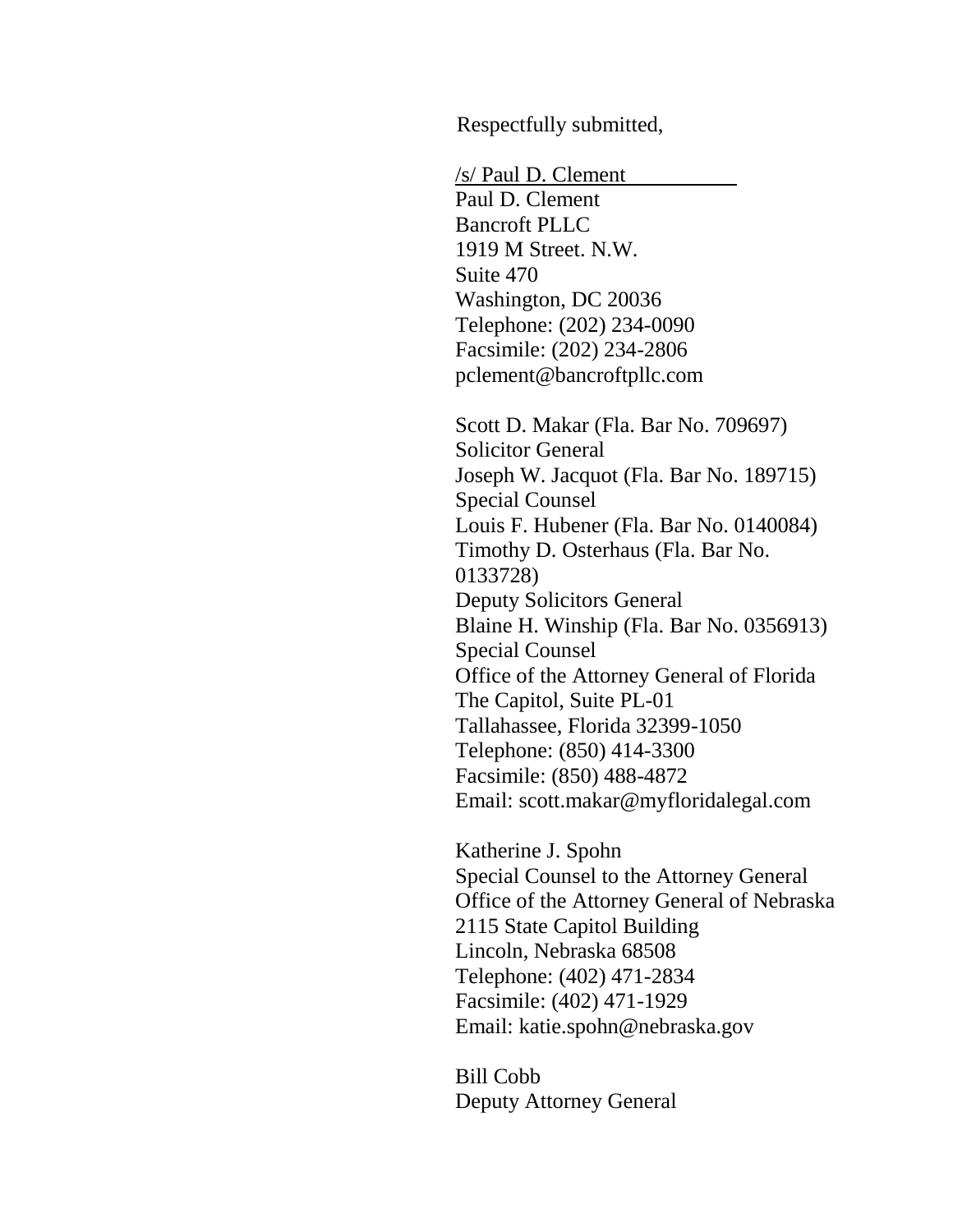Respectfully submitted,

/s/ Paul D. Clement
Paul D. Clement
Bancroft PLLC
1919 M Street. N.W.
Suite 470
Washington, DC 20036
Telephone: (202) 234-0090
Facsimile: (202) 234-2806
pclement@bancroftpllc.com

Scott D. Makar (Fla. Bar No. 709697)
Solicitor General
Joseph W. Jacquot (Fla. Bar No. 189715)
Special Counsel
Louis F. Hubener (Fla. Bar No. 0140084)
Timothy D. Osterhaus (Fla. Bar No. 0133728)
Deputy Solicitors General
Blaine H. Winship (Fla. Bar No. 0356913)
Special Counsel
Office of the Attorney General of Florida
The Capitol, Suite PL-01
Tallahassee, Florida 32399-1050
Telephone: (850) 414-3300
Facsimile: (850) 488-4872
Email: scott.makar@myfloridalegal.com

Katherine J. Spohn
Special Counsel to the Attorney General
Office of the Attorney General of Nebraska
2115 State Capitol Building
Lincoln, Nebraska 68508
Telephone: (402) 471-2834
Facsimile: (402) 471-1929
Email: katie.spohn@nebraska.gov

Bill Cobb
Deputy Attorney General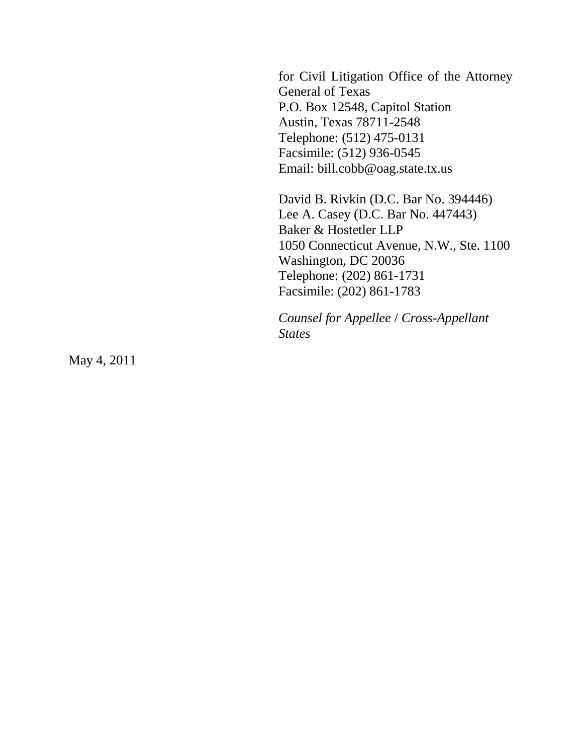for Civil Litigation Office of the Attorney General of Texas
P.O. Box 12548, Capitol Station
Austin, Texas 78711-2548
Telephone: (512) 475-0131
Facsimile: (512) 936-0545
Email: bill.cobb@oag.state.tx.us

David B. Rivkin (D.C. Bar No. 394446)
Lee A. Casey (D.C. Bar No. 447443)
Baker & Hostetler LLP
1050 Connecticut Avenue, N.W., Ste. 1100
Washington, DC 20036
Telephone: (202) 861-1731
Facsimile: (202) 861-1783

*Counsel for Appellee / Cross-Appellant States*

May 4, 2011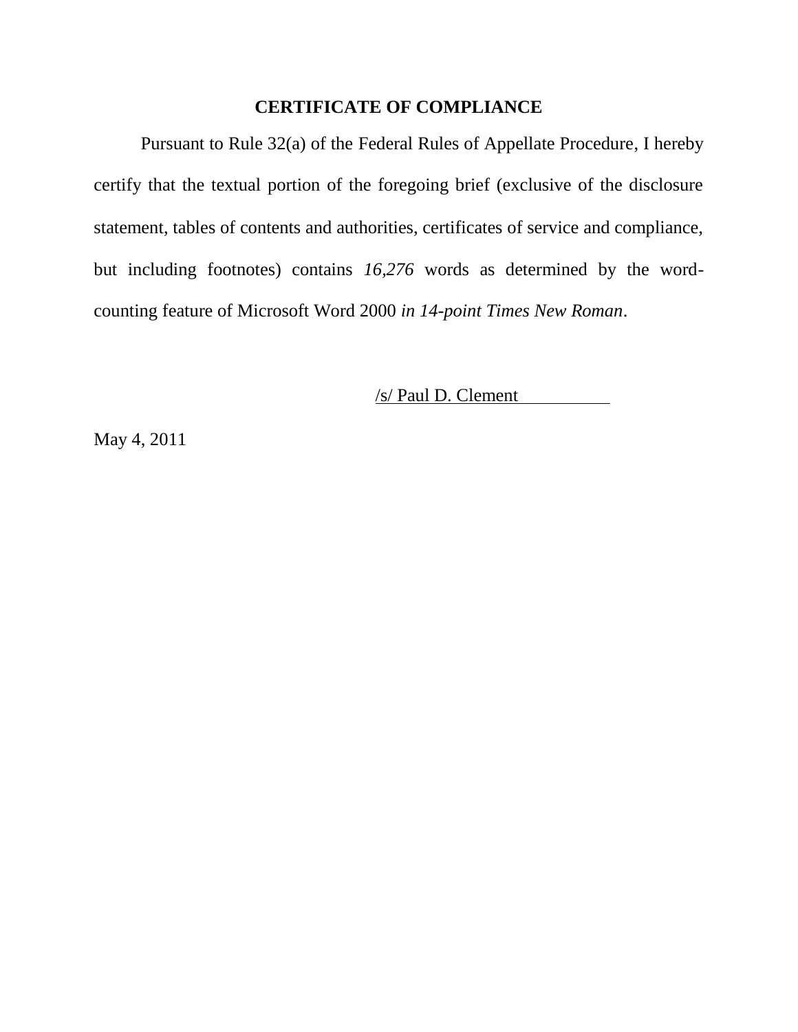## CERTIFICATE OF COMPLIANCE

Pursuant to Rule 32(a) of the Federal Rules of Appellate Procedure, I hereby certify that the textual portion of the foregoing brief (exclusive of the disclosure statement, tables of contents and authorities, certificates of service and compliance, but including footnotes) contains *16,276* words as determined by the word-counting feature of Microsoft Word 2000 *in 14-point Times New Roman*.

/s/ Paul D. Clement

May 4, 2011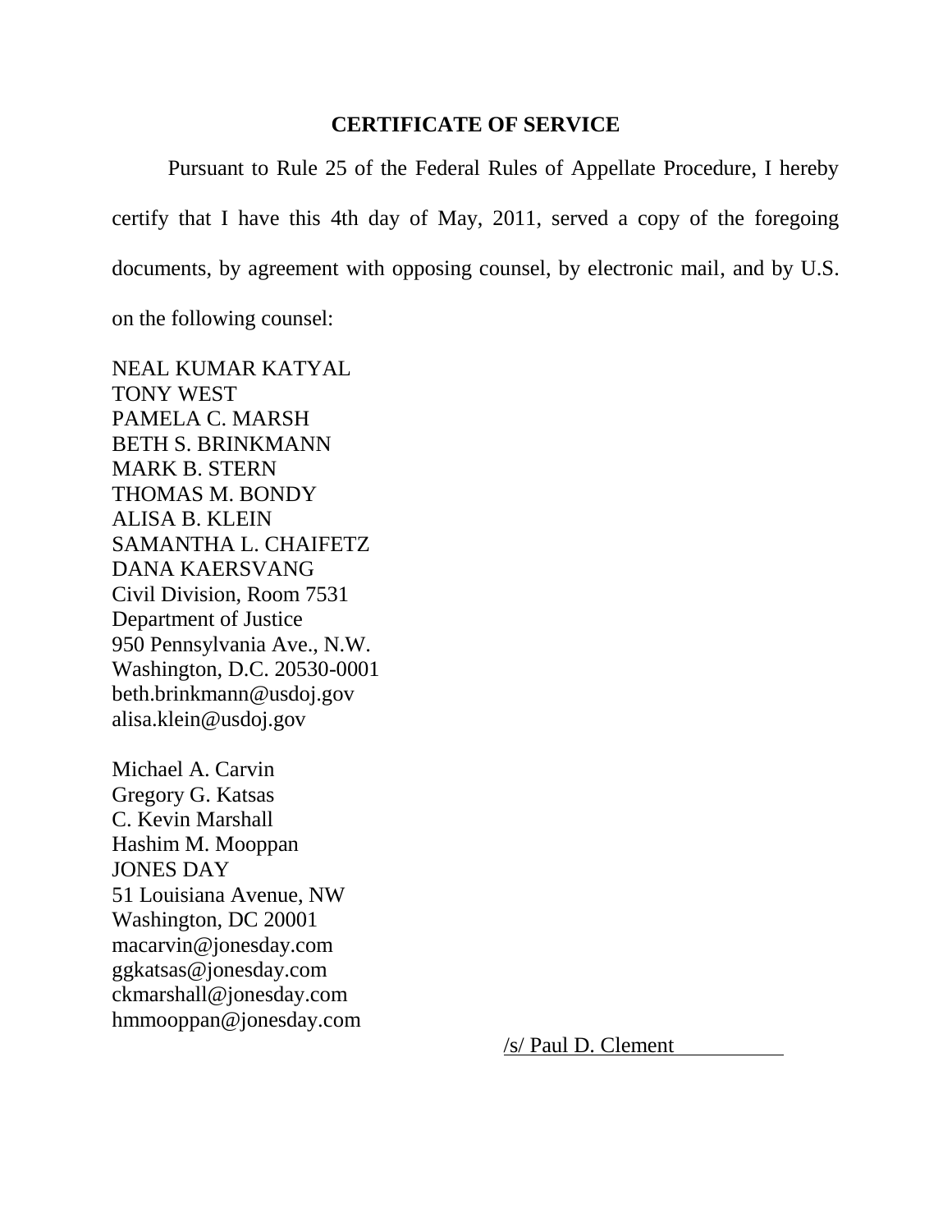**CERTIFICATE OF SERVICE**

Pursuant to Rule 25 of the Federal Rules of Appellate Procedure, I hereby certify that I have this 4th day of May, 2011, served a copy of the foregoing documents, by agreement with opposing counsel, by electronic mail, and by U.S. on the following counsel:

NEAL KUMAR KATYAL
TONY WEST
PAMELA C. MARSH
BETH S. BRINKMANN
MARK B. STERN
THOMAS M. BONDY
ALISA B. KLEIN
SAMANTHA L. CHAIFETZ
DANA KAERSVANG
Civil Division, Room 7531
Department of Justice
950 Pennsylvania Ave., N.W.
Washington, D.C. 20530-0001
beth.brinkmann@usdoj.gov
alisa.klein@usdoj.gov

Michael A. Carvin
Gregory G. Katsas
C. Kevin Marshall
Hashim M. Mooppan
JONES DAY
51 Louisiana Avenue, NW
Washington, DC 20001
macarvin@jonesday.com
ggkatsas@jonesday.com
ckmarshall@jonesday.com
hmmooppan@jonesday.com

/s/ Paul D. Clement